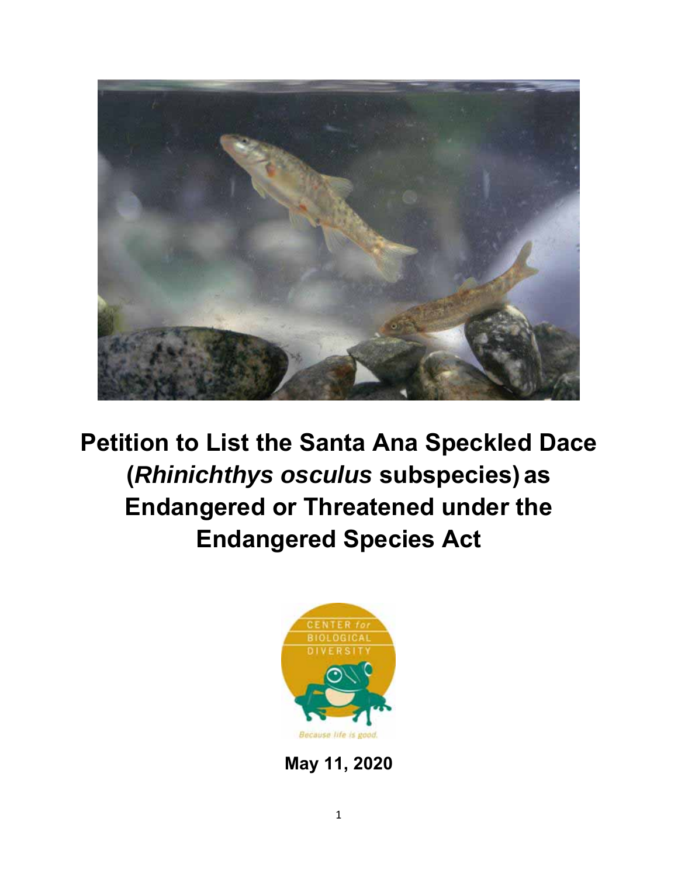# Petition to List the Santa Ana Speckled Dace (*Rhinichthys osculus* subspecies) as Endangered or Threatened under the Endangered Species Act

CENTER for BIOLOGICAL DIVERSITY

Because life is good.

**May 11, 2020**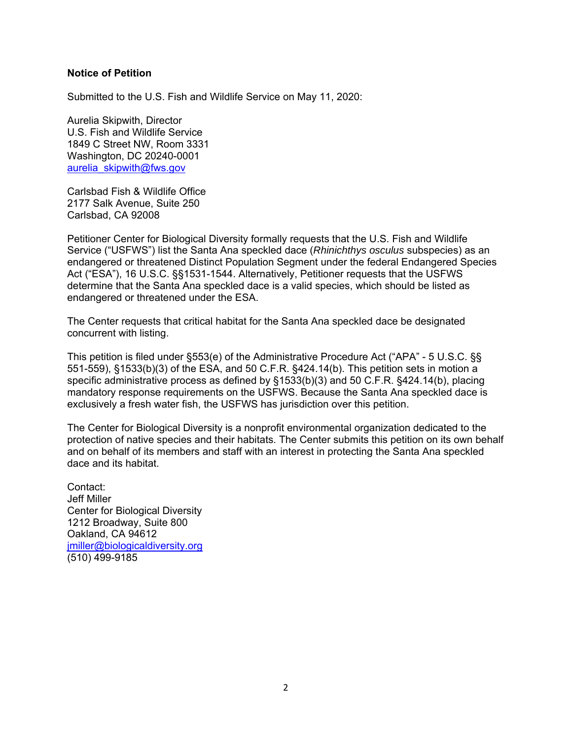**Notice of Petition**

Submitted to the U.S. Fish and Wildlife Service on May 11, 2020:

Aurelia Skipwith, Director  
U.S. Fish and Wildlife Service  
1849 C Street NW, Room 3331  
Washington, DC 20240-0001  
aurelia_skipwith@fws.gov

Carlsbad Fish & Wildlife Office  
2177 Salk Avenue, Suite 250  
Carlsbad, CA 92008

Petitioner Center for Biological Diversity formally requests that the U.S. Fish and Wildlife Service ("USFWS") list the Santa Ana speckled dace (*Rhinichthys osculus* subspecies) as an endangered or threatened Distinct Population Segment under the federal Endangered Species Act ("ESA"), 16 U.S.C. §§1531-1544. Alternatively, Petitioner requests that the USFWS determine that the Santa Ana speckled dace is a valid species, which should be listed as endangered or threatened under the ESA.

The Center requests that critical habitat for the Santa Ana speckled dace be designated concurrent with listing.

This petition is filed under §553(e) of the Administrative Procedure Act ("APA" - 5 U.S.C. §§ 551-559), §1533(b)(3) of the ESA, and 50 C.F.R. §424.14(b). This petition sets in motion a specific administrative process as defined by §1533(b)(3) and 50 C.F.R. §424.14(b), placing mandatory response requirements on the USFWS. Because the Santa Ana speckled dace is exclusively a fresh water fish, the USFWS has jurisdiction over this petition.

The Center for Biological Diversity is a nonprofit environmental organization dedicated to the protection of native species and their habitats. The Center submits this petition on its own behalf and on behalf of its members and staff with an interest in protecting the Santa Ana speckled dace and its habitat.

Contact:  
Jeff Miller  
Center for Biological Diversity  
1212 Broadway, Suite 800  
Oakland, CA 94612  
jmiller@biologicaldiversity.org  
(510) 499-9185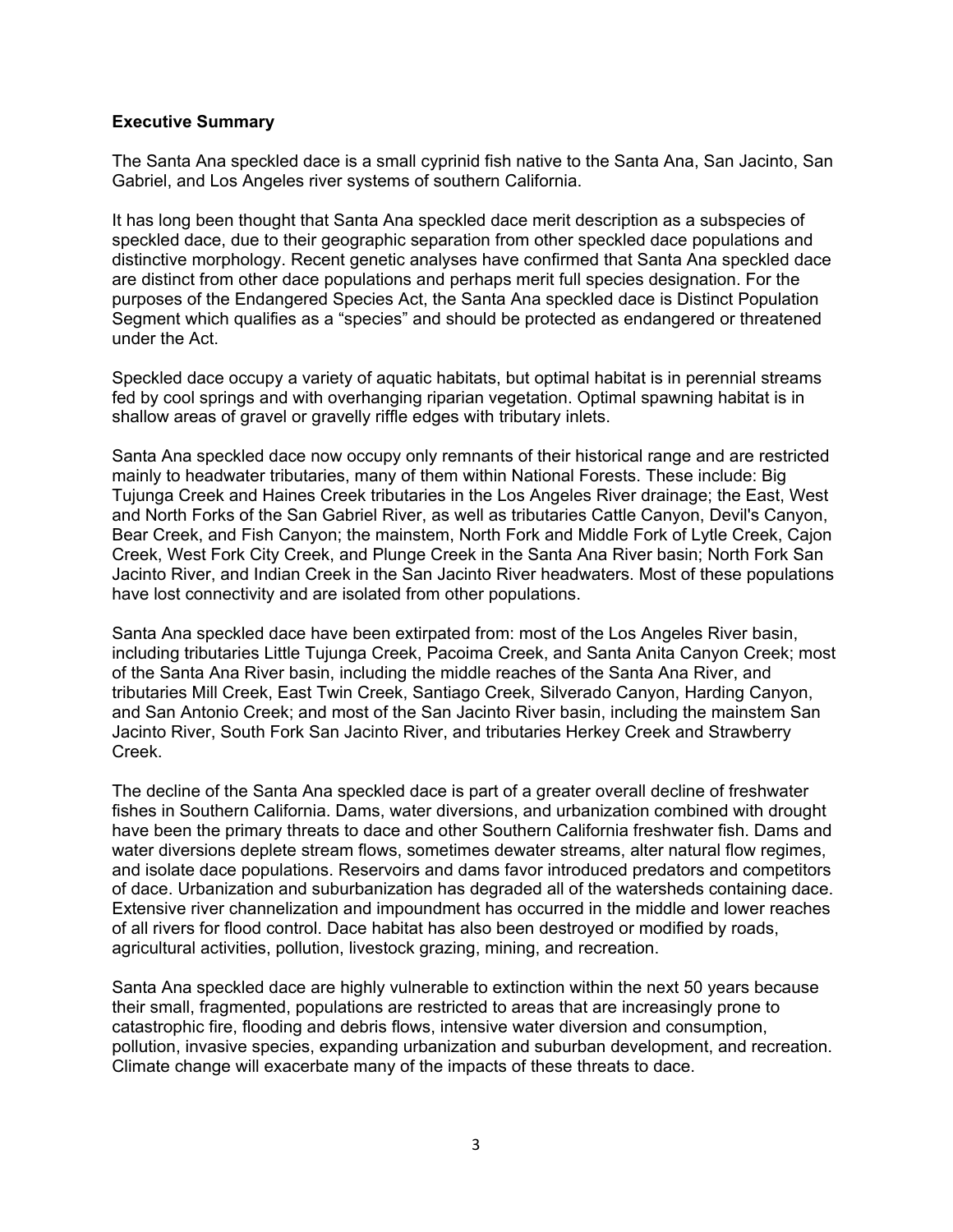**Executive Summary**

The Santa Ana speckled dace is a small cyprinid fish native to the Santa Ana, San Jacinto, San Gabriel, and Los Angeles river systems of southern California.

It has long been thought that Santa Ana speckled dace merit description as a subspecies of speckled dace, due to their geographic separation from other speckled dace populations and distinctive morphology. Recent genetic analyses have confirmed that Santa Ana speckled dace are distinct from other dace populations and perhaps merit full species designation. For the purposes of the Endangered Species Act, the Santa Ana speckled dace is Distinct Population Segment which qualifies as a "species" and should be protected as endangered or threatened under the Act.

Speckled dace occupy a variety of aquatic habitats, but optimal habitat is in perennial streams fed by cool springs and with overhanging riparian vegetation. Optimal spawning habitat is in shallow areas of gravel or gravelly riffle edges with tributary inlets.

Santa Ana speckled dace now occupy only remnants of their historical range and are restricted mainly to headwater tributaries, many of them within National Forests. These include: Big Tujunga Creek and Haines Creek tributaries in the Los Angeles River drainage; the East, West and North Forks of the San Gabriel River, as well as tributaries Cattle Canyon, Devil's Canyon, Bear Creek, and Fish Canyon; the mainstem, North Fork and Middle Fork of Lytle Creek, Cajon Creek, West Fork City Creek, and Plunge Creek in the Santa Ana River basin; North Fork San Jacinto River, and Indian Creek in the San Jacinto River headwaters. Most of these populations have lost connectivity and are isolated from other populations.

Santa Ana speckled dace have been extirpated from: most of the Los Angeles River basin, including tributaries Little Tujunga Creek, Pacoima Creek, and Santa Anita Canyon Creek; most of the Santa Ana River basin, including the middle reaches of the Santa Ana River, and tributaries Mill Creek, East Twin Creek, Santiago Creek, Silverado Canyon, Harding Canyon, and San Antonio Creek; and most of the San Jacinto River basin, including the mainstem San Jacinto River, South Fork San Jacinto River, and tributaries Herkey Creek and Strawberry Creek.

The decline of the Santa Ana speckled dace is part of a greater overall decline of freshwater fishes in Southern California. Dams, water diversions, and urbanization combined with drought have been the primary threats to dace and other Southern California freshwater fish. Dams and water diversions deplete stream flows, sometimes dewater streams, alter natural flow regimes, and isolate dace populations. Reservoirs and dams favor introduced predators and competitors of dace. Urbanization and suburbanization has degraded all of the watersheds containing dace. Extensive river channelization and impoundment has occurred in the middle and lower reaches of all rivers for flood control. Dace habitat has also been destroyed or modified by roads, agricultural activities, pollution, livestock grazing, mining, and recreation.

Santa Ana speckled dace are highly vulnerable to extinction within the next 50 years because their small, fragmented, populations are restricted to areas that are increasingly prone to catastrophic fire, flooding and debris flows, intensive water diversion and consumption, pollution, invasive species, expanding urbanization and suburban development, and recreation. Climate change will exacerbate many of the impacts of these threats to dace.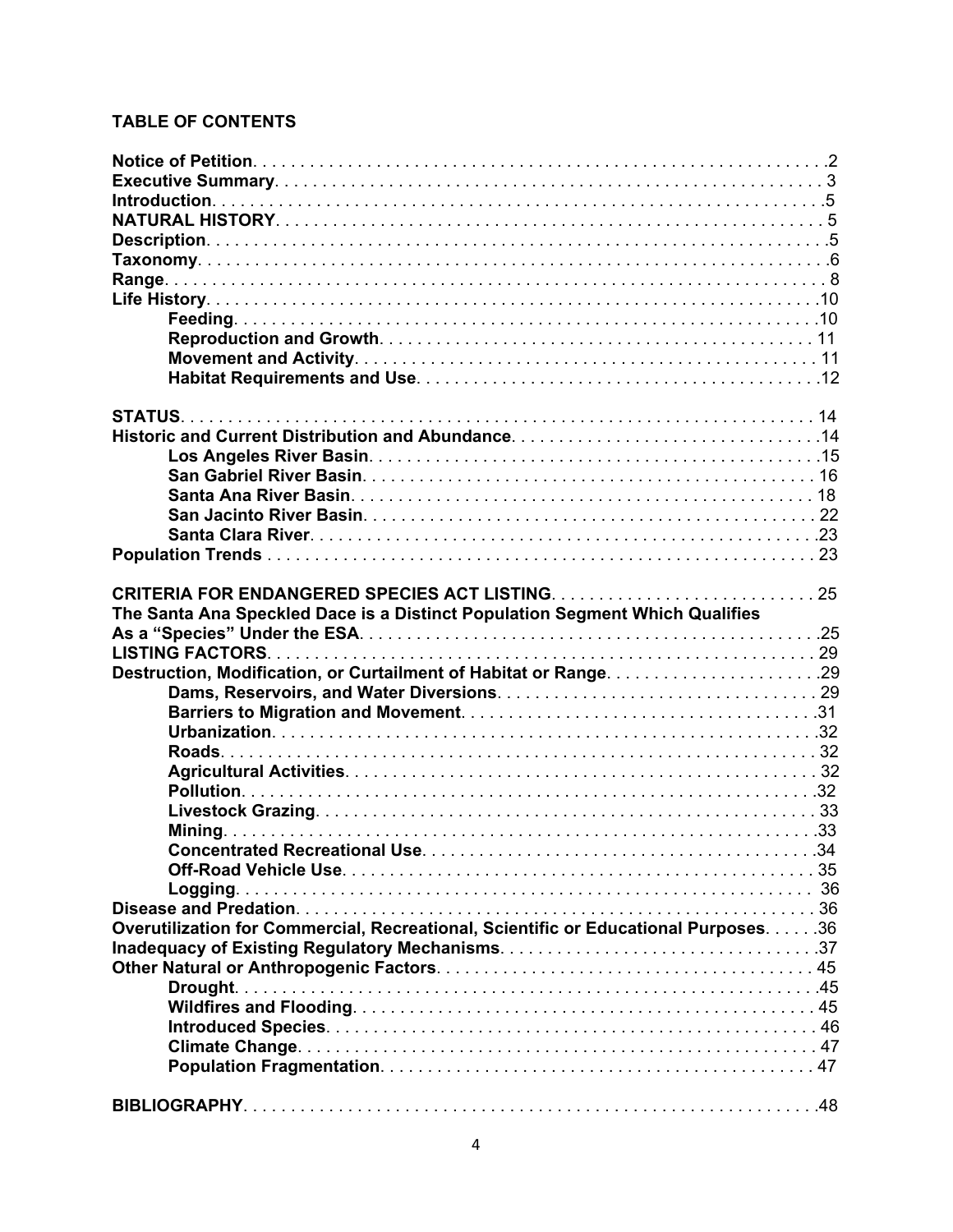**TABLE OF CONTENTS**

**Notice of Petition** . . . . . . . . . . 2
**Executive Summary** . . . . . . . . . . 3
**Introduction** . . . . . . . . . . 5
**NATURAL HISTORY** . . . . . . . . . . 5
**Description** . . . . . . . . . . 5
**Taxonomy** . . . . . . . . . . 6
**Range** . . . . . . . . . . 8
**Life History** . . . . . . . . . . 10
- **Feeding** . . . . . . . . . . 10
- **Reproduction and Growth** . . . . . . . . . . 11
- **Movement and Activity** . . . . . . . . . . 11
- **Habitat Requirements and Use** . . . . . . . . . . 12

**STATUS** . . . . . . . . . . 14
**Historic and Current Distribution and Abundance** . . . . . . . . . . 14
- **Los Angeles River Basin** . . . . . . . . . . 15
- **San Gabriel River Basin** . . . . . . . . . . 16
- **Santa Ana River Basin** . . . . . . . . . . 18
- **San Jacinto River Basin** . . . . . . . . . . 22
- **Santa Clara River** . . . . . . . . . . 23

**Population Trends** . . . . . . . . . . 23

**CRITERIA FOR ENDANGERED SPECIES ACT LISTING** . . . . . . . . . . 25
**The Santa Ana Speckled Dace is a Distinct Population Segment Which Qualifies As a "Species" Under the ESA** . . . . . . . . . . 25
**LISTING FACTORS** . . . . . . . . . . 29
**Destruction, Modification, or Curtailment of Habitat or Range** . . . . . . . . . . 29
- **Dams, Reservoirs, and Water Diversions** . . . . . . . . . . 29
- **Barriers to Migration and Movement** . . . . . . . . . . 31
- **Urbanization** . . . . . . . . . . 32
- **Roads** . . . . . . . . . . 32
- **Agricultural Activities** . . . . . . . . . . 32
- **Pollution** . . . . . . . . . . 32
- **Livestock Grazing** . . . . . . . . . . 33
- **Mining** . . . . . . . . . . 33
- **Concentrated Recreational Use** . . . . . . . . . . 34
- **Off-Road Vehicle Use** . . . . . . . . . . 35
- **Logging** . . . . . . . . . . 36

**Disease and Predation** . . . . . . . . . . 36
**Overutilization for Commercial, Recreational, Scientific or Educational Purposes** . . . . . . . . . . 36
**Inadequacy of Existing Regulatory Mechanisms** . . . . . . . . . . 37
**Other Natural or Anthropogenic Factors** . . . . . . . . . . 45
- **Drought** . . . . . . . . . . 45
- **Wildfires and Flooding** . . . . . . . . . . 45
- **Introduced Species** . . . . . . . . . . 46
- **Climate Change** . . . . . . . . . . 47
- **Population Fragmentation** . . . . . . . . . . 47

**BIBLIOGRAPHY** . . . . . . . . . . 48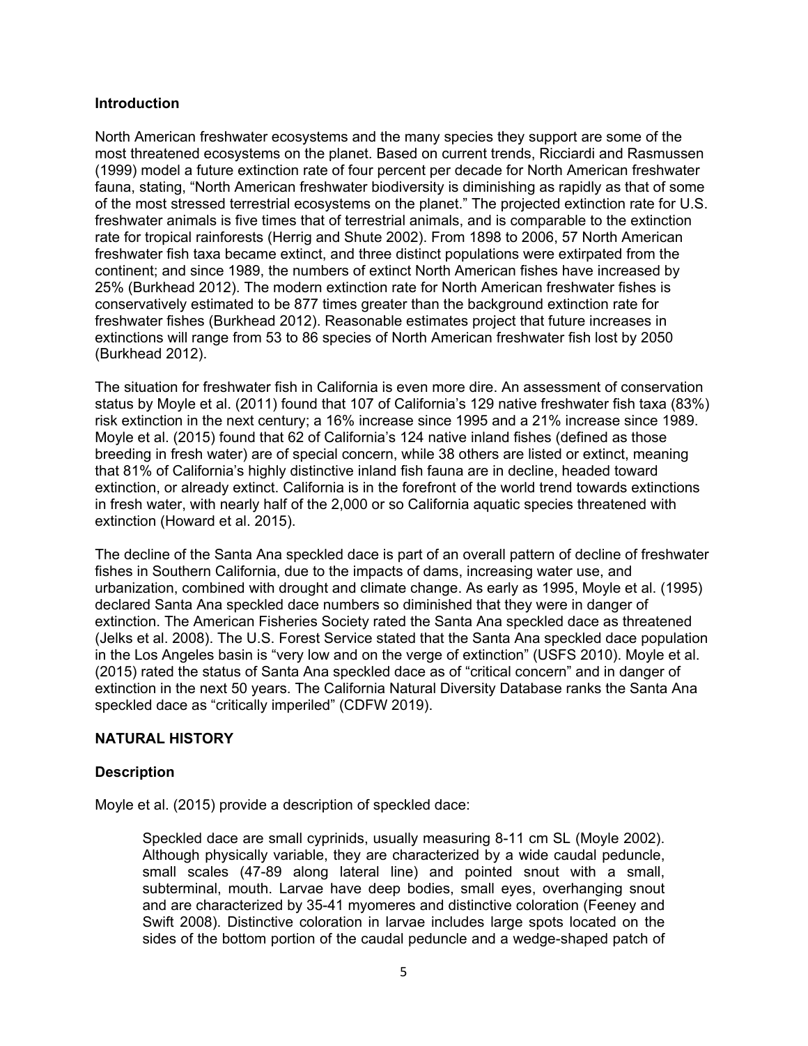## Introduction

North American freshwater ecosystems and the many species they support are some of the most threatened ecosystems on the planet. Based on current trends, Ricciardi and Rasmussen (1999) model a future extinction rate of four percent per decade for North American freshwater fauna, stating, "North American freshwater biodiversity is diminishing as rapidly as that of some of the most stressed terrestrial ecosystems on the planet." The projected extinction rate for U.S. freshwater animals is five times that of terrestrial animals, and is comparable to the extinction rate for tropical rainforests (Herrig and Shute 2002). From 1898 to 2006, 57 North American freshwater fish taxa became extinct, and three distinct populations were extirpated from the continent; and since 1989, the numbers of extinct North American fishes have increased by 25% (Burkhead 2012). The modern extinction rate for North American freshwater fishes is conservatively estimated to be 877 times greater than the background extinction rate for freshwater fishes (Burkhead 2012). Reasonable estimates project that future increases in extinctions will range from 53 to 86 species of North American freshwater fish lost by 2050 (Burkhead 2012).

The situation for freshwater fish in California is even more dire. An assessment of conservation status by Moyle et al. (2011) found that 107 of California's 129 native freshwater fish taxa (83%) risk extinction in the next century; a 16% increase since 1995 and a 21% increase since 1989. Moyle et al. (2015) found that 62 of California's 124 native inland fishes (defined as those breeding in fresh water) are of special concern, while 38 others are listed or extinct, meaning that 81% of California's highly distinctive inland fish fauna are in decline, headed toward extinction, or already extinct. California is in the forefront of the world trend towards extinctions in fresh water, with nearly half of the 2,000 or so California aquatic species threatened with extinction (Howard et al. 2015).

The decline of the Santa Ana speckled dace is part of an overall pattern of decline of freshwater fishes in Southern California, due to the impacts of dams, increasing water use, and urbanization, combined with drought and climate change. As early as 1995, Moyle et al. (1995) declared Santa Ana speckled dace numbers so diminished that they were in danger of extinction. The American Fisheries Society rated the Santa Ana speckled dace as threatened (Jelks et al. 2008). The U.S. Forest Service stated that the Santa Ana speckled dace population in the Los Angeles basin is "very low and on the verge of extinction" (USFS 2010). Moyle et al. (2015) rated the status of Santa Ana speckled dace as of "critical concern" and in danger of extinction in the next 50 years. The California Natural Diversity Database ranks the Santa Ana speckled dace as "critically imperiled" (CDFW 2019).

## NATURAL HISTORY

### Description

Moyle et al. (2015) provide a description of speckled dace:

> Speckled dace are small cyprinids, usually measuring 8-11 cm SL (Moyle 2002). Although physically variable, they are characterized by a wide caudal peduncle, small scales (47-89 along lateral line) and pointed snout with a small, subterminal, mouth. Larvae have deep bodies, small eyes, overhanging snout and are characterized by 35-41 myomeres and distinctive coloration (Feeney and Swift 2008). Distinctive coloration in larvae includes large spots located on the sides of the bottom portion of the caudal peduncle and a wedge-shaped patch of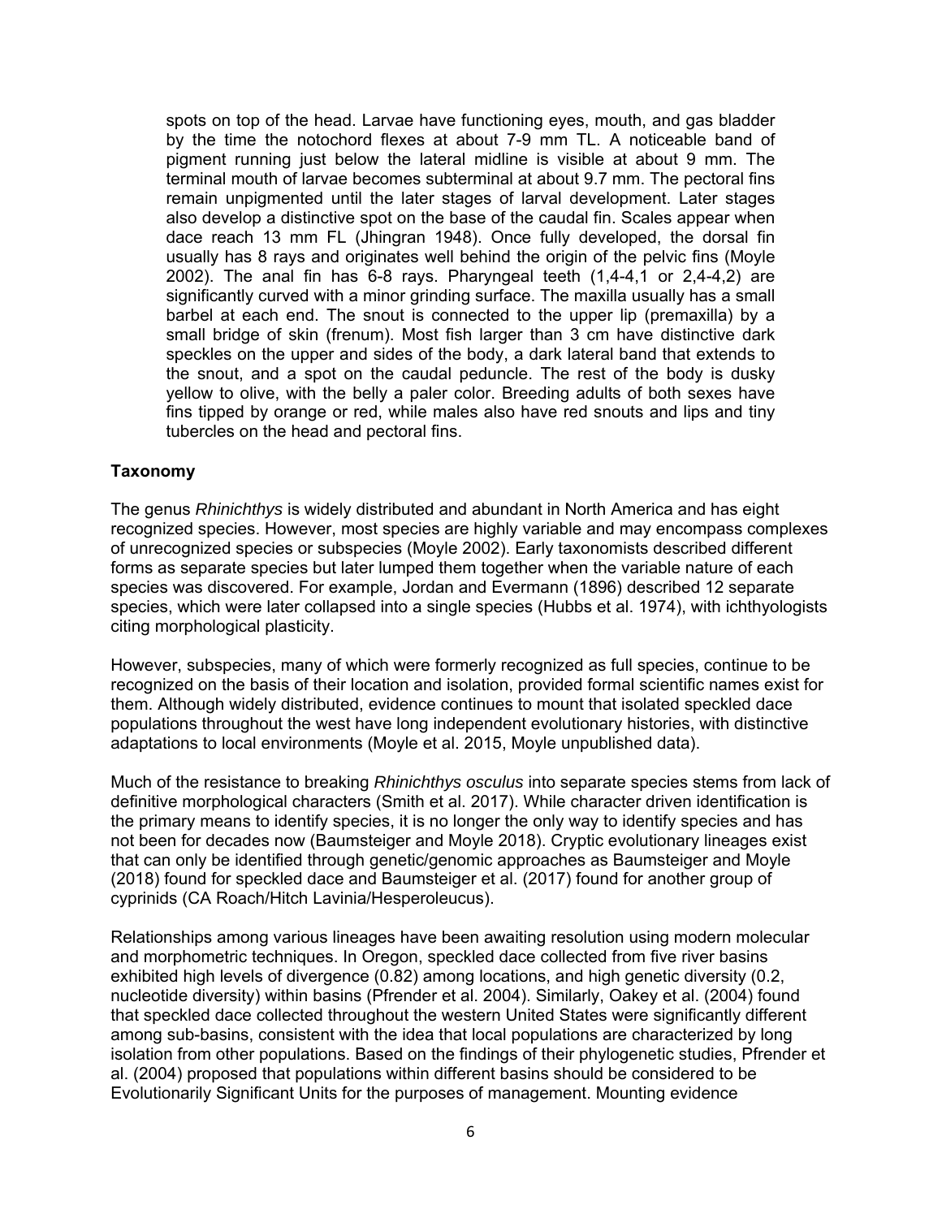spots on top of the head. Larvae have functioning eyes, mouth, and gas bladder by the time the notochord flexes at about 7-9 mm TL. A noticeable band of pigment running just below the lateral midline is visible at about 9 mm. The terminal mouth of larvae becomes subterminal at about 9.7 mm. The pectoral fins remain unpigmented until the later stages of larval development. Later stages also develop a distinctive spot on the base of the caudal fin. Scales appear when dace reach 13 mm FL (Jhingran 1948). Once fully developed, the dorsal fin usually has 8 rays and originates well behind the origin of the pelvic fins (Moyle 2002). The anal fin has 6-8 rays. Pharyngeal teeth (1,4-4,1 or 2,4-4,2) are significantly curved with a minor grinding surface. The maxilla usually has a small barbel at each end. The snout is connected to the upper lip (premaxilla) by a small bridge of skin (frenum). Most fish larger than 3 cm have distinctive dark speckles on the upper and sides of the body, a dark lateral band that extends to the snout, and a spot on the caudal peduncle. The rest of the body is dusky yellow to olive, with the belly a paler color. Breeding adults of both sexes have fins tipped by orange or red, while males also have red snouts and lips and tiny tubercles on the head and pectoral fins.

### Taxonomy

The genus *Rhinichthys* is widely distributed and abundant in North America and has eight recognized species. However, most species are highly variable and may encompass complexes of unrecognized species or subspecies (Moyle 2002). Early taxonomists described different forms as separate species but later lumped them together when the variable nature of each species was discovered. For example, Jordan and Evermann (1896) described 12 separate species, which were later collapsed into a single species (Hubbs et al. 1974), with ichthyologists citing morphological plasticity.

However, subspecies, many of which were formerly recognized as full species, continue to be recognized on the basis of their location and isolation, provided formal scientific names exist for them. Although widely distributed, evidence continues to mount that isolated speckled dace populations throughout the west have long independent evolutionary histories, with distinctive adaptations to local environments (Moyle et al. 2015, Moyle unpublished data).

Much of the resistance to breaking *Rhinichthys osculus* into separate species stems from lack of definitive morphological characters (Smith et al. 2017). While character driven identification is the primary means to identify species, it is no longer the only way to identify species and has not been for decades now (Baumsteiger and Moyle 2018). Cryptic evolutionary lineages exist that can only be identified through genetic/genomic approaches as Baumsteiger and Moyle (2018) found for speckled dace and Baumsteiger et al. (2017) found for another group of cyprinids (CA Roach/Hitch Lavinia/Hesperoleucus).

Relationships among various lineages have been awaiting resolution using modern molecular and morphometric techniques. In Oregon, speckled dace collected from five river basins exhibited high levels of divergence (0.82) among locations, and high genetic diversity (0.2, nucleotide diversity) within basins (Pfrender et al. 2004). Similarly, Oakey et al. (2004) found that speckled dace collected throughout the western United States were significantly different among sub-basins, consistent with the idea that local populations are characterized by long isolation from other populations. Based on the findings of their phylogenetic studies, Pfrender et al. (2004) proposed that populations within different basins should be considered to be Evolutionarily Significant Units for the purposes of management. Mounting evidence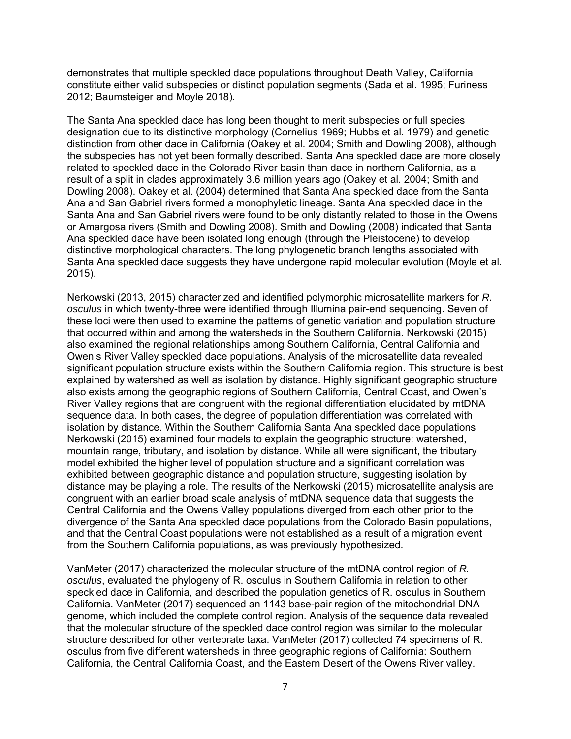demonstrates that multiple speckled dace populations throughout Death Valley, California constitute either valid subspecies or distinct population segments (Sada et al. 1995; Furiness 2012; Baumsteiger and Moyle 2018).

The Santa Ana speckled dace has long been thought to merit subspecies or full species designation due to its distinctive morphology (Cornelius 1969; Hubbs et al. 1979) and genetic distinction from other dace in California (Oakey et al. 2004; Smith and Dowling 2008), although the subspecies has not yet been formally described. Santa Ana speckled dace are more closely related to speckled dace in the Colorado River basin than dace in northern California, as a result of a split in clades approximately 3.6 million years ago (Oakey et al. 2004; Smith and Dowling 2008). Oakey et al. (2004) determined that Santa Ana speckled dace from the Santa Ana and San Gabriel rivers formed a monophyletic lineage. Santa Ana speckled dace in the Santa Ana and San Gabriel rivers were found to be only distantly related to those in the Owens or Amargosa rivers (Smith and Dowling 2008). Smith and Dowling (2008) indicated that Santa Ana speckled dace have been isolated long enough (through the Pleistocene) to develop distinctive morphological characters. The long phylogenetic branch lengths associated with Santa Ana speckled dace suggests they have undergone rapid molecular evolution (Moyle et al. 2015).

Nerkowski (2013, 2015) characterized and identified polymorphic microsatellite markers for *R. osculus* in which twenty-three were identified through Illumina pair-end sequencing. Seven of these loci were then used to examine the patterns of genetic variation and population structure that occurred within and among the watersheds in the Southern California. Nerkowski (2015) also examined the regional relationships among Southern California, Central California and Owen's River Valley speckled dace populations. Analysis of the microsatellite data revealed significant population structure exists within the Southern California region. This structure is best explained by watershed as well as isolation by distance. Highly significant geographic structure also exists among the geographic regions of Southern California, Central Coast, and Owen's River Valley regions that are congruent with the regional differentiation elucidated by mtDNA sequence data. In both cases, the degree of population differentiation was correlated with isolation by distance. Within the Southern California Santa Ana speckled dace populations Nerkowski (2015) examined four models to explain the geographic structure: watershed, mountain range, tributary, and isolation by distance. While all were significant, the tributary model exhibited the higher level of population structure and a significant correlation was exhibited between geographic distance and population structure, suggesting isolation by distance may be playing a role. The results of the Nerkowski (2015) microsatellite analysis are congruent with an earlier broad scale analysis of mtDNA sequence data that suggests the Central California and the Owens Valley populations diverged from each other prior to the divergence of the Santa Ana speckled dace populations from the Colorado Basin populations, and that the Central Coast populations were not established as a result of a migration event from the Southern California populations, as was previously hypothesized.

VanMeter (2017) characterized the molecular structure of the mtDNA control region of *R. osculus*, evaluated the phylogeny of R. osculus in Southern California in relation to other speckled dace in California, and described the population genetics of R. osculus in Southern California. VanMeter (2017) sequenced an 1143 base-pair region of the mitochondrial DNA genome, which included the complete control region. Analysis of the sequence data revealed that the molecular structure of the speckled dace control region was similar to the molecular structure described for other vertebrate taxa. VanMeter (2017) collected 74 specimens of R. osculus from five different watersheds in three geographic regions of California: Southern California, the Central California Coast, and the Eastern Desert of the Owens River valley.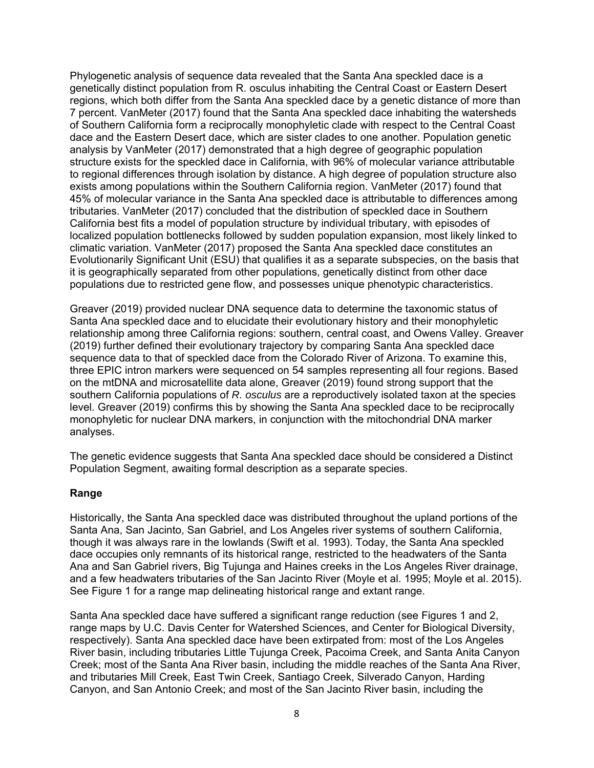Phylogenetic analysis of sequence data revealed that the Santa Ana speckled dace is a genetically distinct population from R. osculus inhabiting the Central Coast or Eastern Desert regions, which both differ from the Santa Ana speckled dace by a genetic distance of more than 7 percent. VanMeter (2017) found that the Santa Ana speckled dace inhabiting the watersheds of Southern California form a reciprocally monophyletic clade with respect to the Central Coast dace and the Eastern Desert dace, which are sister clades to one another. Population genetic analysis by VanMeter (2017) demonstrated that a high degree of geographic population structure exists for the speckled dace in California, with 96% of molecular variance attributable to regional differences through isolation by distance. A high degree of population structure also exists among populations within the Southern California region. VanMeter (2017) found that 45% of molecular variance in the Santa Ana speckled dace is attributable to differences among tributaries. VanMeter (2017) concluded that the distribution of speckled dace in Southern California best fits a model of population structure by individual tributary, with episodes of localized population bottlenecks followed by sudden population expansion, most likely linked to climatic variation. VanMeter (2017) proposed the Santa Ana speckled dace constitutes an Evolutionarily Significant Unit (ESU) that qualifies it as a separate subspecies, on the basis that it is geographically separated from other populations, genetically distinct from other dace populations due to restricted gene flow, and possesses unique phenotypic characteristics.

Greaver (2019) provided nuclear DNA sequence data to determine the taxonomic status of Santa Ana speckled dace and to elucidate their evolutionary history and their monophyletic relationship among three California regions: southern, central coast, and Owens Valley. Greaver (2019) further defined their evolutionary trajectory by comparing Santa Ana speckled dace sequence data to that of speckled dace from the Colorado River of Arizona. To examine this, three EPIC intron markers were sequenced on 54 samples representing all four regions. Based on the mtDNA and microsatellite data alone, Greaver (2019) found strong support that the southern California populations of *R. osculus* are a reproductively isolated taxon at the species level. Greaver (2019) confirms this by showing the Santa Ana speckled dace to be reciprocally monophyletic for nuclear DNA markers, in conjunction with the mitochondrial DNA marker analyses.

The genetic evidence suggests that Santa Ana speckled dace should be considered a Distinct Population Segment, awaiting formal description as a separate species.

## Range

Historically, the Santa Ana speckled dace was distributed throughout the upland portions of the Santa Ana, San Jacinto, San Gabriel, and Los Angeles river systems of southern California, though it was always rare in the lowlands (Swift et al. 1993). Today, the Santa Ana speckled dace occupies only remnants of its historical range, restricted to the headwaters of the Santa Ana and San Gabriel rivers, Big Tujunga and Haines creeks in the Los Angeles River drainage, and a few headwaters tributaries of the San Jacinto River (Moyle et al. 1995; Moyle et al. 2015). See Figure 1 for a range map delineating historical range and extant range.

Santa Ana speckled dace have suffered a significant range reduction (see Figures 1 and 2, range maps by U.C. Davis Center for Watershed Sciences, and Center for Biological Diversity, respectively). Santa Ana speckled dace have been extirpated from: most of the Los Angeles River basin, including tributaries Little Tujunga Creek, Pacoima Creek, and Santa Anita Canyon Creek; most of the Santa Ana River basin, including the middle reaches of the Santa Ana River, and tributaries Mill Creek, East Twin Creek, Santiago Creek, Silverado Canyon, Harding Canyon, and San Antonio Creek; and most of the San Jacinto River basin, including the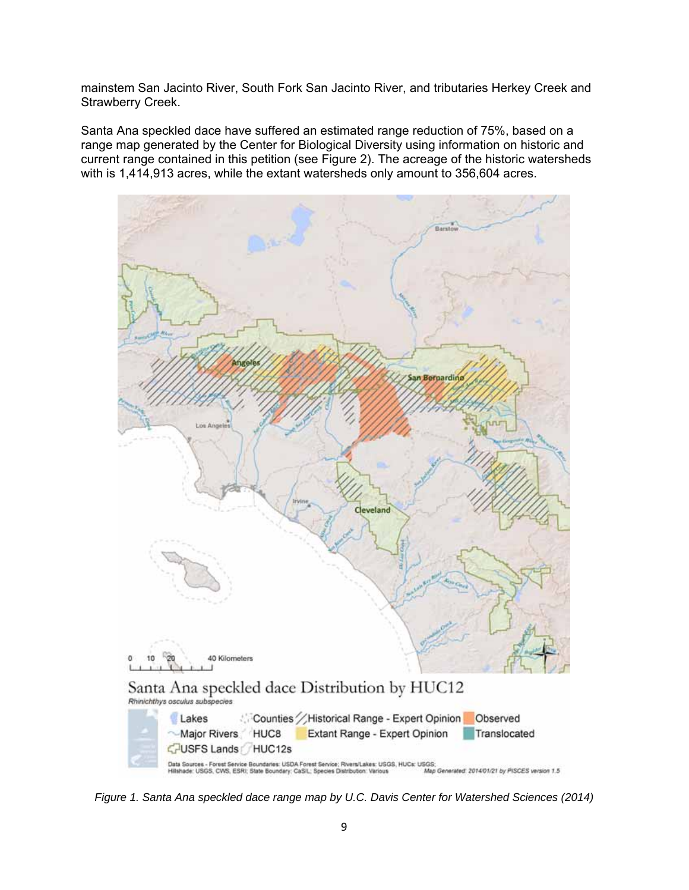mainstem San Jacinto River, South Fork San Jacinto River, and tributaries Herkey Creek and Strawberry Creek.

Santa Ana speckled dace have suffered an estimated range reduction of 75%, based on a range map generated by the Center for Biological Diversity using information on historic and current range contained in this petition (see Figure 2). The acreage of the historic watersheds with is 1,414,913 acres, while the extant watersheds only amount to 356,604 acres.

*Figure 1. Santa Ana speckled dace range map by U.C. Davis Center for Watershed Sciences (2014)*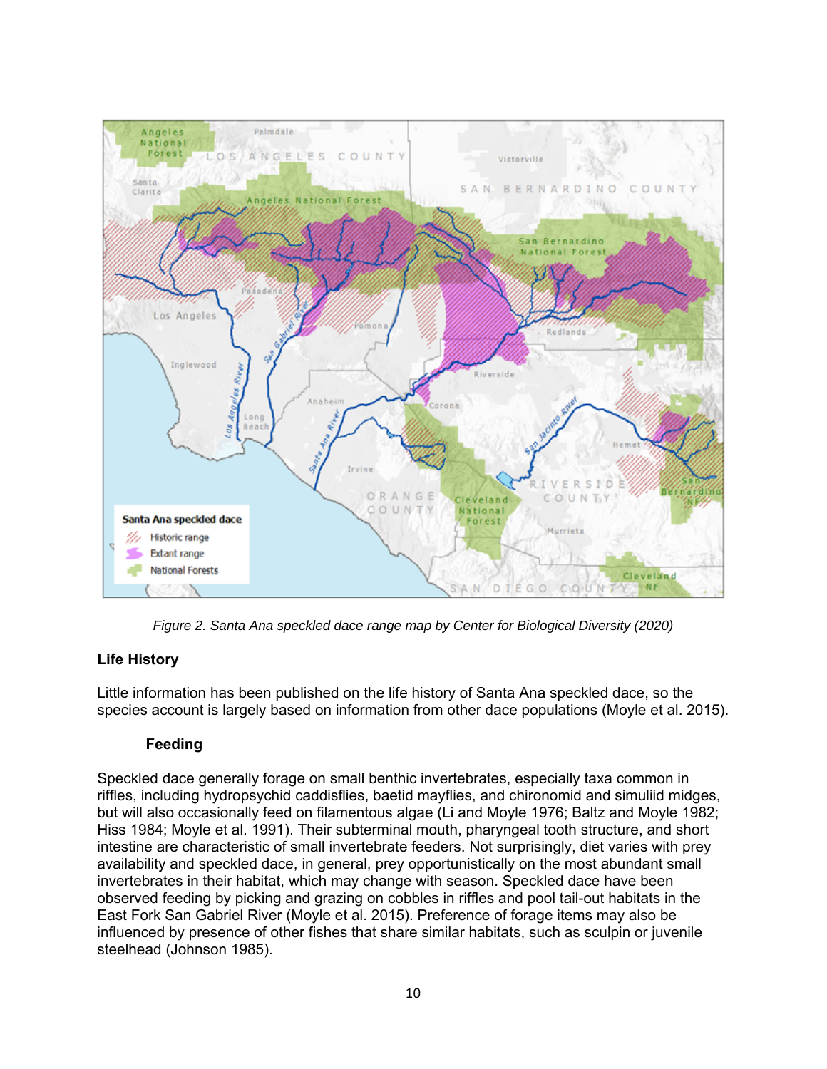*Figure 2. Santa Ana speckled dace range map by Center for Biological Diversity (2020)*

## Life History

Little information has been published on the life history of Santa Ana speckled dace, so the species account is largely based on information from other dace populations (Moyle et al. 2015).

### Feeding

Speckled dace generally forage on small benthic invertebrates, especially taxa common in riffles, including hydropsychid caddisflies, baetid mayflies, and chironomid and simuliid midges, but will also occasionally feed on filamentous algae (Li and Moyle 1976; Baltz and Moyle 1982; Hiss 1984; Moyle et al. 1991). Their subterminal mouth, pharyngeal tooth structure, and short intestine are characteristic of small invertebrate feeders. Not surprisingly, diet varies with prey availability and speckled dace, in general, prey opportunistically on the most abundant small invertebrates in their habitat, which may change with season. Speckled dace have been observed feeding by picking and grazing on cobbles in riffles and pool tail-out habitats in the East Fork San Gabriel River (Moyle et al. 2015). Preference of forage items may also be influenced by presence of other fishes that share similar habitats, such as sculpin or juvenile steelhead (Johnson 1985).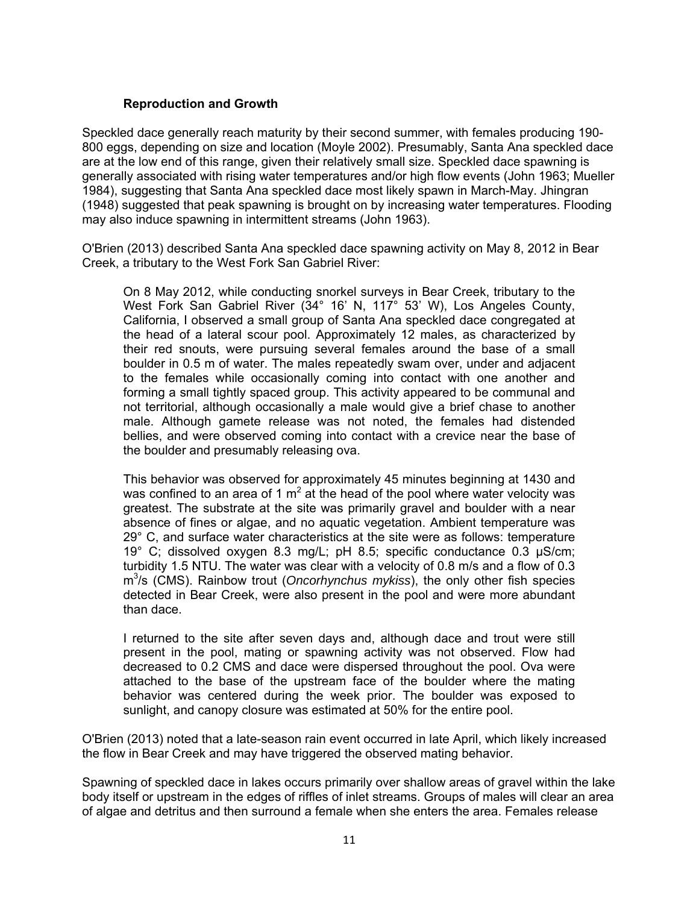### Reproduction and Growth

Speckled dace generally reach maturity by their second summer, with females producing 190-800 eggs, depending on size and location (Moyle 2002). Presumably, Santa Ana speckled dace are at the low end of this range, given their relatively small size. Speckled dace spawning is generally associated with rising water temperatures and/or high flow events (John 1963; Mueller 1984), suggesting that Santa Ana speckled dace most likely spawn in March-May. Jhingran (1948) suggested that peak spawning is brought on by increasing water temperatures. Flooding may also induce spawning in intermittent streams (John 1963).

O'Brien (2013) described Santa Ana speckled dace spawning activity on May 8, 2012 in Bear Creek, a tributary to the West Fork San Gabriel River:

> On 8 May 2012, while conducting snorkel surveys in Bear Creek, tributary to the West Fork San Gabriel River (34° 16' N, 117° 53' W), Los Angeles County, California, I observed a small group of Santa Ana speckled dace congregated at the head of a lateral scour pool. Approximately 12 males, as characterized by their red snouts, were pursuing several females around the base of a small boulder in 0.5 m of water. The males repeatedly swam over, under and adjacent to the females while occasionally coming into contact with one another and forming a small tightly spaced group. This activity appeared to be communal and not territorial, although occasionally a male would give a brief chase to another male. Although gamete release was not noted, the females had distended bellies, and were observed coming into contact with a crevice near the base of the boulder and presumably releasing ova.
>
> This behavior was observed for approximately 45 minutes beginning at 1430 and was confined to an area of 1 $m^2$ at the head of the pool where water velocity was greatest. The substrate at the site was primarily gravel and boulder with a near absence of fines or algae, and no aquatic vegetation. Ambient temperature was 29° C, and surface water characteristics at the site were as follows: temperature 19° C; dissolved oxygen 8.3 mg/L; pH 8.5; specific conductance 0.3 μS/cm; turbidity 1.5 NTU. The water was clear with a velocity of 0.8 m/s and a flow of 0.3 $m^3$/s (CMS). Rainbow trout (*Oncorhynchus mykiss*), the only other fish species detected in Bear Creek, were also present in the pool and were more abundant than dace.
>
> I returned to the site after seven days and, although dace and trout were still present in the pool, mating or spawning activity was not observed. Flow had decreased to 0.2 CMS and dace were dispersed throughout the pool. Ova were attached to the base of the upstream face of the boulder where the mating behavior was centered during the week prior. The boulder was exposed to sunlight, and canopy closure was estimated at 50% for the entire pool.

O'Brien (2013) noted that a late-season rain event occurred in late April, which likely increased the flow in Bear Creek and may have triggered the observed mating behavior.

Spawning of speckled dace in lakes occurs primarily over shallow areas of gravel within the lake body itself or upstream in the edges of riffles of inlet streams. Groups of males will clear an area of algae and detritus and then surround a female when she enters the area. Females release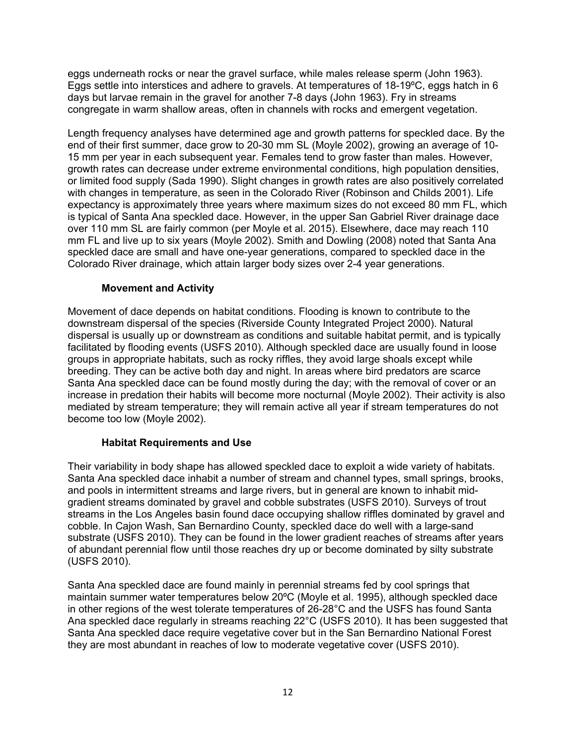eggs underneath rocks or near the gravel surface, while males release sperm (John 1963). Eggs settle into interstices and adhere to gravels. At temperatures of 18-19ºC, eggs hatch in 6 days but larvae remain in the gravel for another 7-8 days (John 1963). Fry in streams congregate in warm shallow areas, often in channels with rocks and emergent vegetation.

Length frequency analyses have determined age and growth patterns for speckled dace. By the end of their first summer, dace grow to 20-30 mm SL (Moyle 2002), growing an average of 10-15 mm per year in each subsequent year. Females tend to grow faster than males. However, growth rates can decrease under extreme environmental conditions, high population densities, or limited food supply (Sada 1990). Slight changes in growth rates are also positively correlated with changes in temperature, as seen in the Colorado River (Robinson and Childs 2001). Life expectancy is approximately three years where maximum sizes do not exceed 80 mm FL, which is typical of Santa Ana speckled dace. However, in the upper San Gabriel River drainage dace over 110 mm SL are fairly common (per Moyle et al. 2015). Elsewhere, dace may reach 110 mm FL and live up to six years (Moyle 2002). Smith and Dowling (2008) noted that Santa Ana speckled dace are small and have one-year generations, compared to speckled dace in the Colorado River drainage, which attain larger body sizes over 2-4 year generations.

### Movement and Activity

Movement of dace depends on habitat conditions. Flooding is known to contribute to the downstream dispersal of the species (Riverside County Integrated Project 2000). Natural dispersal is usually up or downstream as conditions and suitable habitat permit, and is typically facilitated by flooding events (USFS 2010). Although speckled dace are usually found in loose groups in appropriate habitats, such as rocky riffles, they avoid large shoals except while breeding. They can be active both day and night. In areas where bird predators are scarce Santa Ana speckled dace can be found mostly during the day; with the removal of cover or an increase in predation their habits will become more nocturnal (Moyle 2002). Their activity is also mediated by stream temperature; they will remain active all year if stream temperatures do not become too low (Moyle 2002).

### Habitat Requirements and Use

Their variability in body shape has allowed speckled dace to exploit a wide variety of habitats. Santa Ana speckled dace inhabit a number of stream and channel types, small springs, brooks, and pools in intermittent streams and large rivers, but in general are known to inhabit mid-gradient streams dominated by gravel and cobble substrates (USFS 2010). Surveys of trout streams in the Los Angeles basin found dace occupying shallow riffles dominated by gravel and cobble. In Cajon Wash, San Bernardino County, speckled dace do well with a large-sand substrate (USFS 2010). They can be found in the lower gradient reaches of streams after years of abundant perennial flow until those reaches dry up or become dominated by silty substrate (USFS 2010).

Santa Ana speckled dace are found mainly in perennial streams fed by cool springs that maintain summer water temperatures below 20ºC (Moyle et al. 1995), although speckled dace in other regions of the west tolerate temperatures of 26-28°C and the USFS has found Santa Ana speckled dace regularly in streams reaching 22°C (USFS 2010). It has been suggested that Santa Ana speckled dace require vegetative cover but in the San Bernardino National Forest they are most abundant in reaches of low to moderate vegetative cover (USFS 2010).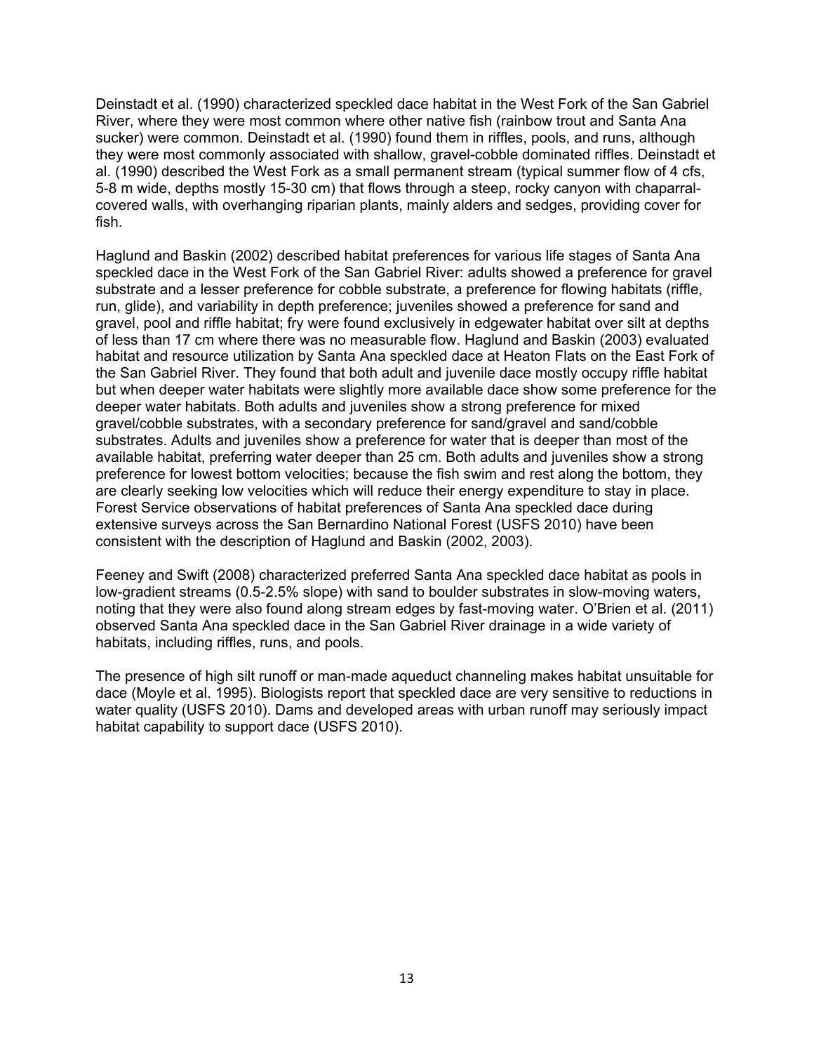Deinstadt et al. (1990) characterized speckled dace habitat in the West Fork of the San Gabriel River, where they were most common where other native fish (rainbow trout and Santa Ana sucker) were common. Deinstadt et al. (1990) found them in riffles, pools, and runs, although they were most commonly associated with shallow, gravel-cobble dominated riffles. Deinstadt et al. (1990) described the West Fork as a small permanent stream (typical summer flow of 4 cfs, 5-8 m wide, depths mostly 15-30 cm) that flows through a steep, rocky canyon with chaparral-covered walls, with overhanging riparian plants, mainly alders and sedges, providing cover for fish.

Haglund and Baskin (2002) described habitat preferences for various life stages of Santa Ana speckled dace in the West Fork of the San Gabriel River: adults showed a preference for gravel substrate and a lesser preference for cobble substrate, a preference for flowing habitats (riffle, run, glide), and variability in depth preference; juveniles showed a preference for sand and gravel, pool and riffle habitat; fry were found exclusively in edgewater habitat over silt at depths of less than 17 cm where there was no measurable flow. Haglund and Baskin (2003) evaluated habitat and resource utilization by Santa Ana speckled dace at Heaton Flats on the East Fork of the San Gabriel River. They found that both adult and juvenile dace mostly occupy riffle habitat but when deeper water habitats were slightly more available dace show some preference for the deeper water habitats. Both adults and juveniles show a strong preference for mixed gravel/cobble substrates, with a secondary preference for sand/gravel and sand/cobble substrates. Adults and juveniles show a preference for water that is deeper than most of the available habitat, preferring water deeper than 25 cm. Both adults and juveniles show a strong preference for lowest bottom velocities; because the fish swim and rest along the bottom, they are clearly seeking low velocities which will reduce their energy expenditure to stay in place. Forest Service observations of habitat preferences of Santa Ana speckled dace during extensive surveys across the San Bernardino National Forest (USFS 2010) have been consistent with the description of Haglund and Baskin (2002, 2003).

Feeney and Swift (2008) characterized preferred Santa Ana speckled dace habitat as pools in low-gradient streams (0.5-2.5% slope) with sand to boulder substrates in slow-moving waters, noting that they were also found along stream edges by fast-moving water. O'Brien et al. (2011) observed Santa Ana speckled dace in the San Gabriel River drainage in a wide variety of habitats, including riffles, runs, and pools.

The presence of high silt runoff or man-made aqueduct channeling makes habitat unsuitable for dace (Moyle et al. 1995). Biologists report that speckled dace are very sensitive to reductions in water quality (USFS 2010). Dams and developed areas with urban runoff may seriously impact habitat capability to support dace (USFS 2010).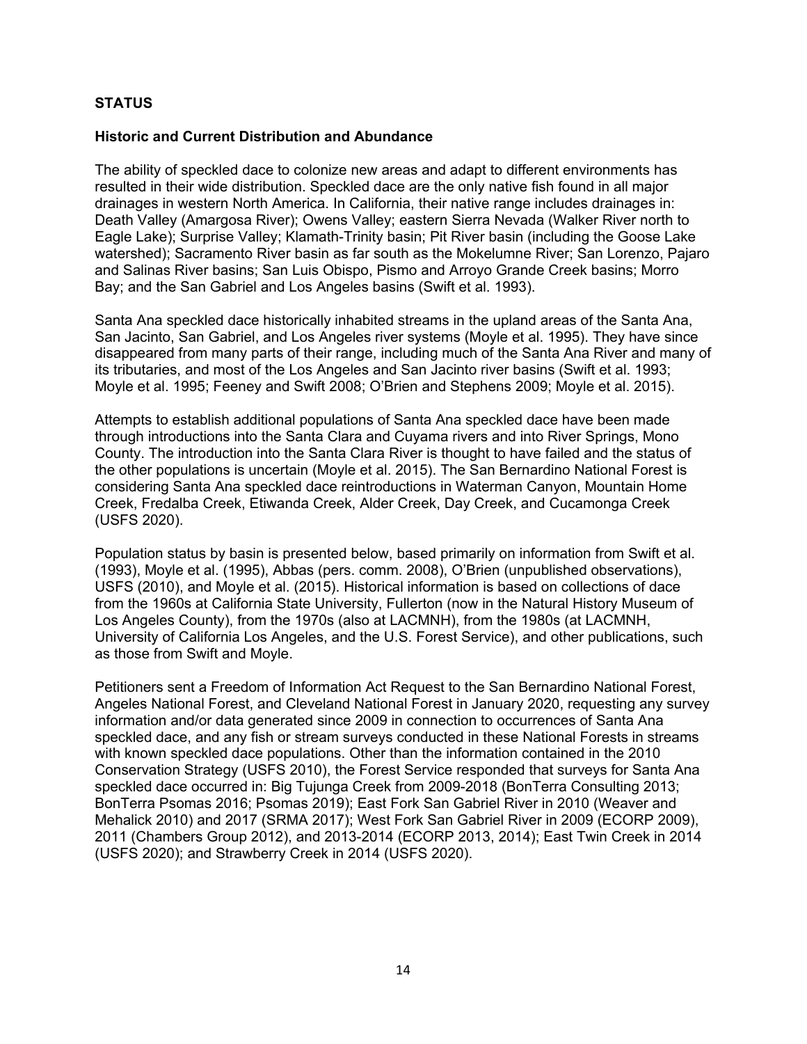## STATUS

### Historic and Current Distribution and Abundance

The ability of speckled dace to colonize new areas and adapt to different environments has resulted in their wide distribution. Speckled dace are the only native fish found in all major drainages in western North America. In California, their native range includes drainages in: Death Valley (Amargosa River); Owens Valley; eastern Sierra Nevada (Walker River north to Eagle Lake); Surprise Valley; Klamath-Trinity basin; Pit River basin (including the Goose Lake watershed); Sacramento River basin as far south as the Mokelumne River; San Lorenzo, Pajaro and Salinas River basins; San Luis Obispo, Pismo and Arroyo Grande Creek basins; Morro Bay; and the San Gabriel and Los Angeles basins (Swift et al. 1993).

Santa Ana speckled dace historically inhabited streams in the upland areas of the Santa Ana, San Jacinto, San Gabriel, and Los Angeles river systems (Moyle et al. 1995). They have since disappeared from many parts of their range, including much of the Santa Ana River and many of its tributaries, and most of the Los Angeles and San Jacinto river basins (Swift et al. 1993; Moyle et al. 1995; Feeney and Swift 2008; O'Brien and Stephens 2009; Moyle et al. 2015).

Attempts to establish additional populations of Santa Ana speckled dace have been made through introductions into the Santa Clara and Cuyama rivers and into River Springs, Mono County. The introduction into the Santa Clara River is thought to have failed and the status of the other populations is uncertain (Moyle et al. 2015). The San Bernardino National Forest is considering Santa Ana speckled dace reintroductions in Waterman Canyon, Mountain Home Creek, Fredalba Creek, Etiwanda Creek, Alder Creek, Day Creek, and Cucamonga Creek (USFS 2020).

Population status by basin is presented below, based primarily on information from Swift et al. (1993), Moyle et al. (1995), Abbas (pers. comm. 2008), O'Brien (unpublished observations), USFS (2010), and Moyle et al. (2015). Historical information is based on collections of dace from the 1960s at California State University, Fullerton (now in the Natural History Museum of Los Angeles County), from the 1970s (also at LACMNH), from the 1980s (at LACMNH, University of California Los Angeles, and the U.S. Forest Service), and other publications, such as those from Swift and Moyle.

Petitioners sent a Freedom of Information Act Request to the San Bernardino National Forest, Angeles National Forest, and Cleveland National Forest in January 2020, requesting any survey information and/or data generated since 2009 in connection to occurrences of Santa Ana speckled dace, and any fish or stream surveys conducted in these National Forests in streams with known speckled dace populations. Other than the information contained in the 2010 Conservation Strategy (USFS 2010), the Forest Service responded that surveys for Santa Ana speckled dace occurred in: Big Tujunga Creek from 2009-2018 (BonTerra Consulting 2013; BonTerra Psomas 2016; Psomas 2019); East Fork San Gabriel River in 2010 (Weaver and Mehalick 2010) and 2017 (SRMA 2017); West Fork San Gabriel River in 2009 (ECORP 2009), 2011 (Chambers Group 2012), and 2013-2014 (ECORP 2013, 2014); East Twin Creek in 2014 (USFS 2020); and Strawberry Creek in 2014 (USFS 2020).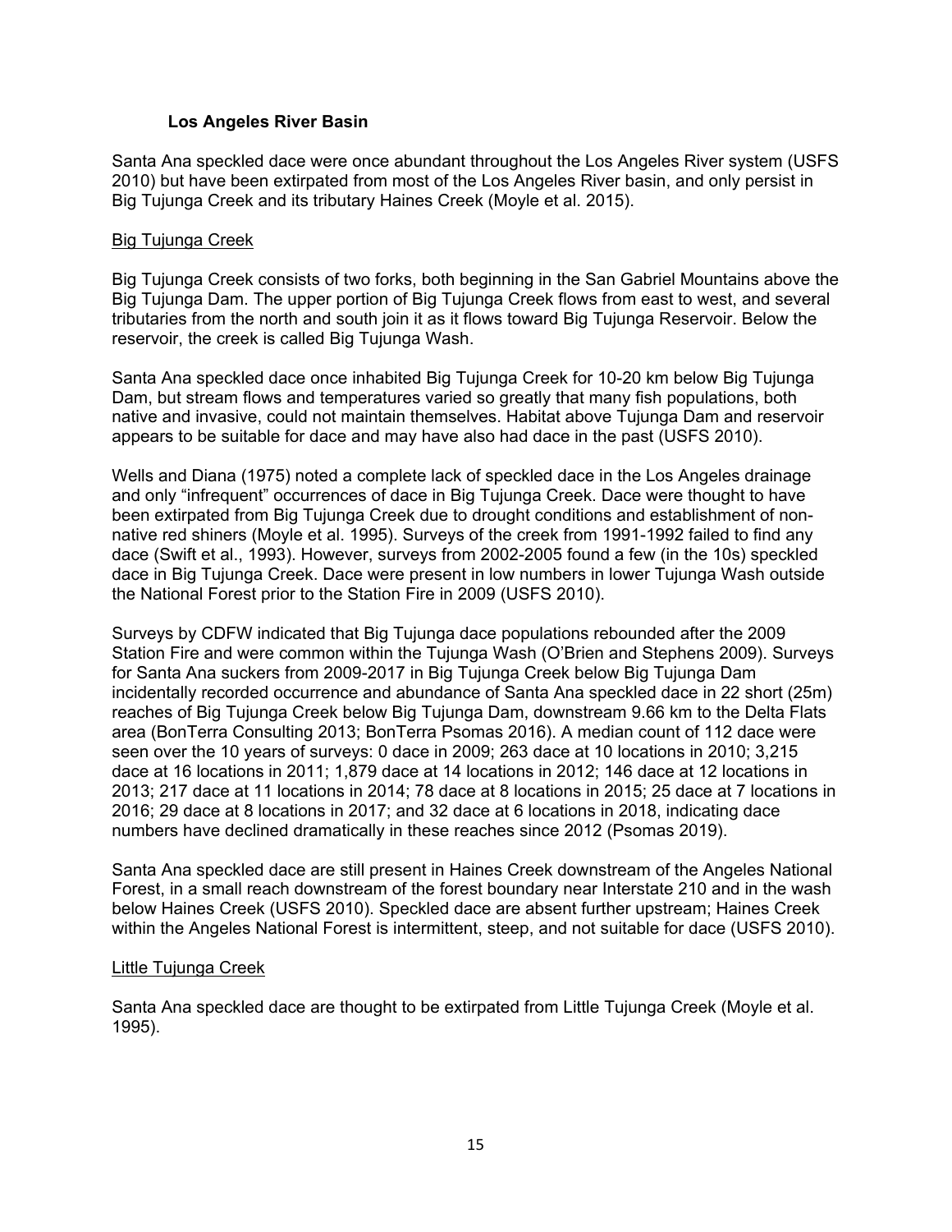### Los Angeles River Basin

Santa Ana speckled dace were once abundant throughout the Los Angeles River system (USFS 2010) but have been extirpated from most of the Los Angeles River basin, and only persist in Big Tujunga Creek and its tributary Haines Creek (Moyle et al. 2015).

<u>Big Tujunga Creek</u>

Big Tujunga Creek consists of two forks, both beginning in the San Gabriel Mountains above the Big Tujunga Dam. The upper portion of Big Tujunga Creek flows from east to west, and several tributaries from the north and south join it as it flows toward Big Tujunga Reservoir. Below the reservoir, the creek is called Big Tujunga Wash.

Santa Ana speckled dace once inhabited Big Tujunga Creek for 10-20 km below Big Tujunga Dam, but stream flows and temperatures varied so greatly that many fish populations, both native and invasive, could not maintain themselves. Habitat above Tujunga Dam and reservoir appears to be suitable for dace and may have also had dace in the past (USFS 2010).

Wells and Diana (1975) noted a complete lack of speckled dace in the Los Angeles drainage and only "infrequent" occurrences of dace in Big Tujunga Creek. Dace were thought to have been extirpated from Big Tujunga Creek due to drought conditions and establishment of non-native red shiners (Moyle et al. 1995). Surveys of the creek from 1991-1992 failed to find any dace (Swift et al., 1993). However, surveys from 2002-2005 found a few (in the 10s) speckled dace in Big Tujunga Creek. Dace were present in low numbers in lower Tujunga Wash outside the National Forest prior to the Station Fire in 2009 (USFS 2010).

Surveys by CDFW indicated that Big Tujunga dace populations rebounded after the 2009 Station Fire and were common within the Tujunga Wash (O'Brien and Stephens 2009). Surveys for Santa Ana suckers from 2009-2017 in Big Tujunga Creek below Big Tujunga Dam incidentally recorded occurrence and abundance of Santa Ana speckled dace in 22 short (25m) reaches of Big Tujunga Creek below Big Tujunga Dam, downstream 9.66 km to the Delta Flats area (BonTerra Consulting 2013; BonTerra Psomas 2016). A median count of 112 dace were seen over the 10 years of surveys: 0 dace in 2009; 263 dace at 10 locations in 2010; 3,215 dace at 16 locations in 2011; 1,879 dace at 14 locations in 2012; 146 dace at 12 locations in 2013; 217 dace at 11 locations in 2014; 78 dace at 8 locations in 2015; 25 dace at 7 locations in 2016; 29 dace at 8 locations in 2017; and 32 dace at 6 locations in 2018, indicating dace numbers have declined dramatically in these reaches since 2012 (Psomas 2019).

Santa Ana speckled dace are still present in Haines Creek downstream of the Angeles National Forest, in a small reach downstream of the forest boundary near Interstate 210 and in the wash below Haines Creek (USFS 2010). Speckled dace are absent further upstream; Haines Creek within the Angeles National Forest is intermittent, steep, and not suitable for dace (USFS 2010).

<u>Little Tujunga Creek</u>

Santa Ana speckled dace are thought to be extirpated from Little Tujunga Creek (Moyle et al. 1995).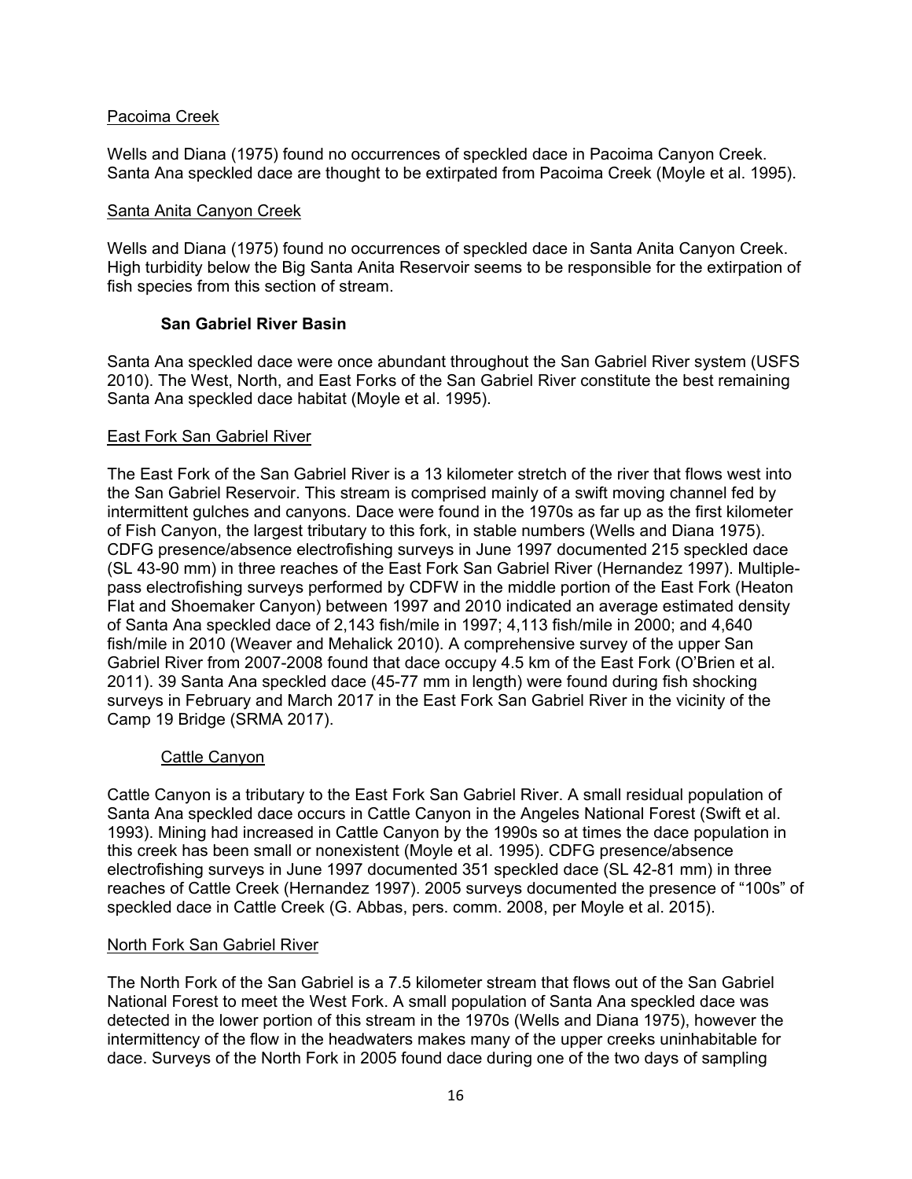Pacoima Creek

Wells and Diana (1975) found no occurrences of speckled dace in Pacoima Canyon Creek. Santa Ana speckled dace are thought to be extirpated from Pacoima Creek (Moyle et al. 1995).

Santa Anita Canyon Creek

Wells and Diana (1975) found no occurrences of speckled dace in Santa Anita Canyon Creek. High turbidity below the Big Santa Anita Reservoir seems to be responsible for the extirpation of fish species from this section of stream.

**San Gabriel River Basin**

Santa Ana speckled dace were once abundant throughout the San Gabriel River system (USFS 2010). The West, North, and East Forks of the San Gabriel River constitute the best remaining Santa Ana speckled dace habitat (Moyle et al. 1995).

East Fork San Gabriel River

The East Fork of the San Gabriel River is a 13 kilometer stretch of the river that flows west into the San Gabriel Reservoir. This stream is comprised mainly of a swift moving channel fed by intermittent gulches and canyons. Dace were found in the 1970s as far up as the first kilometer of Fish Canyon, the largest tributary to this fork, in stable numbers (Wells and Diana 1975). CDFG presence/absence electrofishing surveys in June 1997 documented 215 speckled dace (SL 43-90 mm) in three reaches of the East Fork San Gabriel River (Hernandez 1997). Multiple-pass electrofishing surveys performed by CDFW in the middle portion of the East Fork (Heaton Flat and Shoemaker Canyon) between 1997 and 2010 indicated an average estimated density of Santa Ana speckled dace of 2,143 fish/mile in 1997; 4,113 fish/mile in 2000; and 4,640 fish/mile in 2010 (Weaver and Mehalick 2010). A comprehensive survey of the upper San Gabriel River from 2007-2008 found that dace occupy 4.5 km of the East Fork (O'Brien et al. 2011). 39 Santa Ana speckled dace (45-77 mm in length) were found during fish shocking surveys in February and March 2017 in the East Fork San Gabriel River in the vicinity of the Camp 19 Bridge (SRMA 2017).

Cattle Canyon

Cattle Canyon is a tributary to the East Fork San Gabriel River. A small residual population of Santa Ana speckled dace occurs in Cattle Canyon in the Angeles National Forest (Swift et al. 1993). Mining had increased in Cattle Canyon by the 1990s so at times the dace population in this creek has been small or nonexistent (Moyle et al. 1995). CDFG presence/absence electrofishing surveys in June 1997 documented 351 speckled dace (SL 42-81 mm) in three reaches of Cattle Creek (Hernandez 1997). 2005 surveys documented the presence of "100s" of speckled dace in Cattle Creek (G. Abbas, pers. comm. 2008, per Moyle et al. 2015).

North Fork San Gabriel River

The North Fork of the San Gabriel is a 7.5 kilometer stream that flows out of the San Gabriel National Forest to meet the West Fork. A small population of Santa Ana speckled dace was detected in the lower portion of this stream in the 1970s (Wells and Diana 1975), however the intermittency of the flow in the headwaters makes many of the upper creeks uninhabitable for dace. Surveys of the North Fork in 2005 found dace during one of the two days of sampling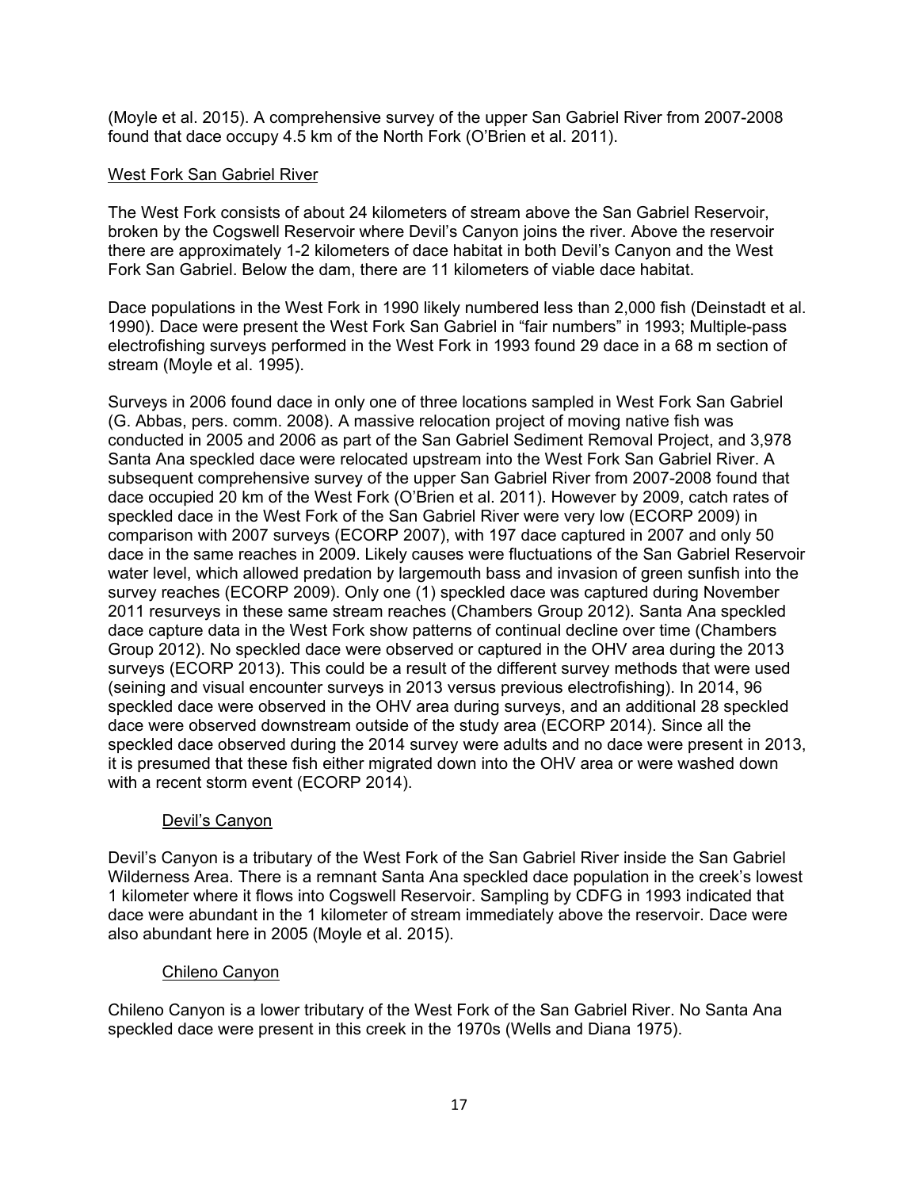(Moyle et al. 2015). A comprehensive survey of the upper San Gabriel River from 2007-2008 found that dace occupy 4.5 km of the North Fork (O'Brien et al. 2011).

## West Fork San Gabriel River

The West Fork consists of about 24 kilometers of stream above the San Gabriel Reservoir, broken by the Cogswell Reservoir where Devil's Canyon joins the river. Above the reservoir there are approximately 1-2 kilometers of dace habitat in both Devil's Canyon and the West Fork San Gabriel. Below the dam, there are 11 kilometers of viable dace habitat.

Dace populations in the West Fork in 1990 likely numbered less than 2,000 fish (Deinstadt et al. 1990). Dace were present the West Fork San Gabriel in "fair numbers" in 1993; Multiple-pass electrofishing surveys performed in the West Fork in 1993 found 29 dace in a 68 m section of stream (Moyle et al. 1995).

Surveys in 2006 found dace in only one of three locations sampled in West Fork San Gabriel (G. Abbas, pers. comm. 2008). A massive relocation project of moving native fish was conducted in 2005 and 2006 as part of the San Gabriel Sediment Removal Project, and 3,978 Santa Ana speckled dace were relocated upstream into the West Fork San Gabriel River. A subsequent comprehensive survey of the upper San Gabriel River from 2007-2008 found that dace occupied 20 km of the West Fork (O'Brien et al. 2011). However by 2009, catch rates of speckled dace in the West Fork of the San Gabriel River were very low (ECORP 2009) in comparison with 2007 surveys (ECORP 2007), with 197 dace captured in 2007 and only 50 dace in the same reaches in 2009. Likely causes were fluctuations of the San Gabriel Reservoir water level, which allowed predation by largemouth bass and invasion of green sunfish into the survey reaches (ECORP 2009). Only one (1) speckled dace was captured during November 2011 resurveys in these same stream reaches (Chambers Group 2012). Santa Ana speckled dace capture data in the West Fork show patterns of continual decline over time (Chambers Group 2012). No speckled dace were observed or captured in the OHV area during the 2013 surveys (ECORP 2013). This could be a result of the different survey methods that were used (seining and visual encounter surveys in 2013 versus previous electrofishing). In 2014, 96 speckled dace were observed in the OHV area during surveys, and an additional 28 speckled dace were observed downstream outside of the study area (ECORP 2014). Since all the speckled dace observed during the 2014 survey were adults and no dace were present in 2013, it is presumed that these fish either migrated down into the OHV area or were washed down with a recent storm event (ECORP 2014).

### Devil's Canyon

Devil's Canyon is a tributary of the West Fork of the San Gabriel River inside the San Gabriel Wilderness Area. There is a remnant Santa Ana speckled dace population in the creek's lowest 1 kilometer where it flows into Cogswell Reservoir. Sampling by CDFG in 1993 indicated that dace were abundant in the 1 kilometer of stream immediately above the reservoir. Dace were also abundant here in 2005 (Moyle et al. 2015).

### Chileno Canyon

Chileno Canyon is a lower tributary of the West Fork of the San Gabriel River. No Santa Ana speckled dace were present in this creek in the 1970s (Wells and Diana 1975).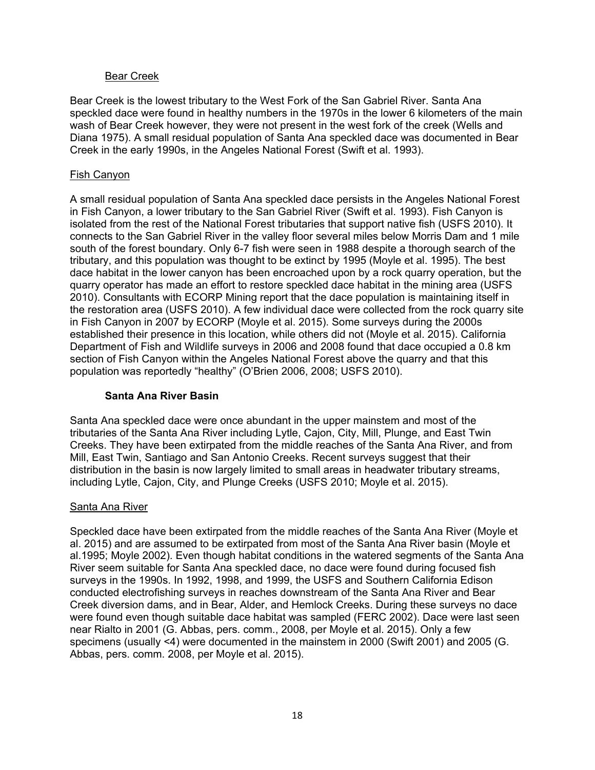Bear Creek

Bear Creek is the lowest tributary to the West Fork of the San Gabriel River. Santa Ana speckled dace were found in healthy numbers in the 1970s in the lower 6 kilometers of the main wash of Bear Creek however, they were not present in the west fork of the creek (Wells and Diana 1975). A small residual population of Santa Ana speckled dace was documented in Bear Creek in the early 1990s, in the Angeles National Forest (Swift et al. 1993).

Fish Canyon

A small residual population of Santa Ana speckled dace persists in the Angeles National Forest in Fish Canyon, a lower tributary to the San Gabriel River (Swift et al. 1993). Fish Canyon is isolated from the rest of the National Forest tributaries that support native fish (USFS 2010). It connects to the San Gabriel River in the valley floor several miles below Morris Dam and 1 mile south of the forest boundary. Only 6-7 fish were seen in 1988 despite a thorough search of the tributary, and this population was thought to be extinct by 1995 (Moyle et al. 1995). The best dace habitat in the lower canyon has been encroached upon by a rock quarry operation, but the quarry operator has made an effort to restore speckled dace habitat in the mining area (USFS 2010). Consultants with ECORP Mining report that the dace population is maintaining itself in the restoration area (USFS 2010). A few individual dace were collected from the rock quarry site in Fish Canyon in 2007 by ECORP (Moyle et al. 2015). Some surveys during the 2000s established their presence in this location, while others did not (Moyle et al. 2015). California Department of Fish and Wildlife surveys in 2006 and 2008 found that dace occupied a 0.8 km section of Fish Canyon within the Angeles National Forest above the quarry and that this population was reportedly "healthy" (O'Brien 2006, 2008; USFS 2010).

**Santa Ana River Basin**

Santa Ana speckled dace were once abundant in the upper mainstem and most of the tributaries of the Santa Ana River including Lytle, Cajon, City, Mill, Plunge, and East Twin Creeks. They have been extirpated from the middle reaches of the Santa Ana River, and from Mill, East Twin, Santiago and San Antonio Creeks. Recent surveys suggest that their distribution in the basin is now largely limited to small areas in headwater tributary streams, including Lytle, Cajon, City, and Plunge Creeks (USFS 2010; Moyle et al. 2015).

Santa Ana River

Speckled dace have been extirpated from the middle reaches of the Santa Ana River (Moyle et al. 2015) and are assumed to be extirpated from most of the Santa Ana River basin (Moyle et al.1995; Moyle 2002). Even though habitat conditions in the watered segments of the Santa Ana River seem suitable for Santa Ana speckled dace, no dace were found during focused fish surveys in the 1990s. In 1992, 1998, and 1999, the USFS and Southern California Edison conducted electrofishing surveys in reaches downstream of the Santa Ana River and Bear Creek diversion dams, and in Bear, Alder, and Hemlock Creeks. During these surveys no dace were found even though suitable dace habitat was sampled (FERC 2002). Dace were last seen near Rialto in 2001 (G. Abbas, pers. comm., 2008, per Moyle et al. 2015). Only a few specimens (usually <4) were documented in the mainstem in 2000 (Swift 2001) and 2005 (G. Abbas, pers. comm. 2008, per Moyle et al. 2015).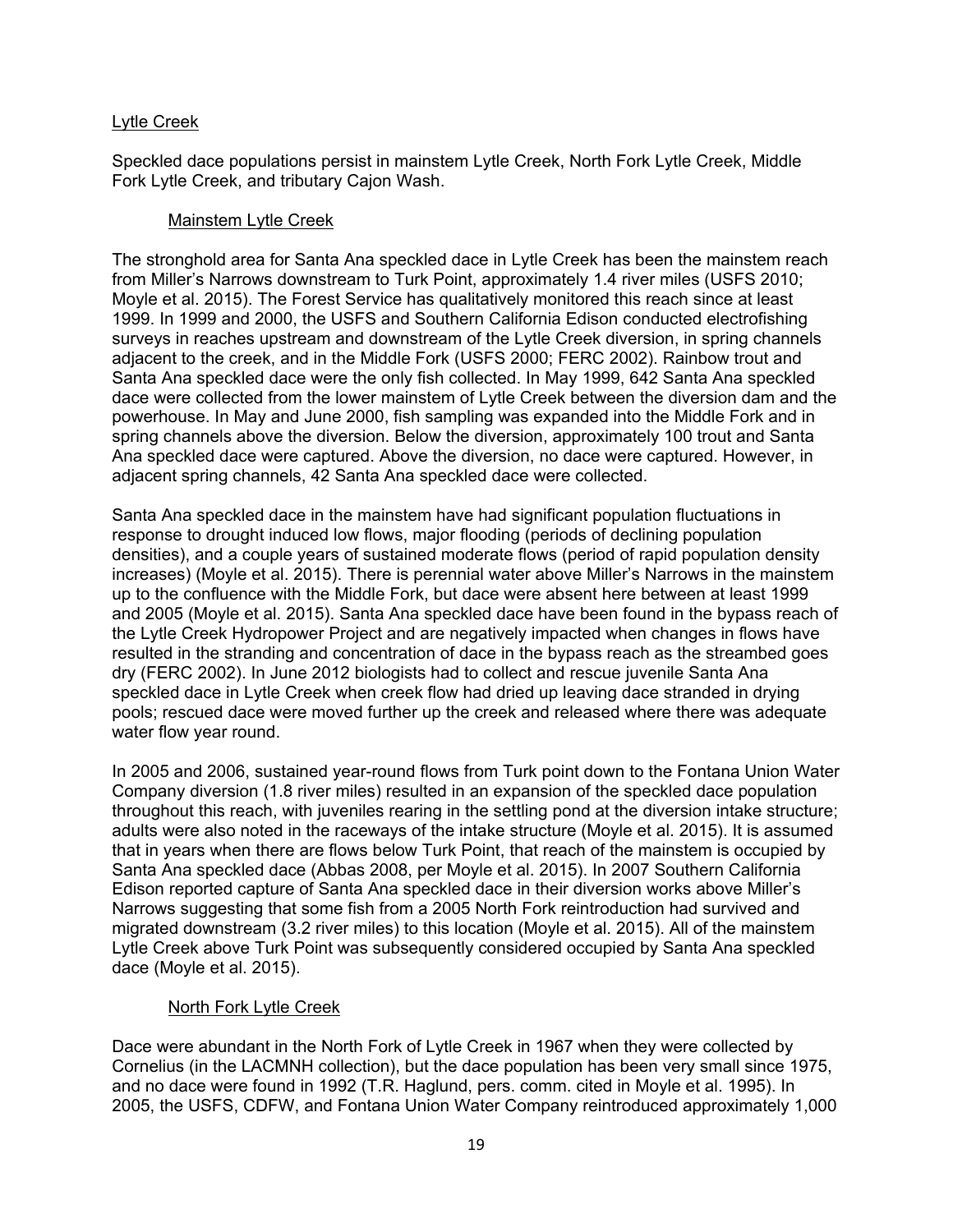## Lytle Creek

Speckled dace populations persist in mainstem Lytle Creek, North Fork Lytle Creek, Middle Fork Lytle Creek, and tributary Cajon Wash.

### Mainstem Lytle Creek

The stronghold area for Santa Ana speckled dace in Lytle Creek has been the mainstem reach from Miller's Narrows downstream to Turk Point, approximately 1.4 river miles (USFS 2010; Moyle et al. 2015). The Forest Service has qualitatively monitored this reach since at least 1999. In 1999 and 2000, the USFS and Southern California Edison conducted electrofishing surveys in reaches upstream and downstream of the Lytle Creek diversion, in spring channels adjacent to the creek, and in the Middle Fork (USFS 2000; FERC 2002). Rainbow trout and Santa Ana speckled dace were the only fish collected. In May 1999, 642 Santa Ana speckled dace were collected from the lower mainstem of Lytle Creek between the diversion dam and the powerhouse. In May and June 2000, fish sampling was expanded into the Middle Fork and in spring channels above the diversion. Below the diversion, approximately 100 trout and Santa Ana speckled dace were captured. Above the diversion, no dace were captured. However, in adjacent spring channels, 42 Santa Ana speckled dace were collected.

Santa Ana speckled dace in the mainstem have had significant population fluctuations in response to drought induced low flows, major flooding (periods of declining population densities), and a couple years of sustained moderate flows (period of rapid population density increases) (Moyle et al. 2015). There is perennial water above Miller's Narrows in the mainstem up to the confluence with the Middle Fork, but dace were absent here between at least 1999 and 2005 (Moyle et al. 2015). Santa Ana speckled dace have been found in the bypass reach of the Lytle Creek Hydropower Project and are negatively impacted when changes in flows have resulted in the stranding and concentration of dace in the bypass reach as the streambed goes dry (FERC 2002). In June 2012 biologists had to collect and rescue juvenile Santa Ana speckled dace in Lytle Creek when creek flow had dried up leaving dace stranded in drying pools; rescued dace were moved further up the creek and released where there was adequate water flow year round.

In 2005 and 2006, sustained year-round flows from Turk point down to the Fontana Union Water Company diversion (1.8 river miles) resulted in an expansion of the speckled dace population throughout this reach, with juveniles rearing in the settling pond at the diversion intake structure; adults were also noted in the raceways of the intake structure (Moyle et al. 2015). It is assumed that in years when there are flows below Turk Point, that reach of the mainstem is occupied by Santa Ana speckled dace (Abbas 2008, per Moyle et al. 2015). In 2007 Southern California Edison reported capture of Santa Ana speckled dace in their diversion works above Miller's Narrows suggesting that some fish from a 2005 North Fork reintroduction had survived and migrated downstream (3.2 river miles) to this location (Moyle et al. 2015). All of the mainstem Lytle Creek above Turk Point was subsequently considered occupied by Santa Ana speckled dace (Moyle et al. 2015).

### North Fork Lytle Creek

Dace were abundant in the North Fork of Lytle Creek in 1967 when they were collected by Cornelius (in the LACMNH collection), but the dace population has been very small since 1975, and no dace were found in 1992 (T.R. Haglund, pers. comm. cited in Moyle et al. 1995). In 2005, the USFS, CDFW, and Fontana Union Water Company reintroduced approximately 1,000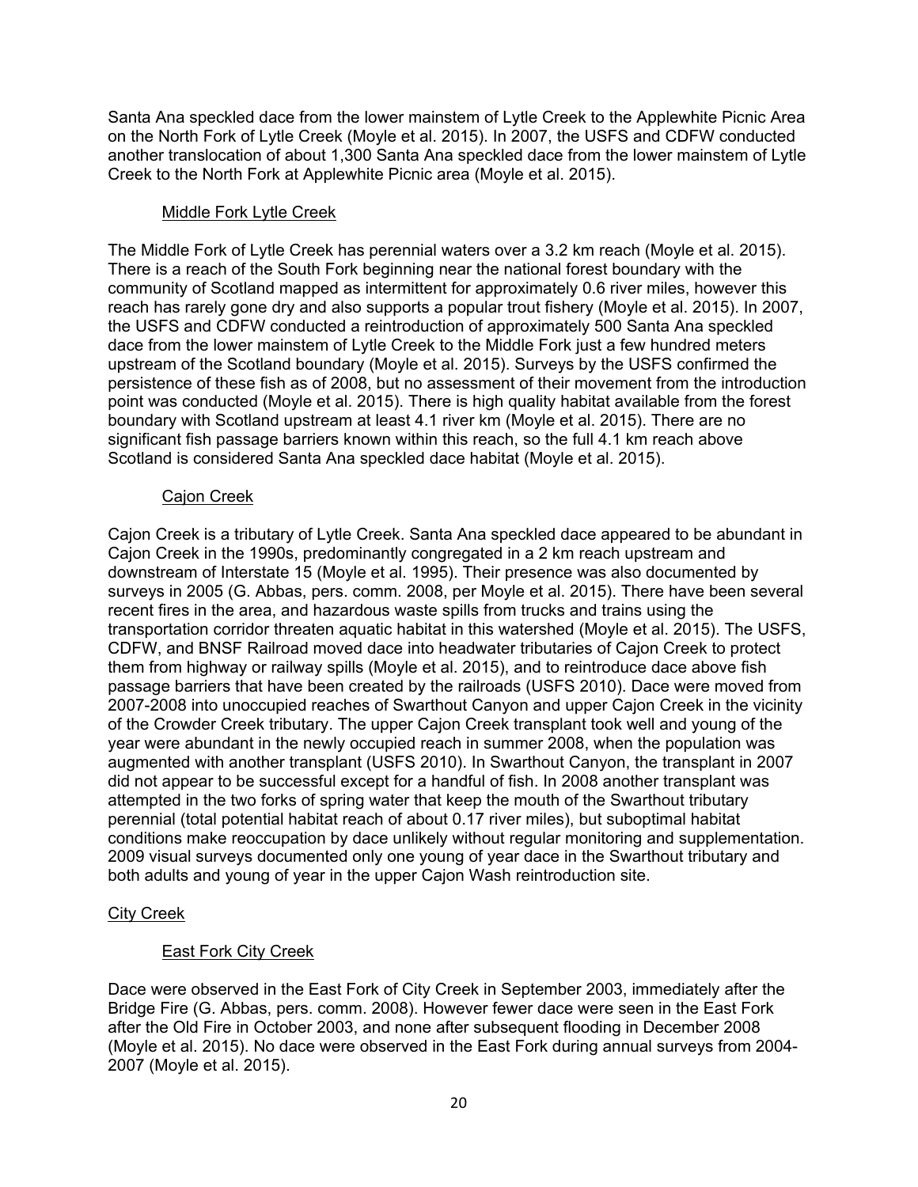Santa Ana speckled dace from the lower mainstem of Lytle Creek to the Applewhite Picnic Area on the North Fork of Lytle Creek (Moyle et al. 2015). In 2007, the USFS and CDFW conducted another translocation of about 1,300 Santa Ana speckled dace from the lower mainstem of Lytle Creek to the North Fork at Applewhite Picnic area (Moyle et al. 2015).

#### Middle Fork Lytle Creek

The Middle Fork of Lytle Creek has perennial waters over a 3.2 km reach (Moyle et al. 2015). There is a reach of the South Fork beginning near the national forest boundary with the community of Scotland mapped as intermittent for approximately 0.6 river miles, however this reach has rarely gone dry and also supports a popular trout fishery (Moyle et al. 2015). In 2007, the USFS and CDFW conducted a reintroduction of approximately 500 Santa Ana speckled dace from the lower mainstem of Lytle Creek to the Middle Fork just a few hundred meters upstream of the Scotland boundary (Moyle et al. 2015). Surveys by the USFS confirmed the persistence of these fish as of 2008, but no assessment of their movement from the introduction point was conducted (Moyle et al. 2015). There is high quality habitat available from the forest boundary with Scotland upstream at least 4.1 river km (Moyle et al. 2015). There are no significant fish passage barriers known within this reach, so the full 4.1 km reach above Scotland is considered Santa Ana speckled dace habitat (Moyle et al. 2015).

#### Cajon Creek

Cajon Creek is a tributary of Lytle Creek. Santa Ana speckled dace appeared to be abundant in Cajon Creek in the 1990s, predominantly congregated in a 2 km reach upstream and downstream of Interstate 15 (Moyle et al. 1995). Their presence was also documented by surveys in 2005 (G. Abbas, pers. comm. 2008, per Moyle et al. 2015). There have been several recent fires in the area, and hazardous waste spills from trucks and trains using the transportation corridor threaten aquatic habitat in this watershed (Moyle et al. 2015). The USFS, CDFW, and BNSF Railroad moved dace into headwater tributaries of Cajon Creek to protect them from highway or railway spills (Moyle et al. 2015), and to reintroduce dace above fish passage barriers that have been created by the railroads (USFS 2010). Dace were moved from 2007-2008 into unoccupied reaches of Swarthout Canyon and upper Cajon Creek in the vicinity of the Crowder Creek tributary. The upper Cajon Creek transplant took well and young of the year were abundant in the newly occupied reach in summer 2008, when the population was augmented with another transplant (USFS 2010). In Swarthout Canyon, the transplant in 2007 did not appear to be successful except for a handful of fish. In 2008 another transplant was attempted in the two forks of spring water that keep the mouth of the Swarthout tributary perennial (total potential habitat reach of about 0.17 river miles), but suboptimal habitat conditions make reoccupation by dace unlikely without regular monitoring and supplementation. 2009 visual surveys documented only one young of year dace in the Swarthout tributary and both adults and young of year in the upper Cajon Wash reintroduction site.

### City Creek

#### East Fork City Creek

Dace were observed in the East Fork of City Creek in September 2003, immediately after the Bridge Fire (G. Abbas, pers. comm. 2008). However fewer dace were seen in the East Fork after the Old Fire in October 2003, and none after subsequent flooding in December 2008 (Moyle et al. 2015). No dace were observed in the East Fork during annual surveys from 2004-2007 (Moyle et al. 2015).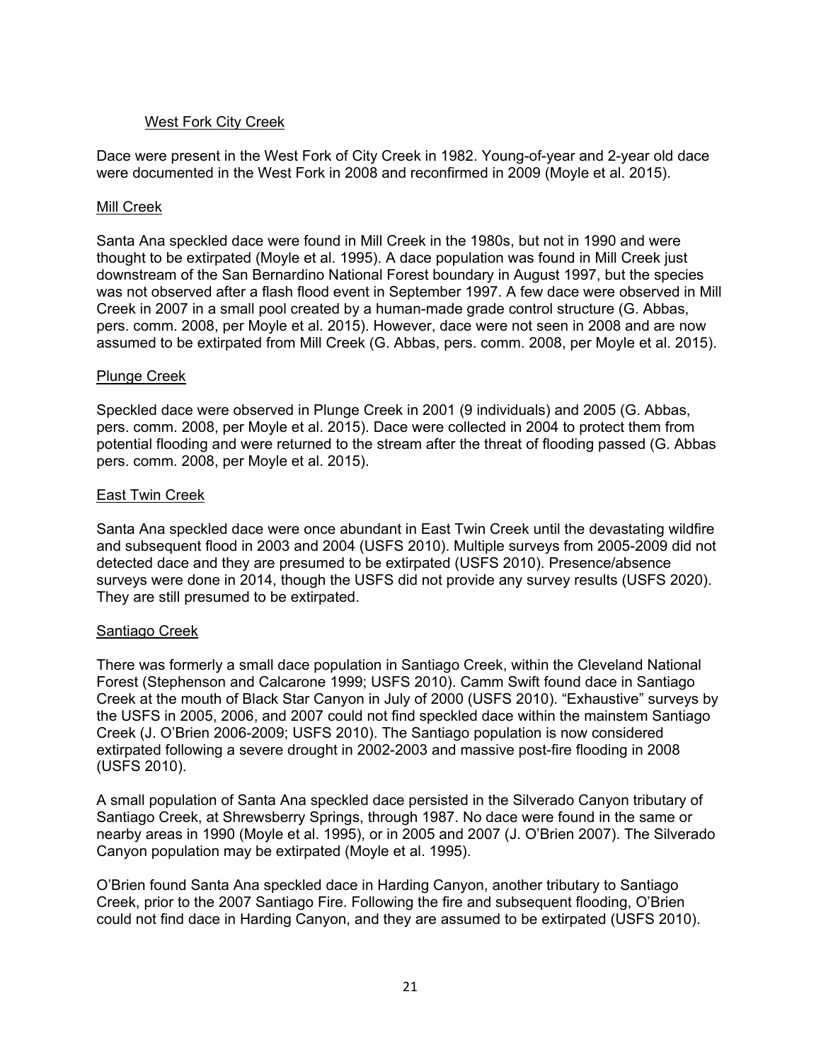### West Fork City Creek

Dace were present in the West Fork of City Creek in 1982. Young-of-year and 2-year old dace were documented in the West Fork in 2008 and reconfirmed in 2009 (Moyle et al. 2015).

### Mill Creek

Santa Ana speckled dace were found in Mill Creek in the 1980s, but not in 1990 and were thought to be extirpated (Moyle et al. 1995). A dace population was found in Mill Creek just downstream of the San Bernardino National Forest boundary in August 1997, but the species was not observed after a flash flood event in September 1997. A few dace were observed in Mill Creek in 2007 in a small pool created by a human-made grade control structure (G. Abbas, pers. comm. 2008, per Moyle et al. 2015). However, dace were not seen in 2008 and are now assumed to be extirpated from Mill Creek (G. Abbas, pers. comm. 2008, per Moyle et al. 2015).

### Plunge Creek

Speckled dace were observed in Plunge Creek in 2001 (9 individuals) and 2005 (G. Abbas, pers. comm. 2008, per Moyle et al. 2015). Dace were collected in 2004 to protect them from potential flooding and were returned to the stream after the threat of flooding passed (G. Abbas pers. comm. 2008, per Moyle et al. 2015).

### East Twin Creek

Santa Ana speckled dace were once abundant in East Twin Creek until the devastating wildfire and subsequent flood in 2003 and 2004 (USFS 2010). Multiple surveys from 2005-2009 did not detected dace and they are presumed to be extirpated (USFS 2010). Presence/absence surveys were done in 2014, though the USFS did not provide any survey results (USFS 2020). They are still presumed to be extirpated.

### Santiago Creek

There was formerly a small dace population in Santiago Creek, within the Cleveland National Forest (Stephenson and Calcarone 1999; USFS 2010). Camm Swift found dace in Santiago Creek at the mouth of Black Star Canyon in July of 2000 (USFS 2010). "Exhaustive" surveys by the USFS in 2005, 2006, and 2007 could not find speckled dace within the mainstem Santiago Creek (J. O'Brien 2006-2009; USFS 2010). The Santiago population is now considered extirpated following a severe drought in 2002-2003 and massive post-fire flooding in 2008 (USFS 2010).

A small population of Santa Ana speckled dace persisted in the Silverado Canyon tributary of Santiago Creek, at Shrewsberry Springs, through 1987. No dace were found in the same or nearby areas in 1990 (Moyle et al. 1995), or in 2005 and 2007 (J. O'Brien 2007). The Silverado Canyon population may be extirpated (Moyle et al. 1995).

O'Brien found Santa Ana speckled dace in Harding Canyon, another tributary to Santiago Creek, prior to the 2007 Santiago Fire. Following the fire and subsequent flooding, O'Brien could not find dace in Harding Canyon, and they are assumed to be extirpated (USFS 2010).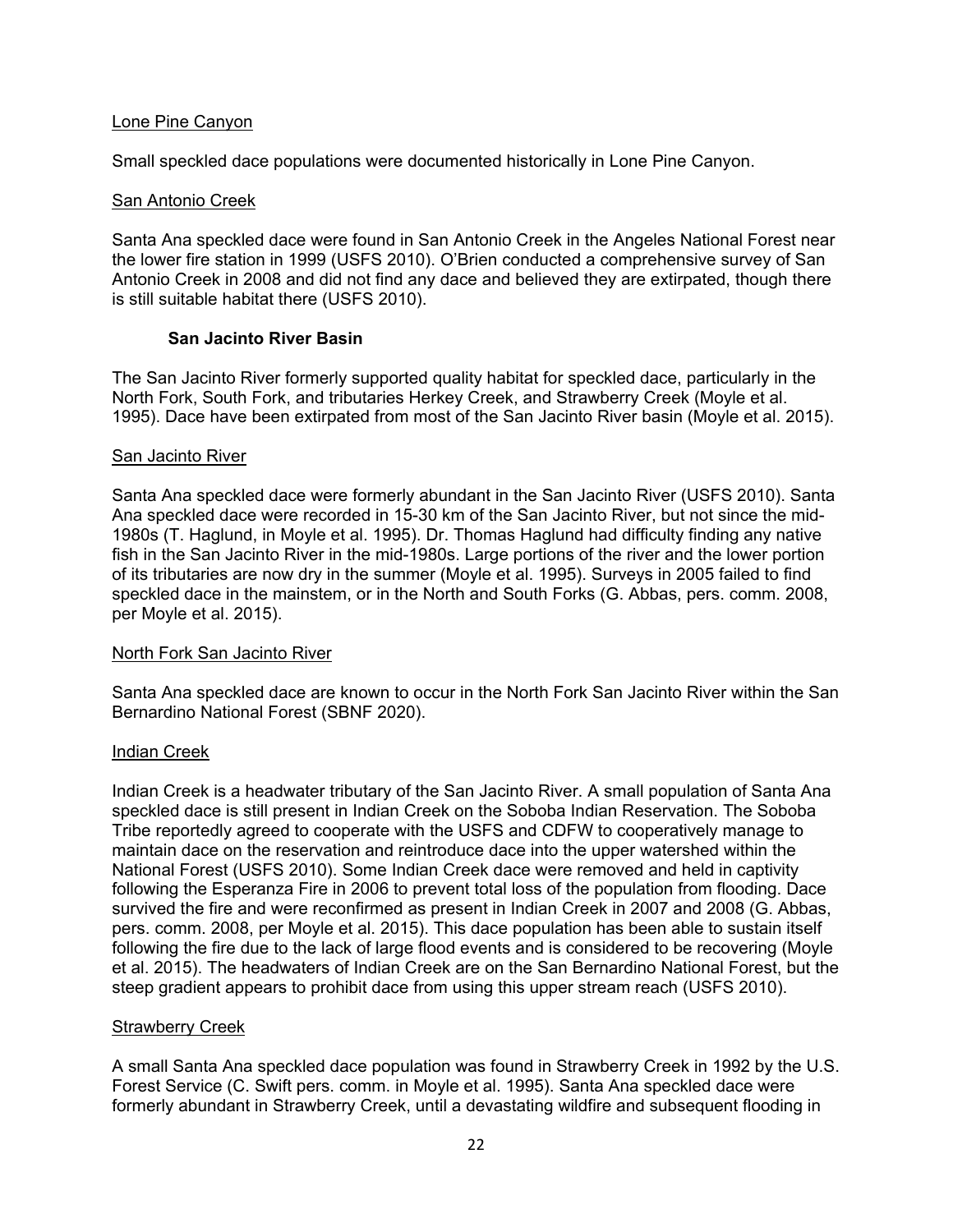Lone Pine Canyon

Small speckled dace populations were documented historically in Lone Pine Canyon.

San Antonio Creek

Santa Ana speckled dace were found in San Antonio Creek in the Angeles National Forest near the lower fire station in 1999 (USFS 2010). O'Brien conducted a comprehensive survey of San Antonio Creek in 2008 and did not find any dace and believed they are extirpated, though there is still suitable habitat there (USFS 2010).

### San Jacinto River Basin

The San Jacinto River formerly supported quality habitat for speckled dace, particularly in the North Fork, South Fork, and tributaries Herkey Creek, and Strawberry Creek (Moyle et al. 1995). Dace have been extirpated from most of the San Jacinto River basin (Moyle et al. 2015).

San Jacinto River

Santa Ana speckled dace were formerly abundant in the San Jacinto River (USFS 2010). Santa Ana speckled dace were recorded in 15-30 km of the San Jacinto River, but not since the mid-1980s (T. Haglund, in Moyle et al. 1995). Dr. Thomas Haglund had difficulty finding any native fish in the San Jacinto River in the mid-1980s. Large portions of the river and the lower portion of its tributaries are now dry in the summer (Moyle et al. 1995). Surveys in 2005 failed to find speckled dace in the mainstem, or in the North and South Forks (G. Abbas, pers. comm. 2008, per Moyle et al. 2015).

North Fork San Jacinto River

Santa Ana speckled dace are known to occur in the North Fork San Jacinto River within the San Bernardino National Forest (SBNF 2020).

Indian Creek

Indian Creek is a headwater tributary of the San Jacinto River. A small population of Santa Ana speckled dace is still present in Indian Creek on the Soboba Indian Reservation. The Soboba Tribe reportedly agreed to cooperate with the USFS and CDFW to cooperatively manage to maintain dace on the reservation and reintroduce dace into the upper watershed within the National Forest (USFS 2010). Some Indian Creek dace were removed and held in captivity following the Esperanza Fire in 2006 to prevent total loss of the population from flooding. Dace survived the fire and were reconfirmed as present in Indian Creek in 2007 and 2008 (G. Abbas, pers. comm. 2008, per Moyle et al. 2015). This dace population has been able to sustain itself following the fire due to the lack of large flood events and is considered to be recovering (Moyle et al. 2015). The headwaters of Indian Creek are on the San Bernardino National Forest, but the steep gradient appears to prohibit dace from using this upper stream reach (USFS 2010).

Strawberry Creek

A small Santa Ana speckled dace population was found in Strawberry Creek in 1992 by the U.S. Forest Service (C. Swift pers. comm. in Moyle et al. 1995). Santa Ana speckled dace were formerly abundant in Strawberry Creek, until a devastating wildfire and subsequent flooding in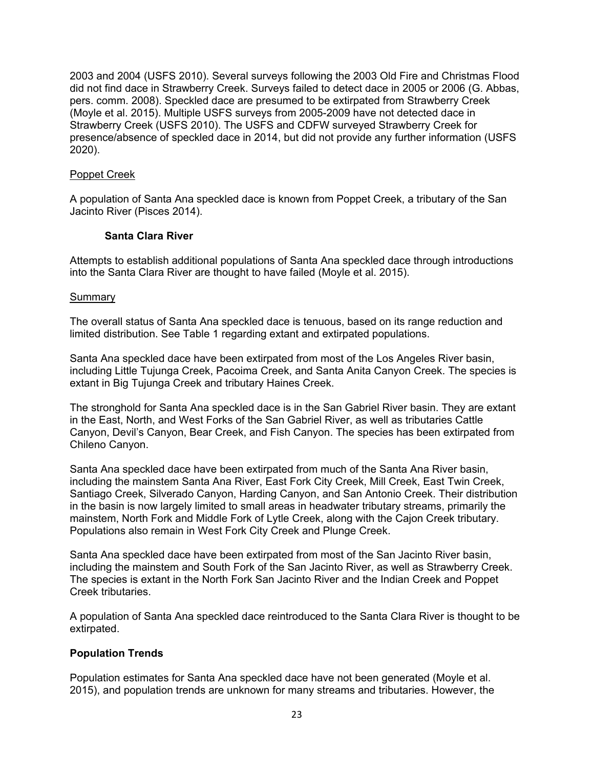2003 and 2004 (USFS 2010). Several surveys following the 2003 Old Fire and Christmas Flood did not find dace in Strawberry Creek. Surveys failed to detect dace in 2005 or 2006 (G. Abbas, pers. comm. 2008). Speckled dace are presumed to be extirpated from Strawberry Creek (Moyle et al. 2015). Multiple USFS surveys from 2005-2009 have not detected dace in Strawberry Creek (USFS 2010). The USFS and CDFW surveyed Strawberry Creek for presence/absence of speckled dace in 2014, but did not provide any further information (USFS 2020).

Poppet Creek

A population of Santa Ana speckled dace is known from Poppet Creek, a tributary of the San Jacinto River (Pisces 2014).

#### Santa Clara River

Attempts to establish additional populations of Santa Ana speckled dace through introductions into the Santa Clara River are thought to have failed (Moyle et al. 2015).

Summary

The overall status of Santa Ana speckled dace is tenuous, based on its range reduction and limited distribution. See Table 1 regarding extant and extirpated populations.

Santa Ana speckled dace have been extirpated from most of the Los Angeles River basin, including Little Tujunga Creek, Pacoima Creek, and Santa Anita Canyon Creek. The species is extant in Big Tujunga Creek and tributary Haines Creek.

The stronghold for Santa Ana speckled dace is in the San Gabriel River basin. They are extant in the East, North, and West Forks of the San Gabriel River, as well as tributaries Cattle Canyon, Devil's Canyon, Bear Creek, and Fish Canyon. The species has been extirpated from Chileno Canyon.

Santa Ana speckled dace have been extirpated from much of the Santa Ana River basin, including the mainstem Santa Ana River, East Fork City Creek, Mill Creek, East Twin Creek, Santiago Creek, Silverado Canyon, Harding Canyon, and San Antonio Creek. Their distribution in the basin is now largely limited to small areas in headwater tributary streams, primarily the mainstem, North Fork and Middle Fork of Lytle Creek, along with the Cajon Creek tributary. Populations also remain in West Fork City Creek and Plunge Creek.

Santa Ana speckled dace have been extirpated from most of the San Jacinto River basin, including the mainstem and South Fork of the San Jacinto River, as well as Strawberry Creek. The species is extant in the North Fork San Jacinto River and the Indian Creek and Poppet Creek tributaries.

A population of Santa Ana speckled dace reintroduced to the Santa Clara River is thought to be extirpated.

### Population Trends

Population estimates for Santa Ana speckled dace have not been generated (Moyle et al. 2015), and population trends are unknown for many streams and tributaries. However, the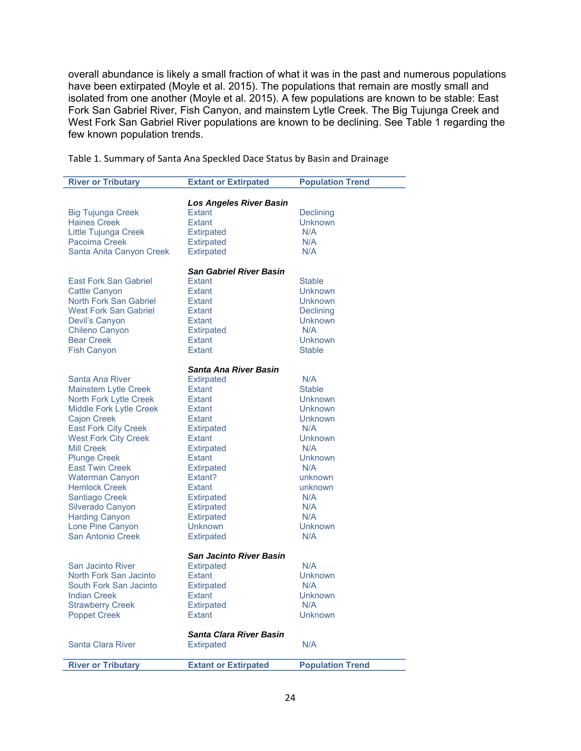overall abundance is likely a small fraction of what it was in the past and numerous populations have been extirpated (Moyle et al. 2015). The populations that remain are mostly small and isolated from one another (Moyle et al. 2015). A few populations are known to be stable: East Fork San Gabriel River, Fish Canyon, and mainstem Lytle Creek. The Big Tujunga Creek and West Fork San Gabriel River populations are known to be declining. See Table 1 regarding the few known population trends.

Table 1. Summary of Santa Ana Speckled Dace Status by Basin and Drainage

| River or Tributary | Extant or Extirpated | Population Trend |
|---|---|---|
| | ***Los Angeles River Basin*** | |
| Big Tujunga Creek | Extant | Declining |
| Haines Creek | Extant | Unknown |
| Little Tujunga Creek | Extirpated | N/A |
| Pacoima Creek | Extirpated | N/A |
| Santa Anita Canyon Creek | Extirpated | N/A |
| | ***San Gabriel River Basin*** | |
| East Fork San Gabriel | Extant | Stable |
| Cattle Canyon | Extant | Unknown |
| North Fork San Gabriel | Extant | Unknown |
| West Fork San Gabriel | Extant | Declining |
| Devil's Canyon | Extant | Unknown |
| Chileno Canyon | Extirpated | N/A |
| Bear Creek | Extant | Unknown |
| Fish Canyon | Extant | Stable |
| | ***Santa Ana River Basin*** | |
| Santa Ana River | Extirpated | N/A |
| Mainstem Lytle Creek | Extant | Stable |
| North Fork Lytle Creek | Extant | Unknown |
| Middle Fork Lytle Creek | Extant | Unknown |
| Cajon Creek | Extant | Unknown |
| East Fork City Creek | Extirpated | N/A |
| West Fork City Creek | Extant | Unknown |
| Mill Creek | Extirpated | N/A |
| Plunge Creek | Extant | Unknown |
| East Twin Creek | Extirpated | N/A |
| Waterman Canyon | Extant? | unknown |
| Hemlock Creek | Extant | unknown |
| Santiago Creek | Extirpated | N/A |
| Silverado Canyon | Extirpated | N/A |
| Harding Canyon | Extirpated | N/A |
| Lone Pine Canyon | Unknown | Unknown |
| San Antonio Creek | Extirpated | N/A |
| | ***San Jacinto River Basin*** | |
| San Jacinto River | Extirpated | N/A |
| North Fork San Jacinto | Extant | Unknown |
| South Fork San Jacinto | Extirpated | N/A |
| Indian Creek | Extant | Unknown |
| Strawberry Creek | Extirpated | N/A |
| Poppet Creek | Extant | Unknown |
| | ***Santa Clara River Basin*** | |
| Santa Clara River | Extirpated | N/A |
| **River or Tributary** | **Extant or Extirpated** | **Population Trend** |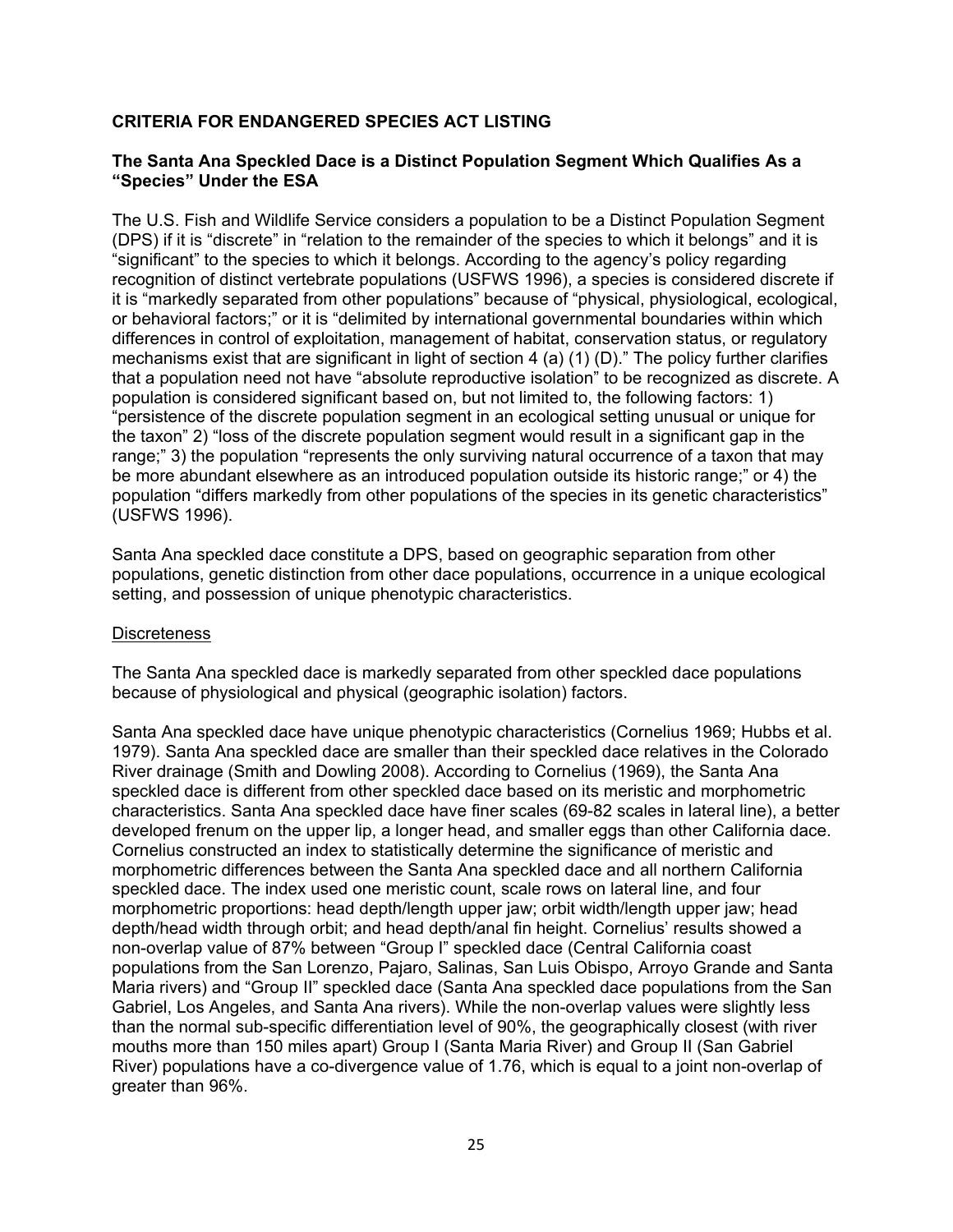## CRITERIA FOR ENDANGERED SPECIES ACT LISTING

### The Santa Ana Speckled Dace is a Distinct Population Segment Which Qualifies As a "Species" Under the ESA

The U.S. Fish and Wildlife Service considers a population to be a Distinct Population Segment (DPS) if it is "discrete" in "relation to the remainder of the species to which it belongs" and it is "significant" to the species to which it belongs. According to the agency's policy regarding recognition of distinct vertebrate populations (USFWS 1996), a species is considered discrete if it is "markedly separated from other populations" because of "physical, physiological, ecological, or behavioral factors;" or it is "delimited by international governmental boundaries within which differences in control of exploitation, management of habitat, conservation status, or regulatory mechanisms exist that are significant in light of section 4 (a) (1) (D)." The policy further clarifies that a population need not have "absolute reproductive isolation" to be recognized as discrete. A population is considered significant based on, but not limited to, the following factors: 1) "persistence of the discrete population segment in an ecological setting unusual or unique for the taxon" 2) "loss of the discrete population segment would result in a significant gap in the range;" 3) the population "represents the only surviving natural occurrence of a taxon that may be more abundant elsewhere as an introduced population outside its historic range;" or 4) the population "differs markedly from other populations of the species in its genetic characteristics" (USFWS 1996).

Santa Ana speckled dace constitute a DPS, based on geographic separation from other populations, genetic distinction from other dace populations, occurrence in a unique ecological setting, and possession of unique phenotypic characteristics.

Discreteness

The Santa Ana speckled dace is markedly separated from other speckled dace populations because of physiological and physical (geographic isolation) factors.

Santa Ana speckled dace have unique phenotypic characteristics (Cornelius 1969; Hubbs et al. 1979). Santa Ana speckled dace are smaller than their speckled dace relatives in the Colorado River drainage (Smith and Dowling 2008). According to Cornelius (1969), the Santa Ana speckled dace is different from other speckled dace based on its meristic and morphometric characteristics. Santa Ana speckled dace have finer scales (69-82 scales in lateral line), a better developed frenum on the upper lip, a longer head, and smaller eggs than other California dace. Cornelius constructed an index to statistically determine the significance of meristic and morphometric differences between the Santa Ana speckled dace and all northern California speckled dace. The index used one meristic count, scale rows on lateral line, and four morphometric proportions: head depth/length upper jaw; orbit width/length upper jaw; head depth/head width through orbit; and head depth/anal fin height. Cornelius' results showed a non-overlap value of 87% between "Group I" speckled dace (Central California coast populations from the San Lorenzo, Pajaro, Salinas, San Luis Obispo, Arroyo Grande and Santa Maria rivers) and "Group II" speckled dace (Santa Ana speckled dace populations from the San Gabriel, Los Angeles, and Santa Ana rivers). While the non-overlap values were slightly less than the normal sub-specific differentiation level of 90%, the geographically closest (with river mouths more than 150 miles apart) Group I (Santa Maria River) and Group II (San Gabriel River) populations have a co-divergence value of 1.76, which is equal to a joint non-overlap of greater than 96%.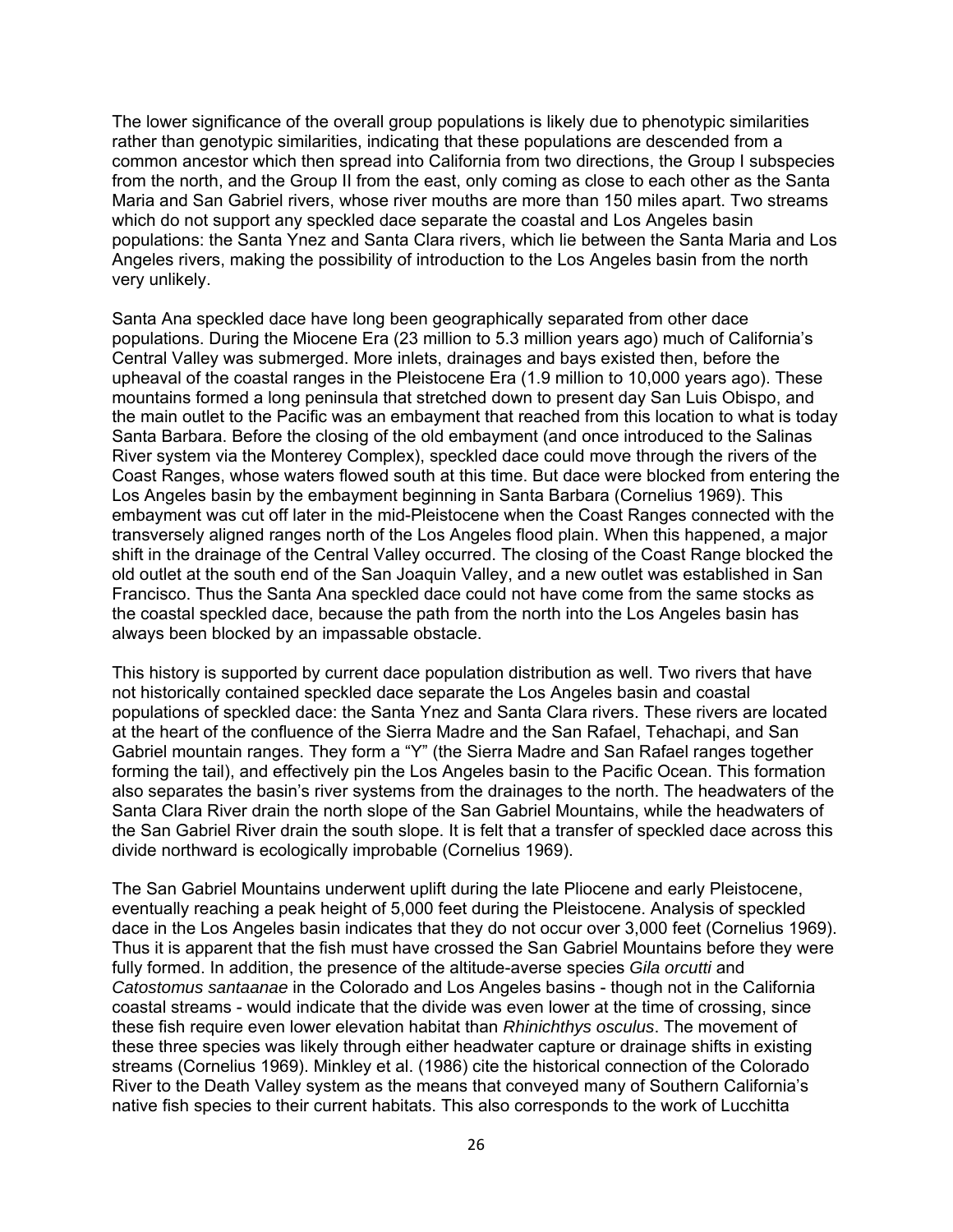The lower significance of the overall group populations is likely due to phenotypic similarities rather than genotypic similarities, indicating that these populations are descended from a common ancestor which then spread into California from two directions, the Group I subspecies from the north, and the Group II from the east, only coming as close to each other as the Santa Maria and San Gabriel rivers, whose river mouths are more than 150 miles apart. Two streams which do not support any speckled dace separate the coastal and Los Angeles basin populations: the Santa Ynez and Santa Clara rivers, which lie between the Santa Maria and Los Angeles rivers, making the possibility of introduction to the Los Angeles basin from the north very unlikely.

Santa Ana speckled dace have long been geographically separated from other dace populations. During the Miocene Era (23 million to 5.3 million years ago) much of California's Central Valley was submerged. More inlets, drainages and bays existed then, before the upheaval of the coastal ranges in the Pleistocene Era (1.9 million to 10,000 years ago). These mountains formed a long peninsula that stretched down to present day San Luis Obispo, and the main outlet to the Pacific was an embayment that reached from this location to what is today Santa Barbara. Before the closing of the old embayment (and once introduced to the Salinas River system via the Monterey Complex), speckled dace could move through the rivers of the Coast Ranges, whose waters flowed south at this time. But dace were blocked from entering the Los Angeles basin by the embayment beginning in Santa Barbara (Cornelius 1969). This embayment was cut off later in the mid-Pleistocene when the Coast Ranges connected with the transversely aligned ranges north of the Los Angeles flood plain. When this happened, a major shift in the drainage of the Central Valley occurred. The closing of the Coast Range blocked the old outlet at the south end of the San Joaquin Valley, and a new outlet was established in San Francisco. Thus the Santa Ana speckled dace could not have come from the same stocks as the coastal speckled dace, because the path from the north into the Los Angeles basin has always been blocked by an impassable obstacle.

This history is supported by current dace population distribution as well. Two rivers that have not historically contained speckled dace separate the Los Angeles basin and coastal populations of speckled dace: the Santa Ynez and Santa Clara rivers. These rivers are located at the heart of the confluence of the Sierra Madre and the San Rafael, Tehachapi, and San Gabriel mountain ranges. They form a "Y" (the Sierra Madre and San Rafael ranges together forming the tail), and effectively pin the Los Angeles basin to the Pacific Ocean. This formation also separates the basin's river systems from the drainages to the north. The headwaters of the Santa Clara River drain the north slope of the San Gabriel Mountains, while the headwaters of the San Gabriel River drain the south slope. It is felt that a transfer of speckled dace across this divide northward is ecologically improbable (Cornelius 1969).

The San Gabriel Mountains underwent uplift during the late Pliocene and early Pleistocene, eventually reaching a peak height of 5,000 feet during the Pleistocene. Analysis of speckled dace in the Los Angeles basin indicates that they do not occur over 3,000 feet (Cornelius 1969). Thus it is apparent that the fish must have crossed the San Gabriel Mountains before they were fully formed. In addition, the presence of the altitude-averse species *Gila orcutti* and *Catostomus santaanae* in the Colorado and Los Angeles basins - though not in the California coastal streams - would indicate that the divide was even lower at the time of crossing, since these fish require even lower elevation habitat than *Rhinichthys osculus*. The movement of these three species was likely through either headwater capture or drainage shifts in existing streams (Cornelius 1969). Minkley et al. (1986) cite the historical connection of the Colorado River to the Death Valley system as the means that conveyed many of Southern California's native fish species to their current habitats. This also corresponds to the work of Lucchitta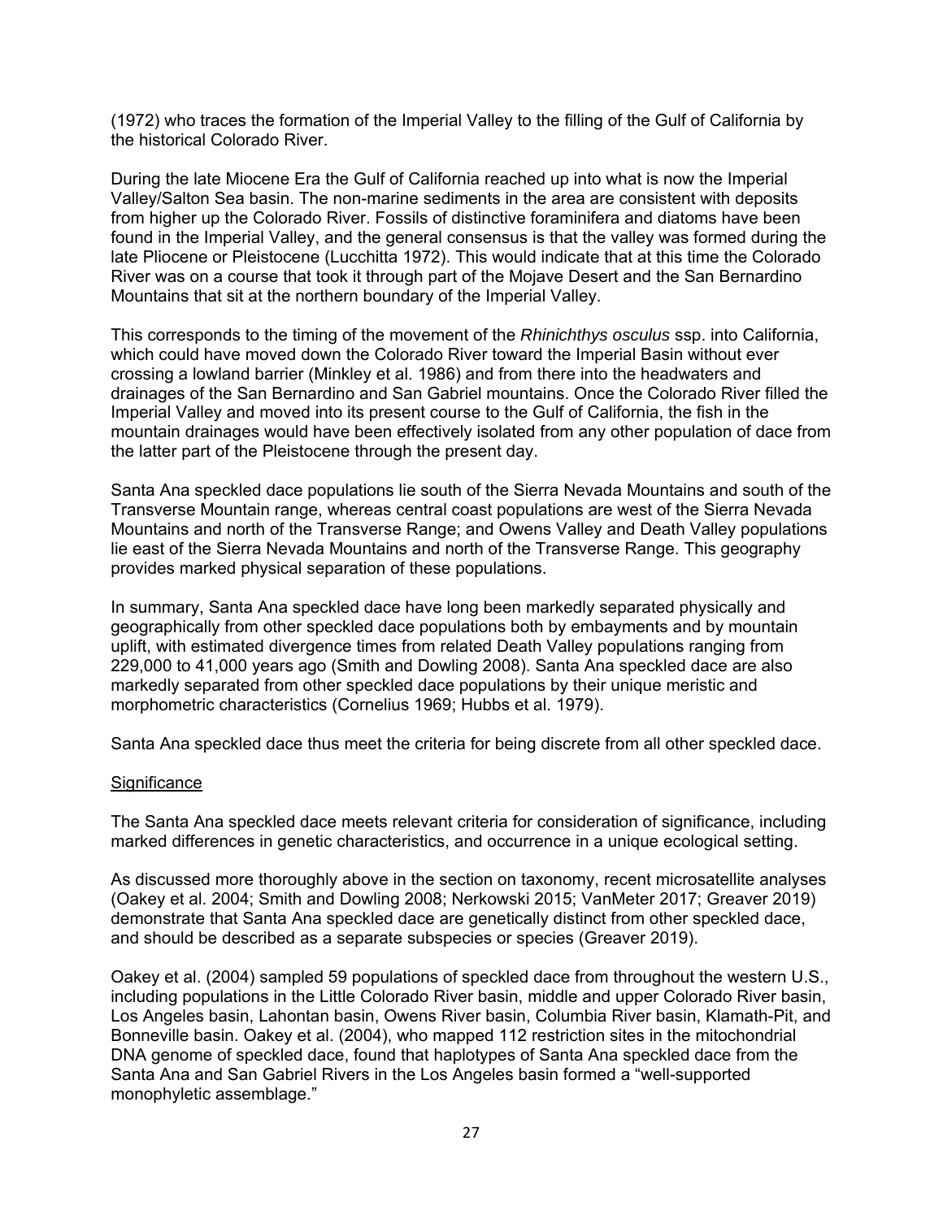(1972) who traces the formation of the Imperial Valley to the filling of the Gulf of California by the historical Colorado River.

During the late Miocene Era the Gulf of California reached up into what is now the Imperial Valley/Salton Sea basin. The non-marine sediments in the area are consistent with deposits from higher up the Colorado River. Fossils of distinctive foraminifera and diatoms have been found in the Imperial Valley, and the general consensus is that the valley was formed during the late Pliocene or Pleistocene (Lucchitta 1972). This would indicate that at this time the Colorado River was on a course that took it through part of the Mojave Desert and the San Bernardino Mountains that sit at the northern boundary of the Imperial Valley.

This corresponds to the timing of the movement of the *Rhinichthys osculus* ssp. into California, which could have moved down the Colorado River toward the Imperial Basin without ever crossing a lowland barrier (Minkley et al. 1986) and from there into the headwaters and drainages of the San Bernardino and San Gabriel mountains. Once the Colorado River filled the Imperial Valley and moved into its present course to the Gulf of California, the fish in the mountain drainages would have been effectively isolated from any other population of dace from the latter part of the Pleistocene through the present day.

Santa Ana speckled dace populations lie south of the Sierra Nevada Mountains and south of the Transverse Mountain range, whereas central coast populations are west of the Sierra Nevada Mountains and north of the Transverse Range; and Owens Valley and Death Valley populations lie east of the Sierra Nevada Mountains and north of the Transverse Range. This geography provides marked physical separation of these populations.

In summary, Santa Ana speckled dace have long been markedly separated physically and geographically from other speckled dace populations both by embayments and by mountain uplift, with estimated divergence times from related Death Valley populations ranging from 229,000 to 41,000 years ago (Smith and Dowling 2008). Santa Ana speckled dace are also markedly separated from other speckled dace populations by their unique meristic and morphometric characteristics (Cornelius 1969; Hubbs et al. 1979).

Santa Ana speckled dace thus meet the criteria for being discrete from all other speckled dace.

<u>Significance</u>

The Santa Ana speckled dace meets relevant criteria for consideration of significance, including marked differences in genetic characteristics, and occurrence in a unique ecological setting.

As discussed more thoroughly above in the section on taxonomy, recent microsatellite analyses (Oakey et al. 2004; Smith and Dowling 2008; Nerkowski 2015; VanMeter 2017; Greaver 2019) demonstrate that Santa Ana speckled dace are genetically distinct from other speckled dace, and should be described as a separate subspecies or species (Greaver 2019).

Oakey et al. (2004) sampled 59 populations of speckled dace from throughout the western U.S., including populations in the Little Colorado River basin, middle and upper Colorado River basin, Los Angeles basin, Lahontan basin, Owens River basin, Columbia River basin, Klamath-Pit, and Bonneville basin. Oakey et al. (2004), who mapped 112 restriction sites in the mitochondrial DNA genome of speckled dace, found that haplotypes of Santa Ana speckled dace from the Santa Ana and San Gabriel Rivers in the Los Angeles basin formed a "well-supported monophyletic assemblage."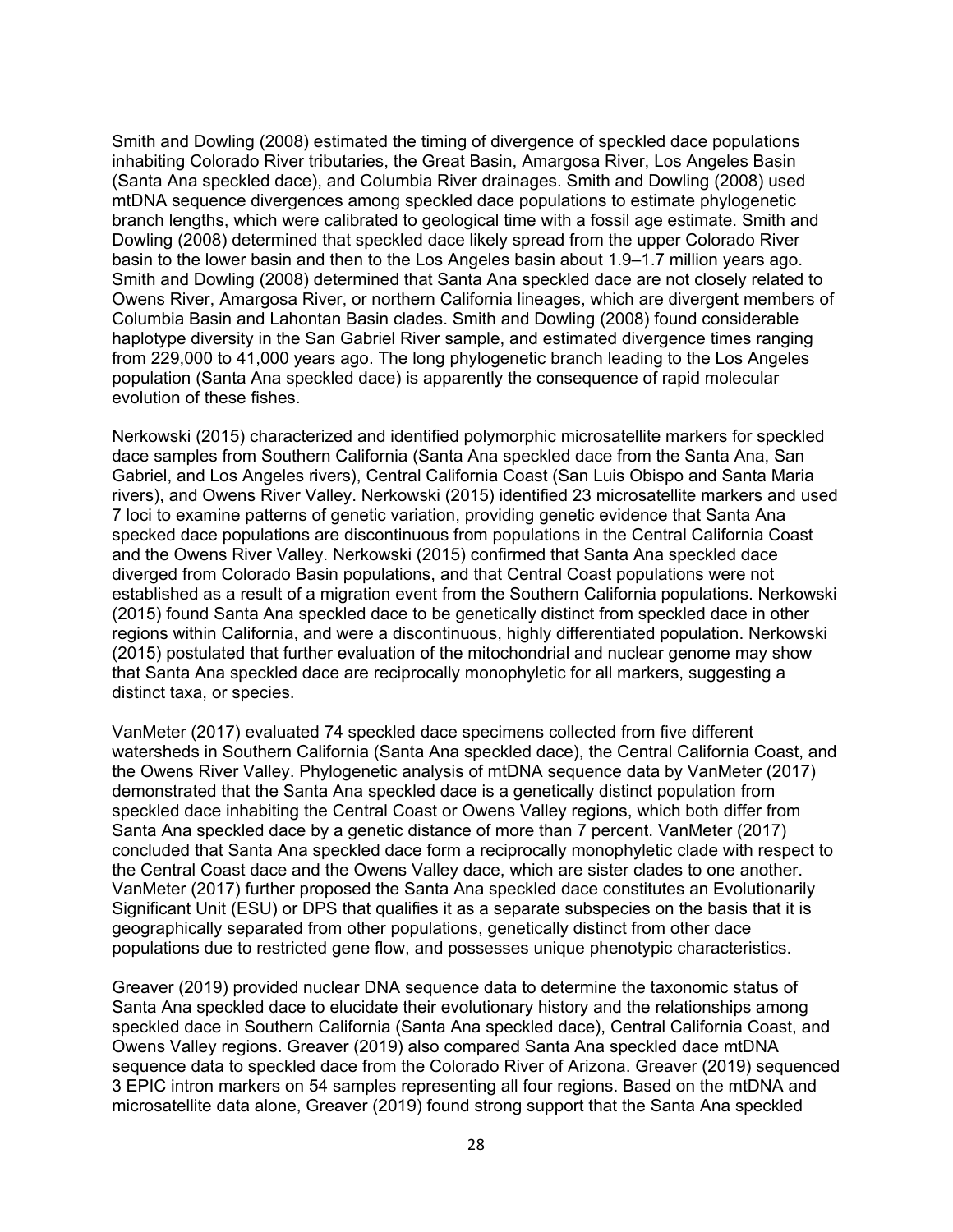Smith and Dowling (2008) estimated the timing of divergence of speckled dace populations inhabiting Colorado River tributaries, the Great Basin, Amargosa River, Los Angeles Basin (Santa Ana speckled dace), and Columbia River drainages. Smith and Dowling (2008) used mtDNA sequence divergences among speckled dace populations to estimate phylogenetic branch lengths, which were calibrated to geological time with a fossil age estimate. Smith and Dowling (2008) determined that speckled dace likely spread from the upper Colorado River basin to the lower basin and then to the Los Angeles basin about 1.9–1.7 million years ago. Smith and Dowling (2008) determined that Santa Ana speckled dace are not closely related to Owens River, Amargosa River, or northern California lineages, which are divergent members of Columbia Basin and Lahontan Basin clades. Smith and Dowling (2008) found considerable haplotype diversity in the San Gabriel River sample, and estimated divergence times ranging from 229,000 to 41,000 years ago. The long phylogenetic branch leading to the Los Angeles population (Santa Ana speckled dace) is apparently the consequence of rapid molecular evolution of these fishes.

Nerkowski (2015) characterized and identified polymorphic microsatellite markers for speckled dace samples from Southern California (Santa Ana speckled dace from the Santa Ana, San Gabriel, and Los Angeles rivers), Central California Coast (San Luis Obispo and Santa Maria rivers), and Owens River Valley. Nerkowski (2015) identified 23 microsatellite markers and used 7 loci to examine patterns of genetic variation, providing genetic evidence that Santa Ana specked dace populations are discontinuous from populations in the Central California Coast and the Owens River Valley. Nerkowski (2015) confirmed that Santa Ana speckled dace diverged from Colorado Basin populations, and that Central Coast populations were not established as a result of a migration event from the Southern California populations. Nerkowski (2015) found Santa Ana speckled dace to be genetically distinct from speckled dace in other regions within California, and were a discontinuous, highly differentiated population. Nerkowski (2015) postulated that further evaluation of the mitochondrial and nuclear genome may show that Santa Ana speckled dace are reciprocally monophyletic for all markers, suggesting a distinct taxa, or species.

VanMeter (2017) evaluated 74 speckled dace specimens collected from five different watersheds in Southern California (Santa Ana speckled dace), the Central California Coast, and the Owens River Valley. Phylogenetic analysis of mtDNA sequence data by VanMeter (2017) demonstrated that the Santa Ana speckled dace is a genetically distinct population from speckled dace inhabiting the Central Coast or Owens Valley regions, which both differ from Santa Ana speckled dace by a genetic distance of more than 7 percent. VanMeter (2017) concluded that Santa Ana speckled dace form a reciprocally monophyletic clade with respect to the Central Coast dace and the Owens Valley dace, which are sister clades to one another. VanMeter (2017) further proposed the Santa Ana speckled dace constitutes an Evolutionarily Significant Unit (ESU) or DPS that qualifies it as a separate subspecies on the basis that it is geographically separated from other populations, genetically distinct from other dace populations due to restricted gene flow, and possesses unique phenotypic characteristics.

Greaver (2019) provided nuclear DNA sequence data to determine the taxonomic status of Santa Ana speckled dace to elucidate their evolutionary history and the relationships among speckled dace in Southern California (Santa Ana speckled dace), Central California Coast, and Owens Valley regions. Greaver (2019) also compared Santa Ana speckled dace mtDNA sequence data to speckled dace from the Colorado River of Arizona. Greaver (2019) sequenced 3 EPIC intron markers on 54 samples representing all four regions. Based on the mtDNA and microsatellite data alone, Greaver (2019) found strong support that the Santa Ana speckled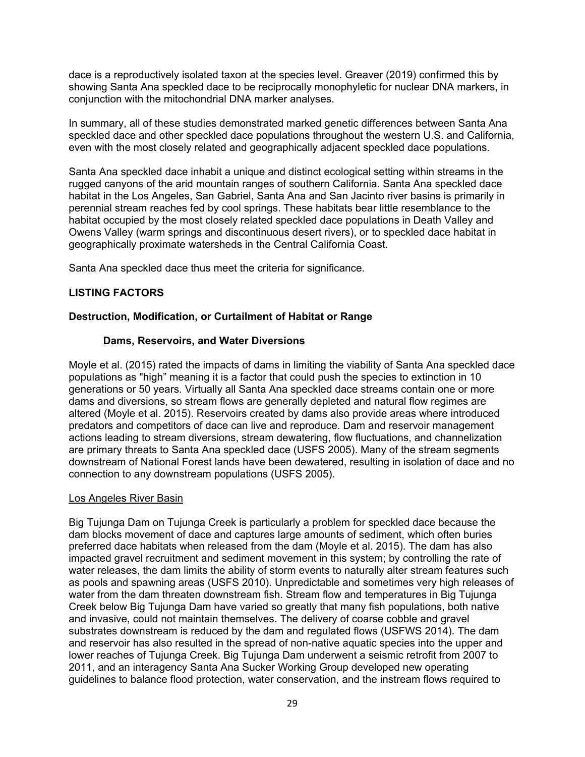dace is a reproductively isolated taxon at the species level. Greaver (2019) confirmed this by showing Santa Ana speckled dace to be reciprocally monophyletic for nuclear DNA markers, in conjunction with the mitochondrial DNA marker analyses.

In summary, all of these studies demonstrated marked genetic differences between Santa Ana speckled dace and other speckled dace populations throughout the western U.S. and California, even with the most closely related and geographically adjacent speckled dace populations.

Santa Ana speckled dace inhabit a unique and distinct ecological setting within streams in the rugged canyons of the arid mountain ranges of southern California. Santa Ana speckled dace habitat in the Los Angeles, San Gabriel, Santa Ana and San Jacinto river basins is primarily in perennial stream reaches fed by cool springs. These habitats bear little resemblance to the habitat occupied by the most closely related speckled dace populations in Death Valley and Owens Valley (warm springs and discontinuous desert rivers), or to speckled dace habitat in geographically proximate watersheds in the Central California Coast.

Santa Ana speckled dace thus meet the criteria for significance.

## LISTING FACTORS

### Destruction, Modification, or Curtailment of Habitat or Range

#### Dams, Reservoirs, and Water Diversions

Moyle et al. (2015) rated the impacts of dams in limiting the viability of Santa Ana speckled dace populations as "high" meaning it is a factor that could push the species to extinction in 10 generations or 50 years. Virtually all Santa Ana speckled dace streams contain one or more dams and diversions, so stream flows are generally depleted and natural flow regimes are altered (Moyle et al. 2015). Reservoirs created by dams also provide areas where introduced predators and competitors of dace can live and reproduce. Dam and reservoir management actions leading to stream diversions, stream dewatering, flow fluctuations, and channelization are primary threats to Santa Ana speckled dace (USFS 2005). Many of the stream segments downstream of National Forest lands have been dewatered, resulting in isolation of dace and no connection to any downstream populations (USFS 2005).

<u>Los Angeles River Basin</u>

Big Tujunga Dam on Tujunga Creek is particularly a problem for speckled dace because the dam blocks movement of dace and captures large amounts of sediment, which often buries preferred dace habitats when released from the dam (Moyle et al. 2015). The dam has also impacted gravel recruitment and sediment movement in this system; by controlling the rate of water releases, the dam limits the ability of storm events to naturally alter stream features such as pools and spawning areas (USFS 2010). Unpredictable and sometimes very high releases of water from the dam threaten downstream fish. Stream flow and temperatures in Big Tujunga Creek below Big Tujunga Dam have varied so greatly that many fish populations, both native and invasive, could not maintain themselves. The delivery of coarse cobble and gravel substrates downstream is reduced by the dam and regulated flows (USFWS 2014). The dam and reservoir has also resulted in the spread of non-native aquatic species into the upper and lower reaches of Tujunga Creek. Big Tujunga Dam underwent a seismic retrofit from 2007 to 2011, and an interagency Santa Ana Sucker Working Group developed new operating guidelines to balance flood protection, water conservation, and the instream flows required to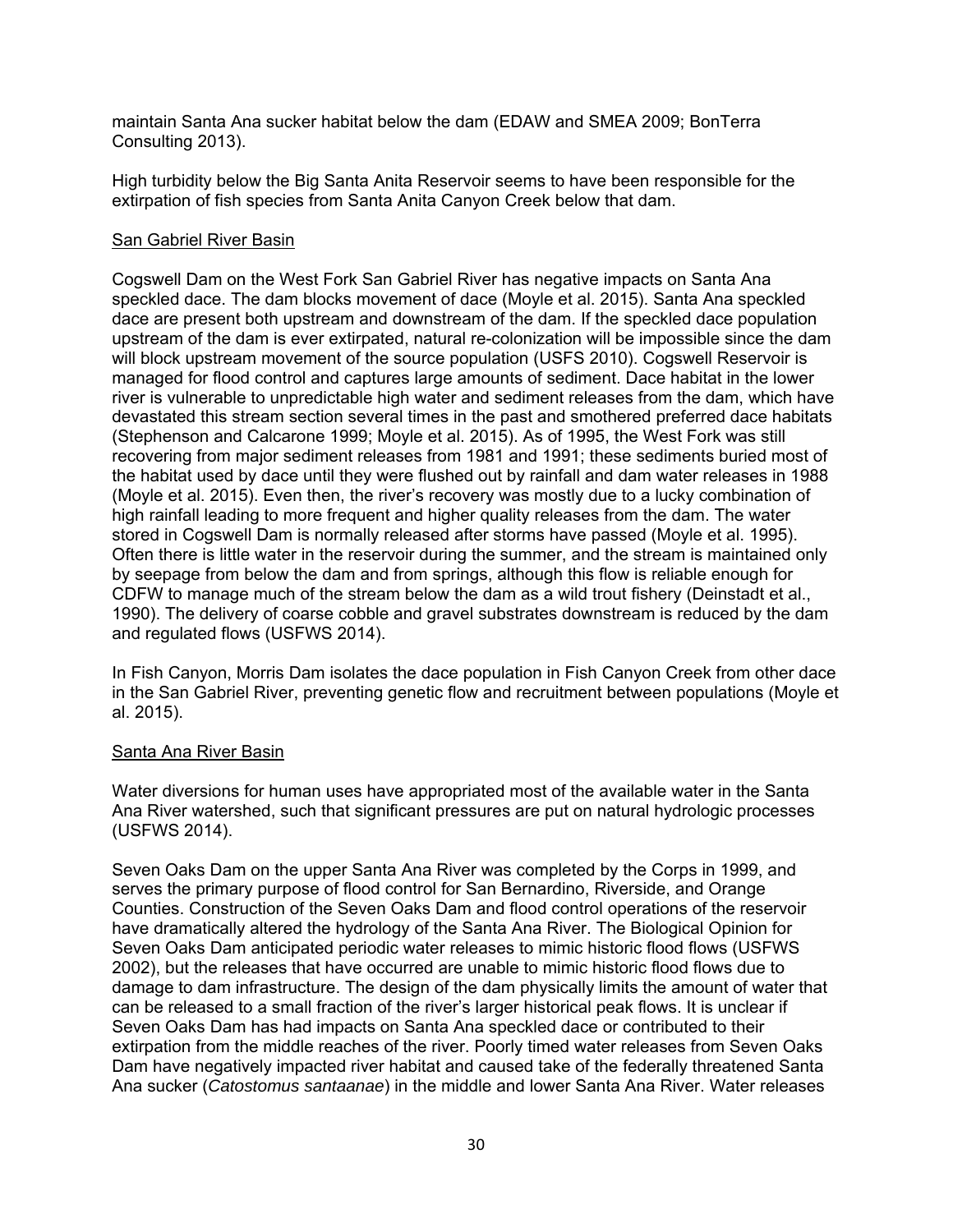maintain Santa Ana sucker habitat below the dam (EDAW and SMEA 2009; BonTerra Consulting 2013).

High turbidity below the Big Santa Anita Reservoir seems to have been responsible for the extirpation of fish species from Santa Anita Canyon Creek below that dam.

<u>San Gabriel River Basin</u>

Cogswell Dam on the West Fork San Gabriel River has negative impacts on Santa Ana speckled dace. The dam blocks movement of dace (Moyle et al. 2015). Santa Ana speckled dace are present both upstream and downstream of the dam. If the speckled dace population upstream of the dam is ever extirpated, natural re-colonization will be impossible since the dam will block upstream movement of the source population (USFS 2010). Cogswell Reservoir is managed for flood control and captures large amounts of sediment. Dace habitat in the lower river is vulnerable to unpredictable high water and sediment releases from the dam, which have devastated this stream section several times in the past and smothered preferred dace habitats (Stephenson and Calcarone 1999; Moyle et al. 2015). As of 1995, the West Fork was still recovering from major sediment releases from 1981 and 1991; these sediments buried most of the habitat used by dace until they were flushed out by rainfall and dam water releases in 1988 (Moyle et al. 2015). Even then, the river's recovery was mostly due to a lucky combination of high rainfall leading to more frequent and higher quality releases from the dam. The water stored in Cogswell Dam is normally released after storms have passed (Moyle et al. 1995). Often there is little water in the reservoir during the summer, and the stream is maintained only by seepage from below the dam and from springs, although this flow is reliable enough for CDFW to manage much of the stream below the dam as a wild trout fishery (Deinstadt et al., 1990). The delivery of coarse cobble and gravel substrates downstream is reduced by the dam and regulated flows (USFWS 2014).

In Fish Canyon, Morris Dam isolates the dace population in Fish Canyon Creek from other dace in the San Gabriel River, preventing genetic flow and recruitment between populations (Moyle et al. 2015).

<u>Santa Ana River Basin</u>

Water diversions for human uses have appropriated most of the available water in the Santa Ana River watershed, such that significant pressures are put on natural hydrologic processes (USFWS 2014).

Seven Oaks Dam on the upper Santa Ana River was completed by the Corps in 1999, and serves the primary purpose of flood control for San Bernardino, Riverside, and Orange Counties. Construction of the Seven Oaks Dam and flood control operations of the reservoir have dramatically altered the hydrology of the Santa Ana River. The Biological Opinion for Seven Oaks Dam anticipated periodic water releases to mimic historic flood flows (USFWS 2002), but the releases that have occurred are unable to mimic historic flood flows due to damage to dam infrastructure. The design of the dam physically limits the amount of water that can be released to a small fraction of the river's larger historical peak flows. It is unclear if Seven Oaks Dam has had impacts on Santa Ana speckled dace or contributed to their extirpation from the middle reaches of the river. Poorly timed water releases from Seven Oaks Dam have negatively impacted river habitat and caused take of the federally threatened Santa Ana sucker (*Catostomus santaanae*) in the middle and lower Santa Ana River. Water releases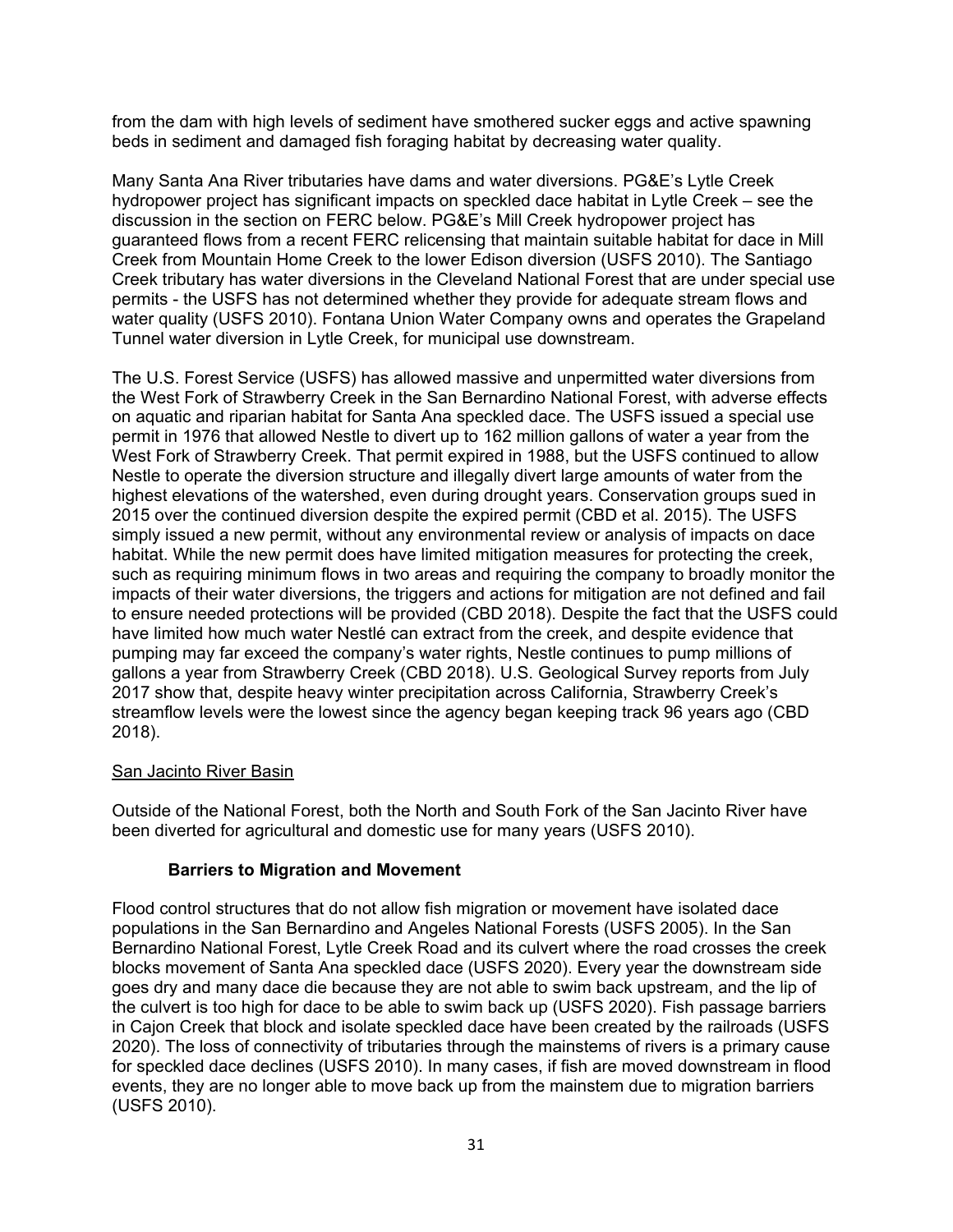from the dam with high levels of sediment have smothered sucker eggs and active spawning beds in sediment and damaged fish foraging habitat by decreasing water quality.

Many Santa Ana River tributaries have dams and water diversions. PG&E's Lytle Creek hydropower project has significant impacts on speckled dace habitat in Lytle Creek – see the discussion in the section on FERC below. PG&E's Mill Creek hydropower project has guaranteed flows from a recent FERC relicensing that maintain suitable habitat for dace in Mill Creek from Mountain Home Creek to the lower Edison diversion (USFS 2010). The Santiago Creek tributary has water diversions in the Cleveland National Forest that are under special use permits - the USFS has not determined whether they provide for adequate stream flows and water quality (USFS 2010). Fontana Union Water Company owns and operates the Grapeland Tunnel water diversion in Lytle Creek, for municipal use downstream.

The U.S. Forest Service (USFS) has allowed massive and unpermitted water diversions from the West Fork of Strawberry Creek in the San Bernardino National Forest, with adverse effects on aquatic and riparian habitat for Santa Ana speckled dace. The USFS issued a special use permit in 1976 that allowed Nestle to divert up to 162 million gallons of water a year from the West Fork of Strawberry Creek. That permit expired in 1988, but the USFS continued to allow Nestle to operate the diversion structure and illegally divert large amounts of water from the highest elevations of the watershed, even during drought years. Conservation groups sued in 2015 over the continued diversion despite the expired permit (CBD et al. 2015). The USFS simply issued a new permit, without any environmental review or analysis of impacts on dace habitat. While the new permit does have limited mitigation measures for protecting the creek, such as requiring minimum flows in two areas and requiring the company to broadly monitor the impacts of their water diversions, the triggers and actions for mitigation are not defined and fail to ensure needed protections will be provided (CBD 2018). Despite the fact that the USFS could have limited how much water Nestlé can extract from the creek, and despite evidence that pumping may far exceed the company's water rights, Nestle continues to pump millions of gallons a year from Strawberry Creek (CBD 2018). U.S. Geological Survey reports from July 2017 show that, despite heavy winter precipitation across California, Strawberry Creek's streamflow levels were the lowest since the agency began keeping track 96 years ago (CBD 2018).

San Jacinto River Basin

Outside of the National Forest, both the North and South Fork of the San Jacinto River have been diverted for agricultural and domestic use for many years (USFS 2010).

**Barriers to Migration and Movement**

Flood control structures that do not allow fish migration or movement have isolated dace populations in the San Bernardino and Angeles National Forests (USFS 2005). In the San Bernardino National Forest, Lytle Creek Road and its culvert where the road crosses the creek blocks movement of Santa Ana speckled dace (USFS 2020). Every year the downstream side goes dry and many dace die because they are not able to swim back upstream, and the lip of the culvert is too high for dace to be able to swim back up (USFS 2020). Fish passage barriers in Cajon Creek that block and isolate speckled dace have been created by the railroads (USFS 2020). The loss of connectivity of tributaries through the mainstems of rivers is a primary cause for speckled dace declines (USFS 2010). In many cases, if fish are moved downstream in flood events, they are no longer able to move back up from the mainstem due to migration barriers (USFS 2010).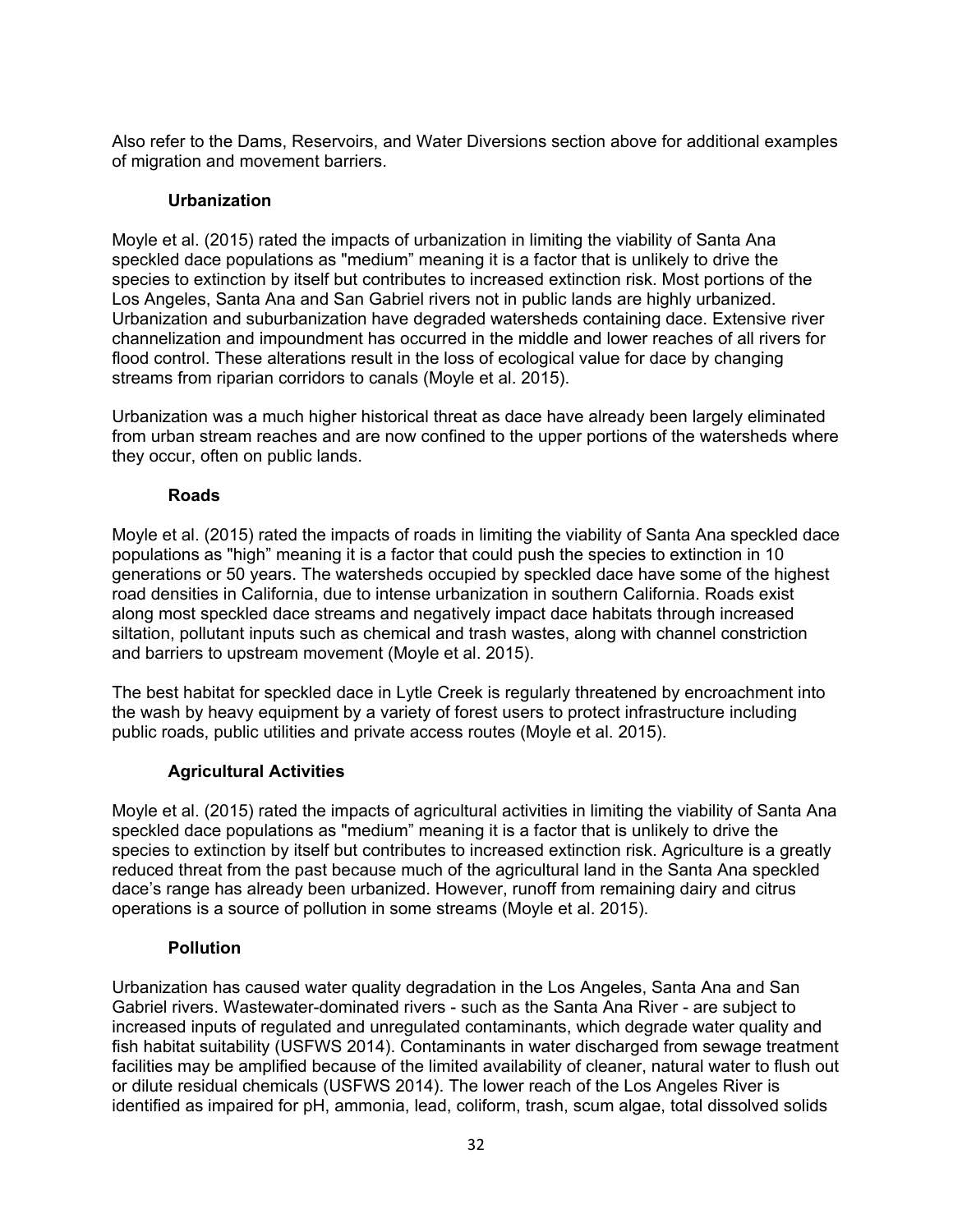Also refer to the Dams, Reservoirs, and Water Diversions section above for additional examples of migration and movement barriers.

#### Urbanization

Moyle et al. (2015) rated the impacts of urbanization in limiting the viability of Santa Ana speckled dace populations as "medium" meaning it is a factor that is unlikely to drive the species to extinction by itself but contributes to increased extinction risk. Most portions of the Los Angeles, Santa Ana and San Gabriel rivers not in public lands are highly urbanized. Urbanization and suburbanization have degraded watersheds containing dace. Extensive river channelization and impoundment has occurred in the middle and lower reaches of all rivers for flood control. These alterations result in the loss of ecological value for dace by changing streams from riparian corridors to canals (Moyle et al. 2015).

Urbanization was a much higher historical threat as dace have already been largely eliminated from urban stream reaches and are now confined to the upper portions of the watersheds where they occur, often on public lands.

#### Roads

Moyle et al. (2015) rated the impacts of roads in limiting the viability of Santa Ana speckled dace populations as "high" meaning it is a factor that could push the species to extinction in 10 generations or 50 years. The watersheds occupied by speckled dace have some of the highest road densities in California, due to intense urbanization in southern California. Roads exist along most speckled dace streams and negatively impact dace habitats through increased siltation, pollutant inputs such as chemical and trash wastes, along with channel constriction and barriers to upstream movement (Moyle et al. 2015).

The best habitat for speckled dace in Lytle Creek is regularly threatened by encroachment into the wash by heavy equipment by a variety of forest users to protect infrastructure including public roads, public utilities and private access routes (Moyle et al. 2015).

#### Agricultural Activities

Moyle et al. (2015) rated the impacts of agricultural activities in limiting the viability of Santa Ana speckled dace populations as "medium" meaning it is a factor that is unlikely to drive the species to extinction by itself but contributes to increased extinction risk. Agriculture is a greatly reduced threat from the past because much of the agricultural land in the Santa Ana speckled dace's range has already been urbanized. However, runoff from remaining dairy and citrus operations is a source of pollution in some streams (Moyle et al. 2015).

#### Pollution

Urbanization has caused water quality degradation in the Los Angeles, Santa Ana and San Gabriel rivers. Wastewater-dominated rivers - such as the Santa Ana River - are subject to increased inputs of regulated and unregulated contaminants, which degrade water quality and fish habitat suitability (USFWS 2014). Contaminants in water discharged from sewage treatment facilities may be amplified because of the limited availability of cleaner, natural water to flush out or dilute residual chemicals (USFWS 2014). The lower reach of the Los Angeles River is identified as impaired for pH, ammonia, lead, coliform, trash, scum algae, total dissolved solids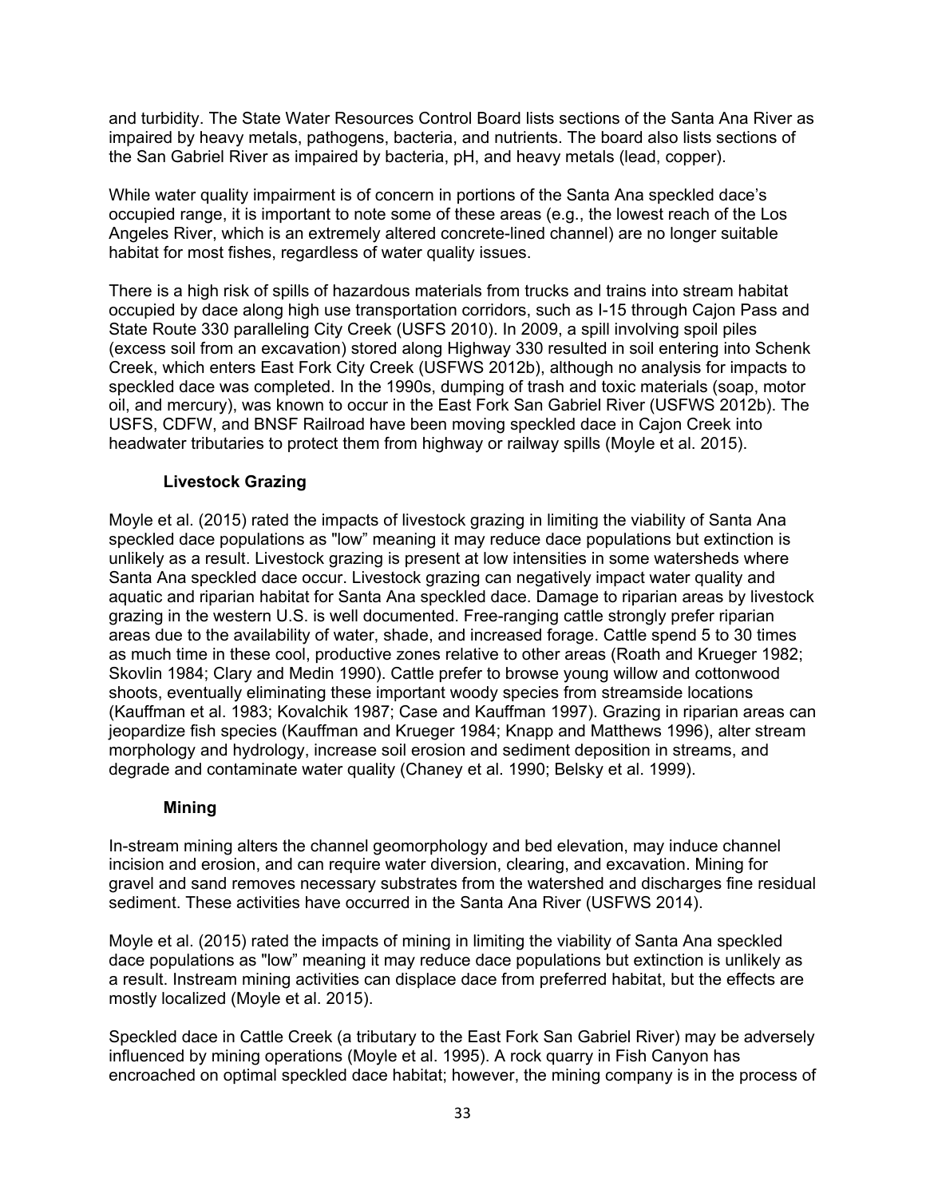and turbidity. The State Water Resources Control Board lists sections of the Santa Ana River as impaired by heavy metals, pathogens, bacteria, and nutrients. The board also lists sections of the San Gabriel River as impaired by bacteria, pH, and heavy metals (lead, copper).

While water quality impairment is of concern in portions of the Santa Ana speckled dace's occupied range, it is important to note some of these areas (e.g., the lowest reach of the Los Angeles River, which is an extremely altered concrete-lined channel) are no longer suitable habitat for most fishes, regardless of water quality issues.

There is a high risk of spills of hazardous materials from trucks and trains into stream habitat occupied by dace along high use transportation corridors, such as I-15 through Cajon Pass and State Route 330 paralleling City Creek (USFS 2010). In 2009, a spill involving spoil piles (excess soil from an excavation) stored along Highway 330 resulted in soil entering into Schenk Creek, which enters East Fork City Creek (USFWS 2012b), although no analysis for impacts to speckled dace was completed. In the 1990s, dumping of trash and toxic materials (soap, motor oil, and mercury), was known to occur in the East Fork San Gabriel River (USFWS 2012b). The USFS, CDFW, and BNSF Railroad have been moving speckled dace in Cajon Creek into headwater tributaries to protect them from highway or railway spills (Moyle et al. 2015).

### Livestock Grazing

Moyle et al. (2015) rated the impacts of livestock grazing in limiting the viability of Santa Ana speckled dace populations as "low" meaning it may reduce dace populations but extinction is unlikely as a result. Livestock grazing is present at low intensities in some watersheds where Santa Ana speckled dace occur. Livestock grazing can negatively impact water quality and aquatic and riparian habitat for Santa Ana speckled dace. Damage to riparian areas by livestock grazing in the western U.S. is well documented. Free-ranging cattle strongly prefer riparian areas due to the availability of water, shade, and increased forage. Cattle spend 5 to 30 times as much time in these cool, productive zones relative to other areas (Roath and Krueger 1982; Skovlin 1984; Clary and Medin 1990). Cattle prefer to browse young willow and cottonwood shoots, eventually eliminating these important woody species from streamside locations (Kauffman et al. 1983; Kovalchik 1987; Case and Kauffman 1997). Grazing in riparian areas can jeopardize fish species (Kauffman and Krueger 1984; Knapp and Matthews 1996), alter stream morphology and hydrology, increase soil erosion and sediment deposition in streams, and degrade and contaminate water quality (Chaney et al. 1990; Belsky et al. 1999).

### Mining

In-stream mining alters the channel geomorphology and bed elevation, may induce channel incision and erosion, and can require water diversion, clearing, and excavation. Mining for gravel and sand removes necessary substrates from the watershed and discharges fine residual sediment. These activities have occurred in the Santa Ana River (USFWS 2014).

Moyle et al. (2015) rated the impacts of mining in limiting the viability of Santa Ana speckled dace populations as "low" meaning it may reduce dace populations but extinction is unlikely as a result. Instream mining activities can displace dace from preferred habitat, but the effects are mostly localized (Moyle et al. 2015).

Speckled dace in Cattle Creek (a tributary to the East Fork San Gabriel River) may be adversely influenced by mining operations (Moyle et al. 1995). A rock quarry in Fish Canyon has encroached on optimal speckled dace habitat; however, the mining company is in the process of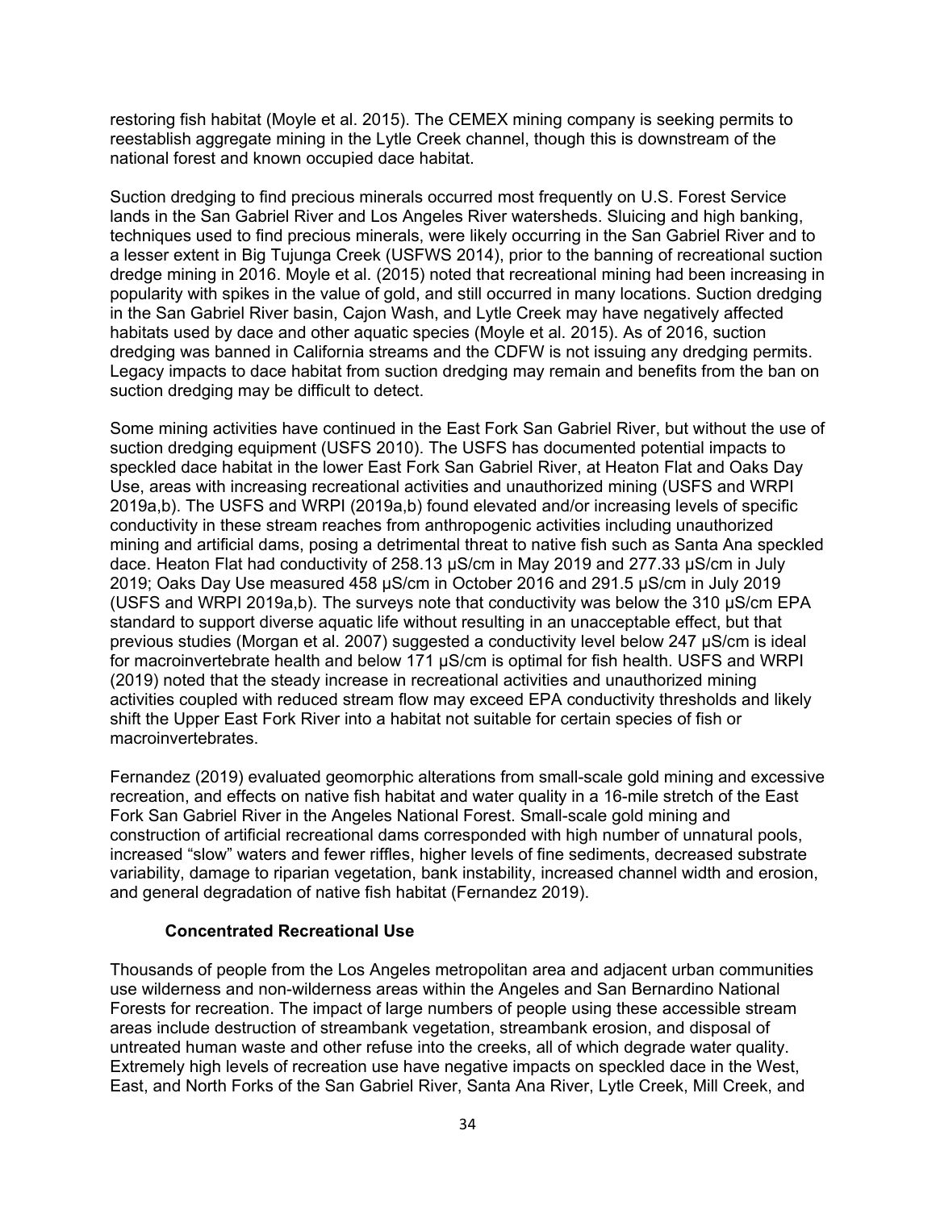restoring fish habitat (Moyle et al. 2015). The CEMEX mining company is seeking permits to reestablish aggregate mining in the Lytle Creek channel, though this is downstream of the national forest and known occupied dace habitat.

Suction dredging to find precious minerals occurred most frequently on U.S. Forest Service lands in the San Gabriel River and Los Angeles River watersheds. Sluicing and high banking, techniques used to find precious minerals, were likely occurring in the San Gabriel River and to a lesser extent in Big Tujunga Creek (USFWS 2014), prior to the banning of recreational suction dredge mining in 2016. Moyle et al. (2015) noted that recreational mining had been increasing in popularity with spikes in the value of gold, and still occurred in many locations. Suction dredging in the San Gabriel River basin, Cajon Wash, and Lytle Creek may have negatively affected habitats used by dace and other aquatic species (Moyle et al. 2015). As of 2016, suction dredging was banned in California streams and the CDFW is not issuing any dredging permits. Legacy impacts to dace habitat from suction dredging may remain and benefits from the ban on suction dredging may be difficult to detect.

Some mining activities have continued in the East Fork San Gabriel River, but without the use of suction dredging equipment (USFS 2010). The USFS has documented potential impacts to speckled dace habitat in the lower East Fork San Gabriel River, at Heaton Flat and Oaks Day Use, areas with increasing recreational activities and unauthorized mining (USFS and WRPI 2019a,b). The USFS and WRPI (2019a,b) found elevated and/or increasing levels of specific conductivity in these stream reaches from anthropogenic activities including unauthorized mining and artificial dams, posing a detrimental threat to native fish such as Santa Ana speckled dace. Heaton Flat had conductivity of 258.13 µS/cm in May 2019 and 277.33 µS/cm in July 2019; Oaks Day Use measured 458 µS/cm in October 2016 and 291.5 µS/cm in July 2019 (USFS and WRPI 2019a,b). The surveys note that conductivity was below the 310 µS/cm EPA standard to support diverse aquatic life without resulting in an unacceptable effect, but that previous studies (Morgan et al. 2007) suggested a conductivity level below 247 µS/cm is ideal for macroinvertebrate health and below 171 µS/cm is optimal for fish health. USFS and WRPI (2019) noted that the steady increase in recreational activities and unauthorized mining activities coupled with reduced stream flow may exceed EPA conductivity thresholds and likely shift the Upper East Fork River into a habitat not suitable for certain species of fish or macroinvertebrates.

Fernandez (2019) evaluated geomorphic alterations from small-scale gold mining and excessive recreation, and effects on native fish habitat and water quality in a 16-mile stretch of the East Fork San Gabriel River in the Angeles National Forest. Small-scale gold mining and construction of artificial recreational dams corresponded with high number of unnatural pools, increased "slow" waters and fewer riffles, higher levels of fine sediments, decreased substrate variability, damage to riparian vegetation, bank instability, increased channel width and erosion, and general degradation of native fish habitat (Fernandez 2019).

### Concentrated Recreational Use

Thousands of people from the Los Angeles metropolitan area and adjacent urban communities use wilderness and non-wilderness areas within the Angeles and San Bernardino National Forests for recreation. The impact of large numbers of people using these accessible stream areas include destruction of streambank vegetation, streambank erosion, and disposal of untreated human waste and other refuse into the creeks, all of which degrade water quality. Extremely high levels of recreation use have negative impacts on speckled dace in the West, East, and North Forks of the San Gabriel River, Santa Ana River, Lytle Creek, Mill Creek, and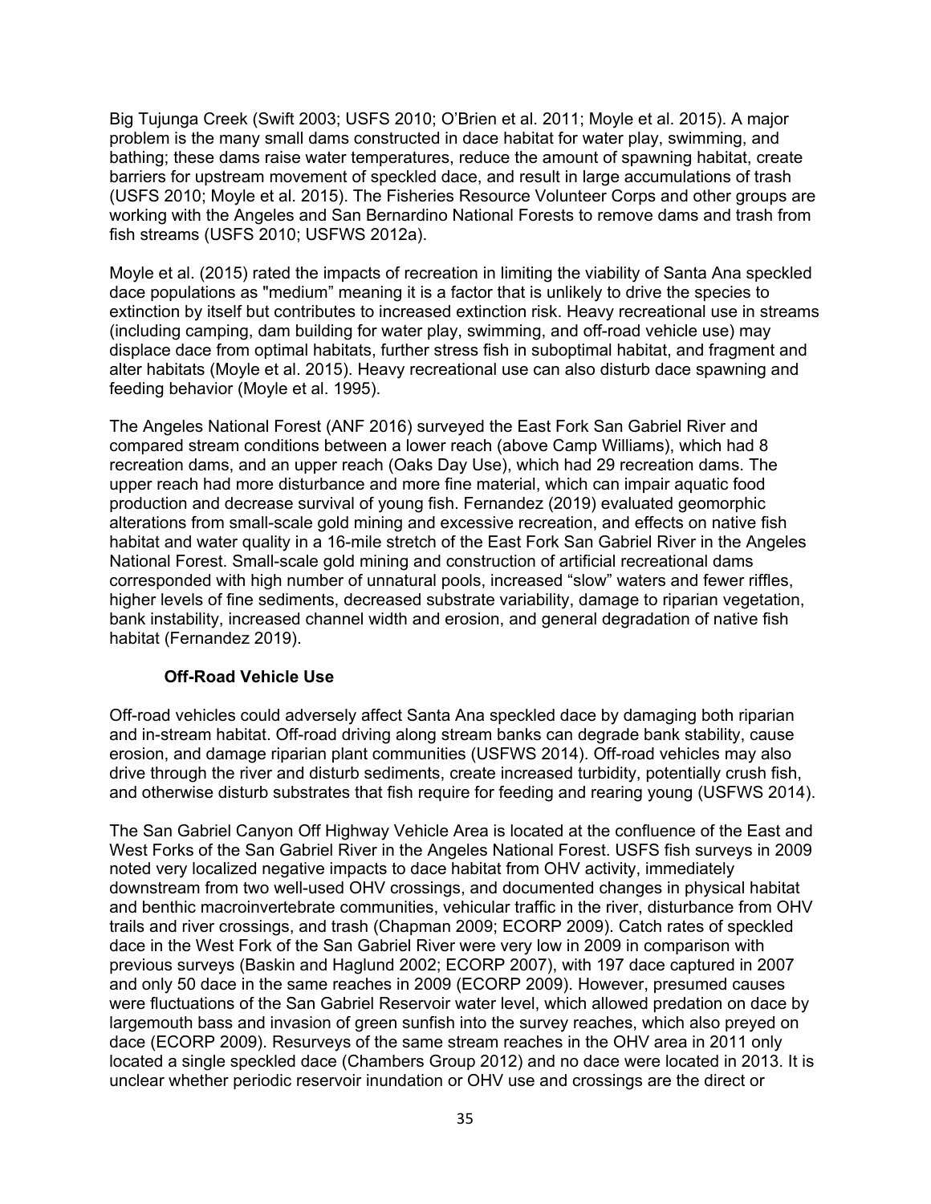Big Tujunga Creek (Swift 2003; USFS 2010; O'Brien et al. 2011; Moyle et al. 2015). A major problem is the many small dams constructed in dace habitat for water play, swimming, and bathing; these dams raise water temperatures, reduce the amount of spawning habitat, create barriers for upstream movement of speckled dace, and result in large accumulations of trash (USFS 2010; Moyle et al. 2015). The Fisheries Resource Volunteer Corps and other groups are working with the Angeles and San Bernardino National Forests to remove dams and trash from fish streams (USFS 2010; USFWS 2012a).

Moyle et al. (2015) rated the impacts of recreation in limiting the viability of Santa Ana speckled dace populations as "medium" meaning it is a factor that is unlikely to drive the species to extinction by itself but contributes to increased extinction risk. Heavy recreational use in streams (including camping, dam building for water play, swimming, and off-road vehicle use) may displace dace from optimal habitats, further stress fish in suboptimal habitat, and fragment and alter habitats (Moyle et al. 2015). Heavy recreational use can also disturb dace spawning and feeding behavior (Moyle et al. 1995).

The Angeles National Forest (ANF 2016) surveyed the East Fork San Gabriel River and compared stream conditions between a lower reach (above Camp Williams), which had 8 recreation dams, and an upper reach (Oaks Day Use), which had 29 recreation dams. The upper reach had more disturbance and more fine material, which can impair aquatic food production and decrease survival of young fish. Fernandez (2019) evaluated geomorphic alterations from small-scale gold mining and excessive recreation, and effects on native fish habitat and water quality in a 16-mile stretch of the East Fork San Gabriel River in the Angeles National Forest. Small-scale gold mining and construction of artificial recreational dams corresponded with high number of unnatural pools, increased "slow" waters and fewer riffles, higher levels of fine sediments, decreased substrate variability, damage to riparian vegetation, bank instability, increased channel width and erosion, and general degradation of native fish habitat (Fernandez 2019).

### Off-Road Vehicle Use

Off-road vehicles could adversely affect Santa Ana speckled dace by damaging both riparian and in-stream habitat. Off-road driving along stream banks can degrade bank stability, cause erosion, and damage riparian plant communities (USFWS 2014). Off-road vehicles may also drive through the river and disturb sediments, create increased turbidity, potentially crush fish, and otherwise disturb substrates that fish require for feeding and rearing young (USFWS 2014).

The San Gabriel Canyon Off Highway Vehicle Area is located at the confluence of the East and West Forks of the San Gabriel River in the Angeles National Forest. USFS fish surveys in 2009 noted very localized negative impacts to dace habitat from OHV activity, immediately downstream from two well-used OHV crossings, and documented changes in physical habitat and benthic macroinvertebrate communities, vehicular traffic in the river, disturbance from OHV trails and river crossings, and trash (Chapman 2009; ECORP 2009). Catch rates of speckled dace in the West Fork of the San Gabriel River were very low in 2009 in comparison with previous surveys (Baskin and Haglund 2002; ECORP 2007), with 197 dace captured in 2007 and only 50 dace in the same reaches in 2009 (ECORP 2009). However, presumed causes were fluctuations of the San Gabriel Reservoir water level, which allowed predation on dace by largemouth bass and invasion of green sunfish into the survey reaches, which also preyed on dace (ECORP 2009). Resurveys of the same stream reaches in the OHV area in 2011 only located a single speckled dace (Chambers Group 2012) and no dace were located in 2013. It is unclear whether periodic reservoir inundation or OHV use and crossings are the direct or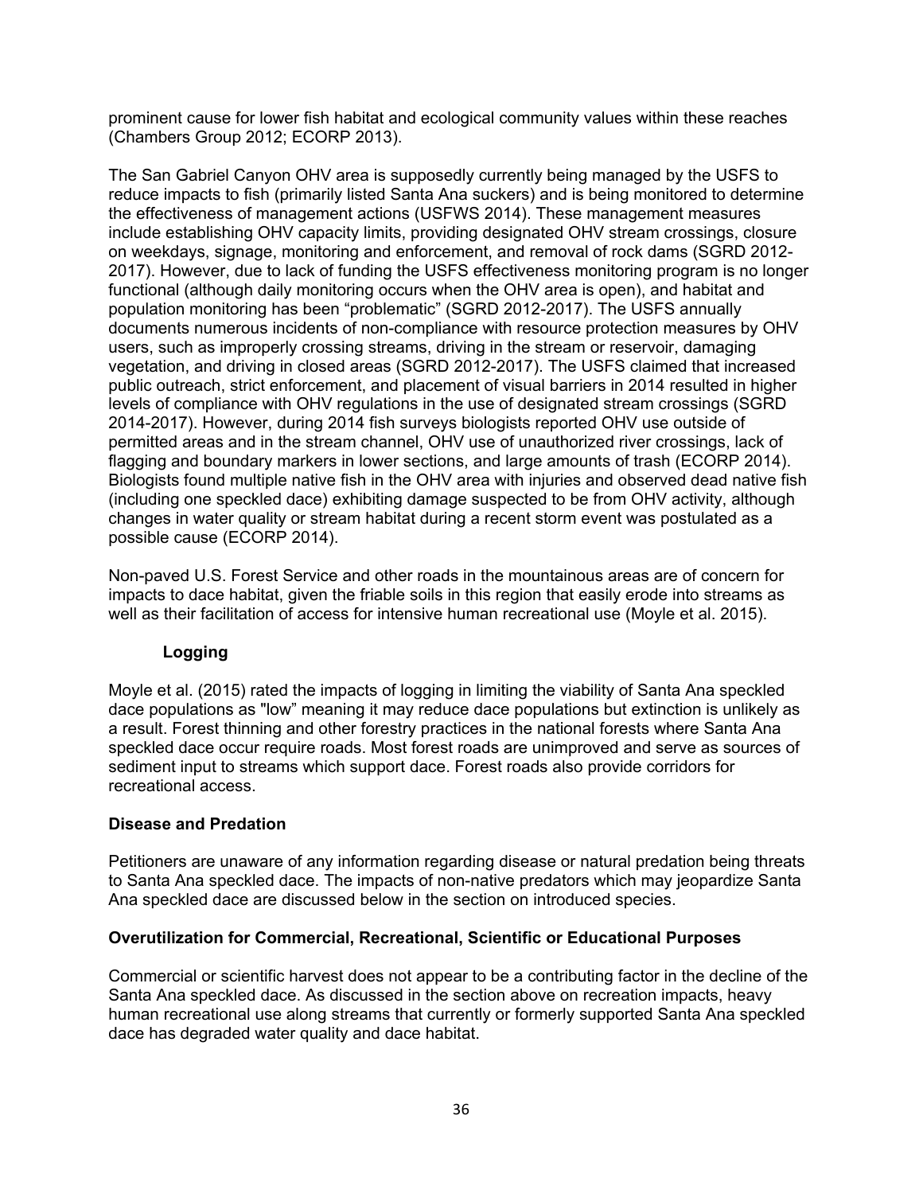prominent cause for lower fish habitat and ecological community values within these reaches (Chambers Group 2012; ECORP 2013).

The San Gabriel Canyon OHV area is supposedly currently being managed by the USFS to reduce impacts to fish (primarily listed Santa Ana suckers) and is being monitored to determine the effectiveness of management actions (USFWS 2014). These management measures include establishing OHV capacity limits, providing designated OHV stream crossings, closure on weekdays, signage, monitoring and enforcement, and removal of rock dams (SGRD 2012-2017). However, due to lack of funding the USFS effectiveness monitoring program is no longer functional (although daily monitoring occurs when the OHV area is open), and habitat and population monitoring has been "problematic" (SGRD 2012-2017). The USFS annually documents numerous incidents of non-compliance with resource protection measures by OHV users, such as improperly crossing streams, driving in the stream or reservoir, damaging vegetation, and driving in closed areas (SGRD 2012-2017). The USFS claimed that increased public outreach, strict enforcement, and placement of visual barriers in 2014 resulted in higher levels of compliance with OHV regulations in the use of designated stream crossings (SGRD 2014-2017). However, during 2014 fish surveys biologists reported OHV use outside of permitted areas and in the stream channel, OHV use of unauthorized river crossings, lack of flagging and boundary markers in lower sections, and large amounts of trash (ECORP 2014). Biologists found multiple native fish in the OHV area with injuries and observed dead native fish (including one speckled dace) exhibiting damage suspected to be from OHV activity, although changes in water quality or stream habitat during a recent storm event was postulated as a possible cause (ECORP 2014).

Non-paved U.S. Forest Service and other roads in the mountainous areas are of concern for impacts to dace habitat, given the friable soils in this region that easily erode into streams as well as their facilitation of access for intensive human recreational use (Moyle et al. 2015).

#### Logging

Moyle et al. (2015) rated the impacts of logging in limiting the viability of Santa Ana speckled dace populations as "low" meaning it may reduce dace populations but extinction is unlikely as a result. Forest thinning and other forestry practices in the national forests where Santa Ana speckled dace occur require roads. Most forest roads are unimproved and serve as sources of sediment input to streams which support dace. Forest roads also provide corridors for recreational access.

### Disease and Predation

Petitioners are unaware of any information regarding disease or natural predation being threats to Santa Ana speckled dace. The impacts of non-native predators which may jeopardize Santa Ana speckled dace are discussed below in the section on introduced species.

### Overutilization for Commercial, Recreational, Scientific or Educational Purposes

Commercial or scientific harvest does not appear to be a contributing factor in the decline of the Santa Ana speckled dace. As discussed in the section above on recreation impacts, heavy human recreational use along streams that currently or formerly supported Santa Ana speckled dace has degraded water quality and dace habitat.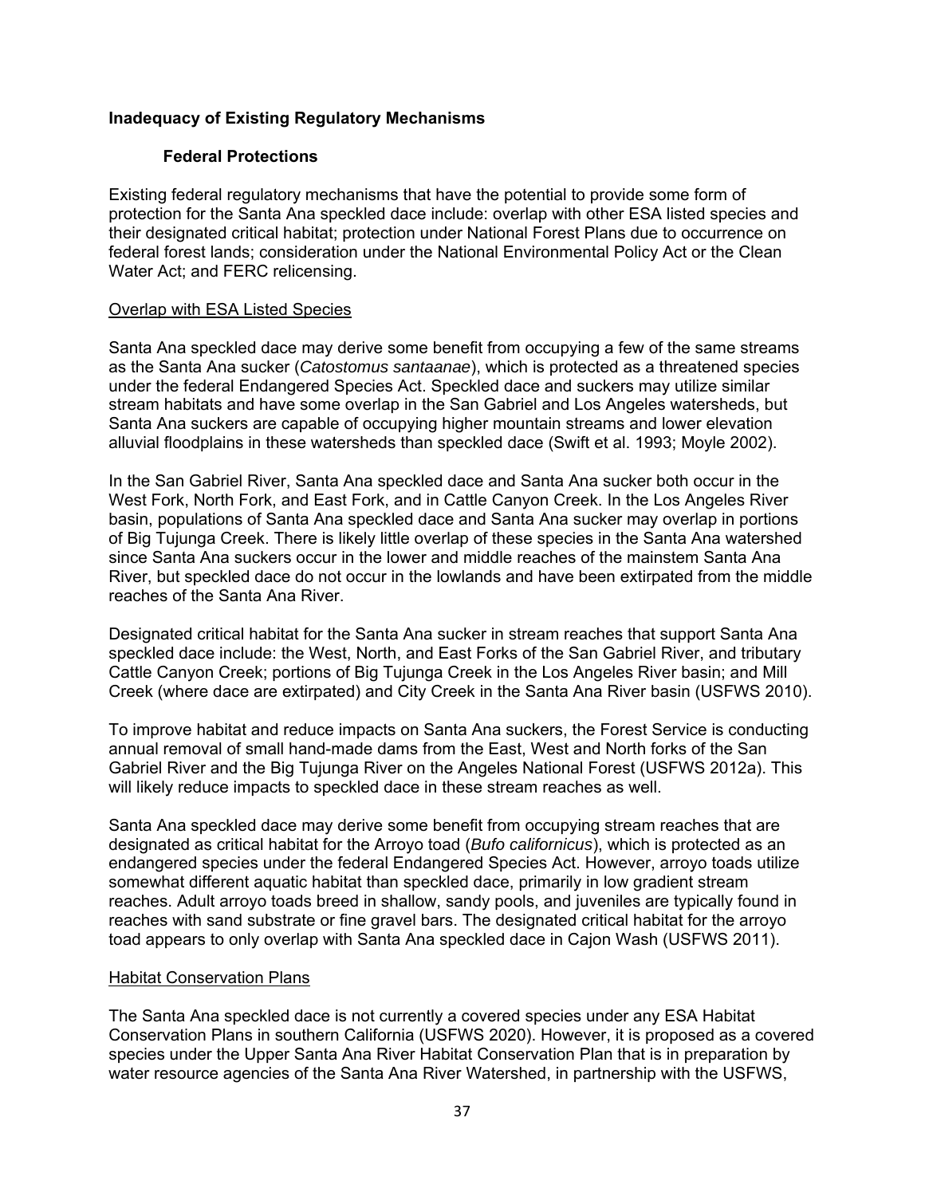## Inadequacy of Existing Regulatory Mechanisms

### Federal Protections

Existing federal regulatory mechanisms that have the potential to provide some form of protection for the Santa Ana speckled dace include: overlap with other ESA listed species and their designated critical habitat; protection under National Forest Plans due to occurrence on federal forest lands; consideration under the National Environmental Policy Act or the Clean Water Act; and FERC relicensing.

<u>Overlap with ESA Listed Species</u>

Santa Ana speckled dace may derive some benefit from occupying a few of the same streams as the Santa Ana sucker (*Catostomus santaanae*), which is protected as a threatened species under the federal Endangered Species Act. Speckled dace and suckers may utilize similar stream habitats and have some overlap in the San Gabriel and Los Angeles watersheds, but Santa Ana suckers are capable of occupying higher mountain streams and lower elevation alluvial floodplains in these watersheds than speckled dace (Swift et al. 1993; Moyle 2002).

In the San Gabriel River, Santa Ana speckled dace and Santa Ana sucker both occur in the West Fork, North Fork, and East Fork, and in Cattle Canyon Creek. In the Los Angeles River basin, populations of Santa Ana speckled dace and Santa Ana sucker may overlap in portions of Big Tujunga Creek. There is likely little overlap of these species in the Santa Ana watershed since Santa Ana suckers occur in the lower and middle reaches of the mainstem Santa Ana River, but speckled dace do not occur in the lowlands and have been extirpated from the middle reaches of the Santa Ana River.

Designated critical habitat for the Santa Ana sucker in stream reaches that support Santa Ana speckled dace include: the West, North, and East Forks of the San Gabriel River, and tributary Cattle Canyon Creek; portions of Big Tujunga Creek in the Los Angeles River basin; and Mill Creek (where dace are extirpated) and City Creek in the Santa Ana River basin (USFWS 2010).

To improve habitat and reduce impacts on Santa Ana suckers, the Forest Service is conducting annual removal of small hand-made dams from the East, West and North forks of the San Gabriel River and the Big Tujunga River on the Angeles National Forest (USFWS 2012a). This will likely reduce impacts to speckled dace in these stream reaches as well.

Santa Ana speckled dace may derive some benefit from occupying stream reaches that are designated as critical habitat for the Arroyo toad (*Bufo californicus*), which is protected as an endangered species under the federal Endangered Species Act. However, arroyo toads utilize somewhat different aquatic habitat than speckled dace, primarily in low gradient stream reaches. Adult arroyo toads breed in shallow, sandy pools, and juveniles are typically found in reaches with sand substrate or fine gravel bars. The designated critical habitat for the arroyo toad appears to only overlap with Santa Ana speckled dace in Cajon Wash (USFWS 2011).

<u>Habitat Conservation Plans</u>

The Santa Ana speckled dace is not currently a covered species under any ESA Habitat Conservation Plans in southern California (USFWS 2020). However, it is proposed as a covered species under the Upper Santa Ana River Habitat Conservation Plan that is in preparation by water resource agencies of the Santa Ana River Watershed, in partnership with the USFWS,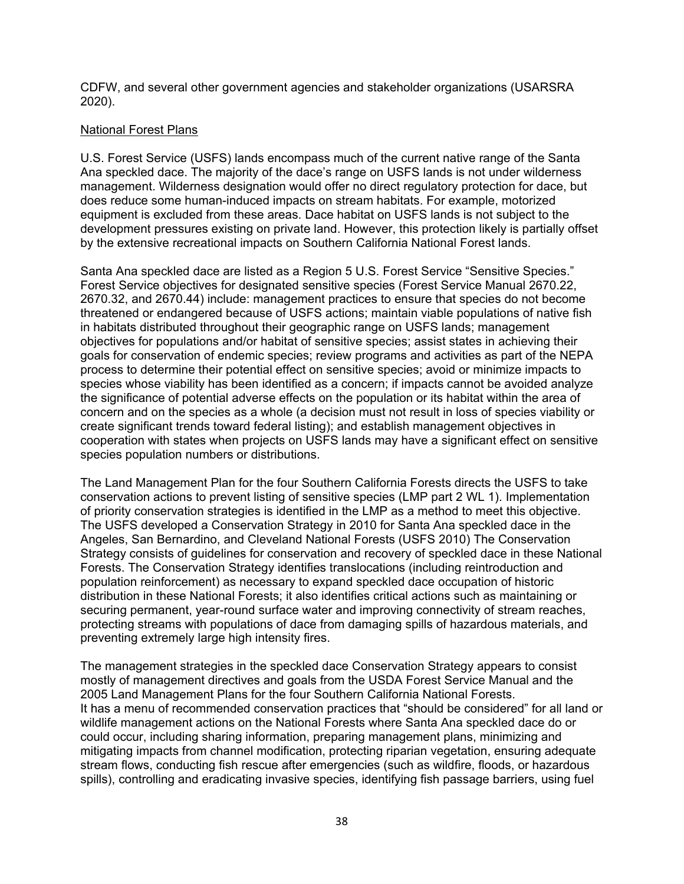CDFW, and several other government agencies and stakeholder organizations (USARSRA 2020).

National Forest Plans

U.S. Forest Service (USFS) lands encompass much of the current native range of the Santa Ana speckled dace. The majority of the dace's range on USFS lands is not under wilderness management. Wilderness designation would offer no direct regulatory protection for dace, but does reduce some human-induced impacts on stream habitats. For example, motorized equipment is excluded from these areas. Dace habitat on USFS lands is not subject to the development pressures existing on private land. However, this protection likely is partially offset by the extensive recreational impacts on Southern California National Forest lands.

Santa Ana speckled dace are listed as a Region 5 U.S. Forest Service "Sensitive Species." Forest Service objectives for designated sensitive species (Forest Service Manual 2670.22, 2670.32, and 2670.44) include: management practices to ensure that species do not become threatened or endangered because of USFS actions; maintain viable populations of native fish in habitats distributed throughout their geographic range on USFS lands; management objectives for populations and/or habitat of sensitive species; assist states in achieving their goals for conservation of endemic species; review programs and activities as part of the NEPA process to determine their potential effect on sensitive species; avoid or minimize impacts to species whose viability has been identified as a concern; if impacts cannot be avoided analyze the significance of potential adverse effects on the population or its habitat within the area of concern and on the species as a whole (a decision must not result in loss of species viability or create significant trends toward federal listing); and establish management objectives in cooperation with states when projects on USFS lands may have a significant effect on sensitive species population numbers or distributions.

The Land Management Plan for the four Southern California Forests directs the USFS to take conservation actions to prevent listing of sensitive species (LMP part 2 WL 1). Implementation of priority conservation strategies is identified in the LMP as a method to meet this objective. The USFS developed a Conservation Strategy in 2010 for Santa Ana speckled dace in the Angeles, San Bernardino, and Cleveland National Forests (USFS 2010) The Conservation Strategy consists of guidelines for conservation and recovery of speckled dace in these National Forests. The Conservation Strategy identifies translocations (including reintroduction and population reinforcement) as necessary to expand speckled dace occupation of historic distribution in these National Forests; it also identifies critical actions such as maintaining or securing permanent, year-round surface water and improving connectivity of stream reaches, protecting streams with populations of dace from damaging spills of hazardous materials, and preventing extremely large high intensity fires.

The management strategies in the speckled dace Conservation Strategy appears to consist mostly of management directives and goals from the USDA Forest Service Manual and the 2005 Land Management Plans for the four Southern California National Forests.
It has a menu of recommended conservation practices that "should be considered" for all land or wildlife management actions on the National Forests where Santa Ana speckled dace do or could occur, including sharing information, preparing management plans, minimizing and mitigating impacts from channel modification, protecting riparian vegetation, ensuring adequate stream flows, conducting fish rescue after emergencies (such as wildfire, floods, or hazardous spills), controlling and eradicating invasive species, identifying fish passage barriers, using fuel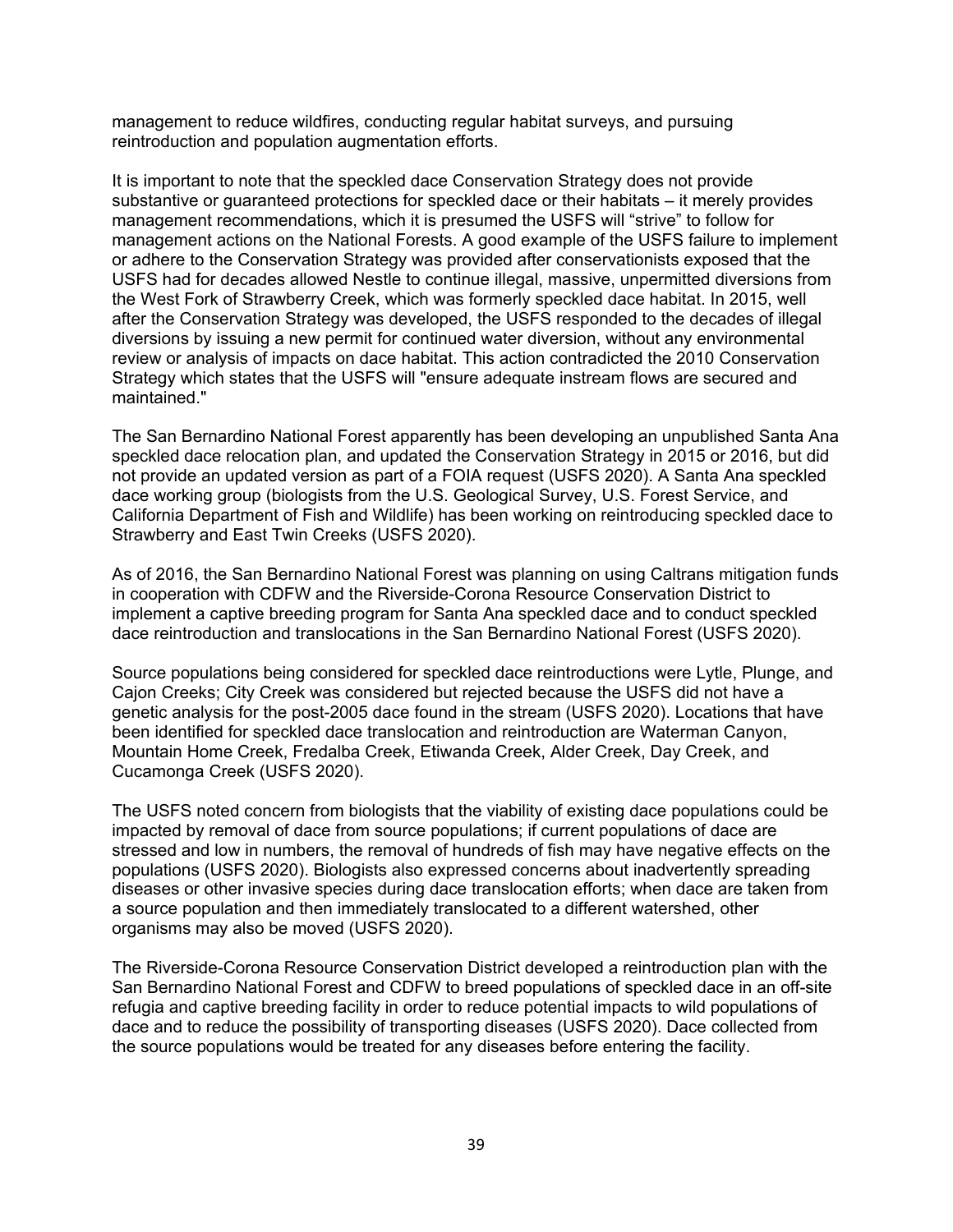management to reduce wildfires, conducting regular habitat surveys, and pursuing reintroduction and population augmentation efforts.

It is important to note that the speckled dace Conservation Strategy does not provide substantive or guaranteed protections for speckled dace or their habitats – it merely provides management recommendations, which it is presumed the USFS will "strive" to follow for management actions on the National Forests. A good example of the USFS failure to implement or adhere to the Conservation Strategy was provided after conservationists exposed that the USFS had for decades allowed Nestle to continue illegal, massive, unpermitted diversions from the West Fork of Strawberry Creek, which was formerly speckled dace habitat. In 2015, well after the Conservation Strategy was developed, the USFS responded to the decades of illegal diversions by issuing a new permit for continued water diversion, without any environmental review or analysis of impacts on dace habitat. This action contradicted the 2010 Conservation Strategy which states that the USFS will "ensure adequate instream flows are secured and maintained."

The San Bernardino National Forest apparently has been developing an unpublished Santa Ana speckled dace relocation plan, and updated the Conservation Strategy in 2015 or 2016, but did not provide an updated version as part of a FOIA request (USFS 2020). A Santa Ana speckled dace working group (biologists from the U.S. Geological Survey, U.S. Forest Service, and California Department of Fish and Wildlife) has been working on reintroducing speckled dace to Strawberry and East Twin Creeks (USFS 2020).

As of 2016, the San Bernardino National Forest was planning on using Caltrans mitigation funds in cooperation with CDFW and the Riverside-Corona Resource Conservation District to implement a captive breeding program for Santa Ana speckled dace and to conduct speckled dace reintroduction and translocations in the San Bernardino National Forest (USFS 2020).

Source populations being considered for speckled dace reintroductions were Lytle, Plunge, and Cajon Creeks; City Creek was considered but rejected because the USFS did not have a genetic analysis for the post-2005 dace found in the stream (USFS 2020). Locations that have been identified for speckled dace translocation and reintroduction are Waterman Canyon, Mountain Home Creek, Fredalba Creek, Etiwanda Creek, Alder Creek, Day Creek, and Cucamonga Creek (USFS 2020).

The USFS noted concern from biologists that the viability of existing dace populations could be impacted by removal of dace from source populations; if current populations of dace are stressed and low in numbers, the removal of hundreds of fish may have negative effects on the populations (USFS 2020). Biologists also expressed concerns about inadvertently spreading diseases or other invasive species during dace translocation efforts; when dace are taken from a source population and then immediately translocated to a different watershed, other organisms may also be moved (USFS 2020).

The Riverside-Corona Resource Conservation District developed a reintroduction plan with the San Bernardino National Forest and CDFW to breed populations of speckled dace in an off-site refugia and captive breeding facility in order to reduce potential impacts to wild populations of dace and to reduce the possibility of transporting diseases (USFS 2020). Dace collected from the source populations would be treated for any diseases before entering the facility.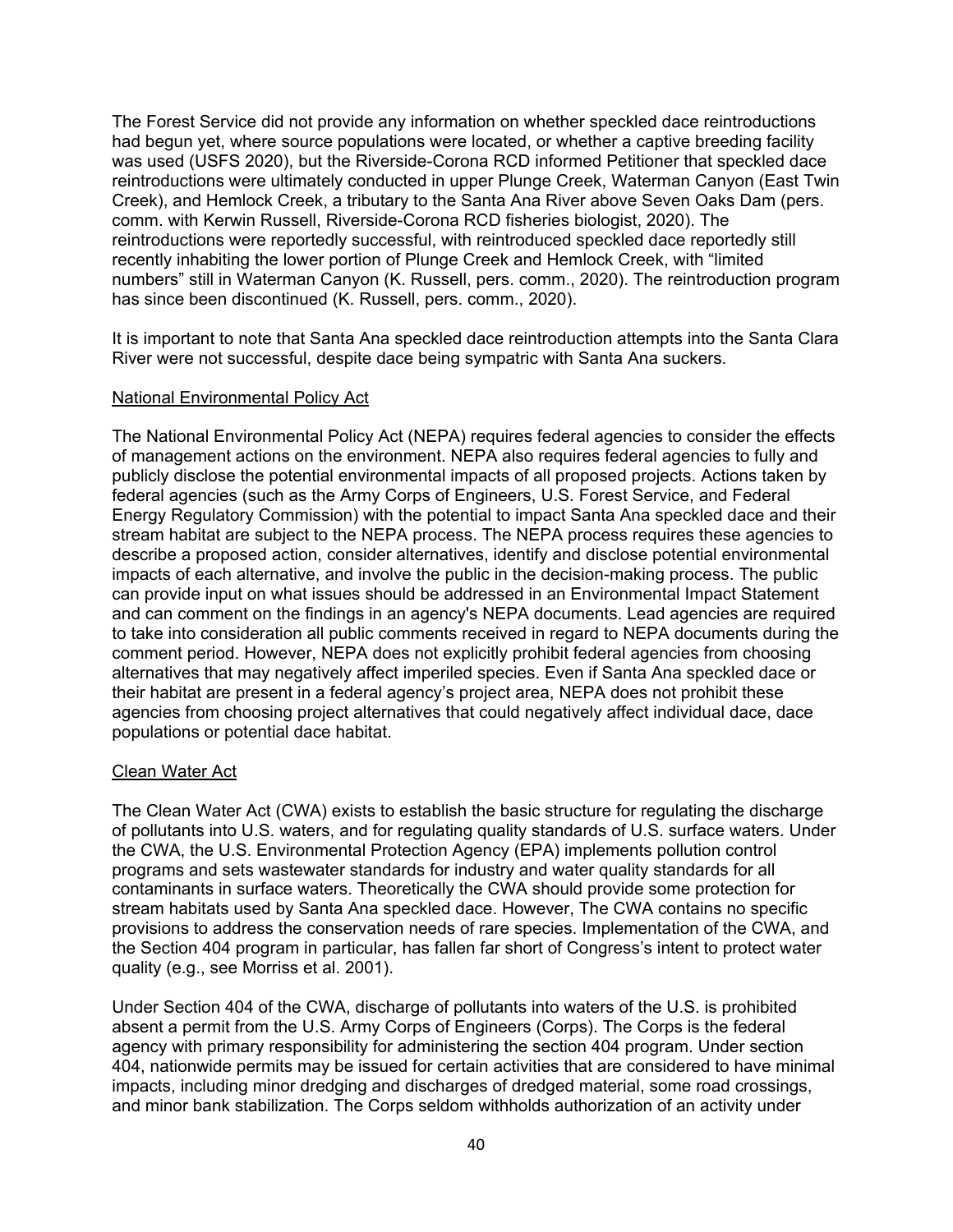The Forest Service did not provide any information on whether speckled dace reintroductions had begun yet, where source populations were located, or whether a captive breeding facility was used (USFS 2020), but the Riverside-Corona RCD informed Petitioner that speckled dace reintroductions were ultimately conducted in upper Plunge Creek, Waterman Canyon (East Twin Creek), and Hemlock Creek, a tributary to the Santa Ana River above Seven Oaks Dam (pers. comm. with Kerwin Russell, Riverside-Corona RCD fisheries biologist, 2020). The reintroductions were reportedly successful, with reintroduced speckled dace reportedly still recently inhabiting the lower portion of Plunge Creek and Hemlock Creek, with "limited numbers" still in Waterman Canyon (K. Russell, pers. comm., 2020). The reintroduction program has since been discontinued (K. Russell, pers. comm., 2020).

It is important to note that Santa Ana speckled dace reintroduction attempts into the Santa Clara River were not successful, despite dace being sympatric with Santa Ana suckers.

<u>National Environmental Policy Act</u>

The National Environmental Policy Act (NEPA) requires federal agencies to consider the effects of management actions on the environment. NEPA also requires federal agencies to fully and publicly disclose the potential environmental impacts of all proposed projects. Actions taken by federal agencies (such as the Army Corps of Engineers, U.S. Forest Service, and Federal Energy Regulatory Commission) with the potential to impact Santa Ana speckled dace and their stream habitat are subject to the NEPA process. The NEPA process requires these agencies to describe a proposed action, consider alternatives, identify and disclose potential environmental impacts of each alternative, and involve the public in the decision-making process. The public can provide input on what issues should be addressed in an Environmental Impact Statement and can comment on the findings in an agency's NEPA documents. Lead agencies are required to take into consideration all public comments received in regard to NEPA documents during the comment period. However, NEPA does not explicitly prohibit federal agencies from choosing alternatives that may negatively affect imperiled species. Even if Santa Ana speckled dace or their habitat are present in a federal agency's project area, NEPA does not prohibit these agencies from choosing project alternatives that could negatively affect individual dace, dace populations or potential dace habitat.

<u>Clean Water Act</u>

The Clean Water Act (CWA) exists to establish the basic structure for regulating the discharge of pollutants into U.S. waters, and for regulating quality standards of U.S. surface waters. Under the CWA, the U.S. Environmental Protection Agency (EPA) implements pollution control programs and sets wastewater standards for industry and water quality standards for all contaminants in surface waters. Theoretically the CWA should provide some protection for stream habitats used by Santa Ana speckled dace. However, The CWA contains no specific provisions to address the conservation needs of rare species. Implementation of the CWA, and the Section 404 program in particular, has fallen far short of Congress's intent to protect water quality (e.g., see Morriss et al. 2001).

Under Section 404 of the CWA, discharge of pollutants into waters of the U.S. is prohibited absent a permit from the U.S. Army Corps of Engineers (Corps). The Corps is the federal agency with primary responsibility for administering the section 404 program. Under section 404, nationwide permits may be issued for certain activities that are considered to have minimal impacts, including minor dredging and discharges of dredged material, some road crossings, and minor bank stabilization. The Corps seldom withholds authorization of an activity under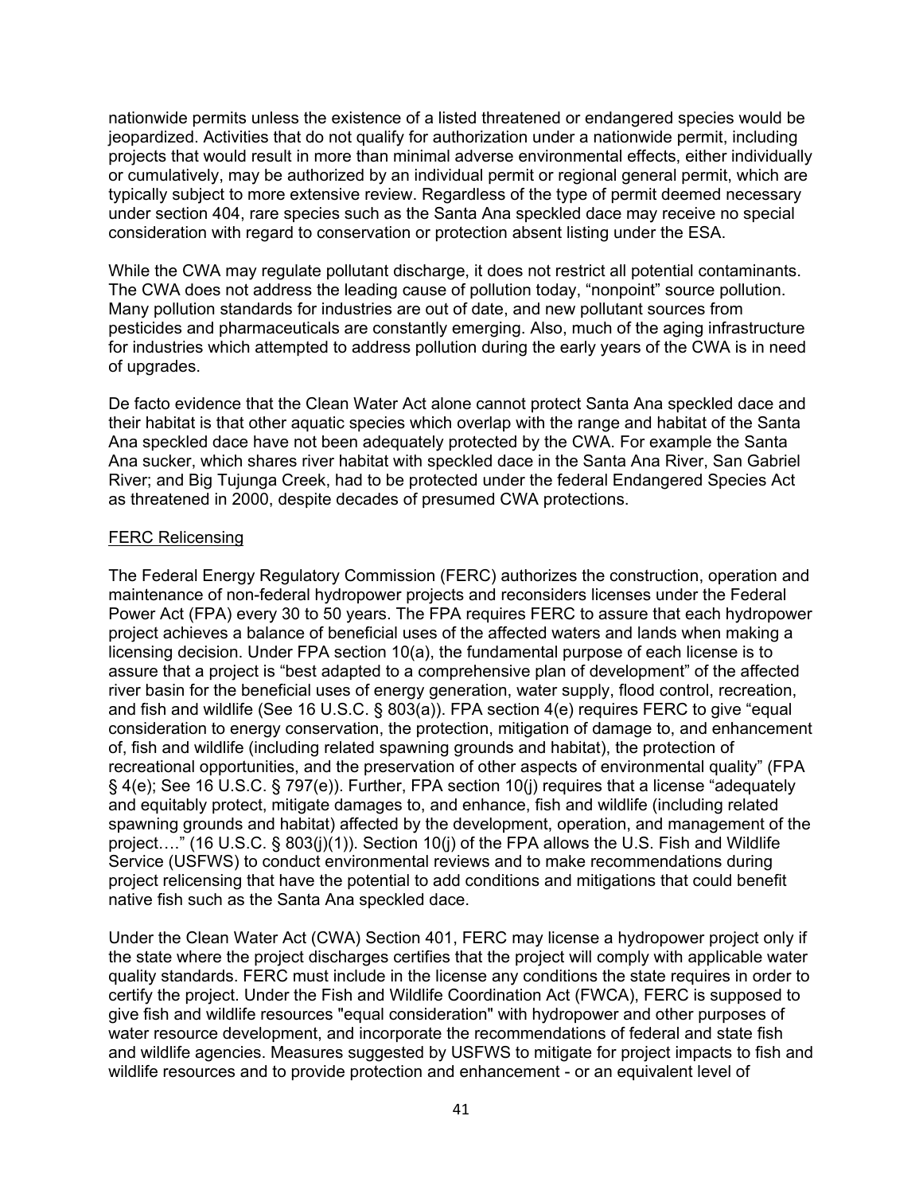nationwide permits unless the existence of a listed threatened or endangered species would be jeopardized. Activities that do not qualify for authorization under a nationwide permit, including projects that would result in more than minimal adverse environmental effects, either individually or cumulatively, may be authorized by an individual permit or regional general permit, which are typically subject to more extensive review. Regardless of the type of permit deemed necessary under section 404, rare species such as the Santa Ana speckled dace may receive no special consideration with regard to conservation or protection absent listing under the ESA.

While the CWA may regulate pollutant discharge, it does not restrict all potential contaminants. The CWA does not address the leading cause of pollution today, "nonpoint" source pollution. Many pollution standards for industries are out of date, and new pollutant sources from pesticides and pharmaceuticals are constantly emerging. Also, much of the aging infrastructure for industries which attempted to address pollution during the early years of the CWA is in need of upgrades.

De facto evidence that the Clean Water Act alone cannot protect Santa Ana speckled dace and their habitat is that other aquatic species which overlap with the range and habitat of the Santa Ana speckled dace have not been adequately protected by the CWA. For example the Santa Ana sucker, which shares river habitat with speckled dace in the Santa Ana River, San Gabriel River; and Big Tujunga Creek, had to be protected under the federal Endangered Species Act as threatened in 2000, despite decades of presumed CWA protections.

<u>FERC Relicensing</u>

The Federal Energy Regulatory Commission (FERC) authorizes the construction, operation and maintenance of non-federal hydropower projects and reconsiders licenses under the Federal Power Act (FPA) every 30 to 50 years. The FPA requires FERC to assure that each hydropower project achieves a balance of beneficial uses of the affected waters and lands when making a licensing decision. Under FPA section 10(a), the fundamental purpose of each license is to assure that a project is "best adapted to a comprehensive plan of development" of the affected river basin for the beneficial uses of energy generation, water supply, flood control, recreation, and fish and wildlife (See 16 U.S.C. § 803(a)). FPA section 4(e) requires FERC to give "equal consideration to energy conservation, the protection, mitigation of damage to, and enhancement of, fish and wildlife (including related spawning grounds and habitat), the protection of recreational opportunities, and the preservation of other aspects of environmental quality" (FPA § 4(e); See 16 U.S.C. § 797(e)). Further, FPA section 10(j) requires that a license "adequately and equitably protect, mitigate damages to, and enhance, fish and wildlife (including related spawning grounds and habitat) affected by the development, operation, and management of the project…." (16 U.S.C. § 803(j)(1)). Section 10(j) of the FPA allows the U.S. Fish and Wildlife Service (USFWS) to conduct environmental reviews and to make recommendations during project relicensing that have the potential to add conditions and mitigations that could benefit native fish such as the Santa Ana speckled dace.

Under the Clean Water Act (CWA) Section 401, FERC may license a hydropower project only if the state where the project discharges certifies that the project will comply with applicable water quality standards. FERC must include in the license any conditions the state requires in order to certify the project. Under the Fish and Wildlife Coordination Act (FWCA), FERC is supposed to give fish and wildlife resources "equal consideration" with hydropower and other purposes of water resource development, and incorporate the recommendations of federal and state fish and wildlife agencies. Measures suggested by USFWS to mitigate for project impacts to fish and wildlife resources and to provide protection and enhancement - or an equivalent level of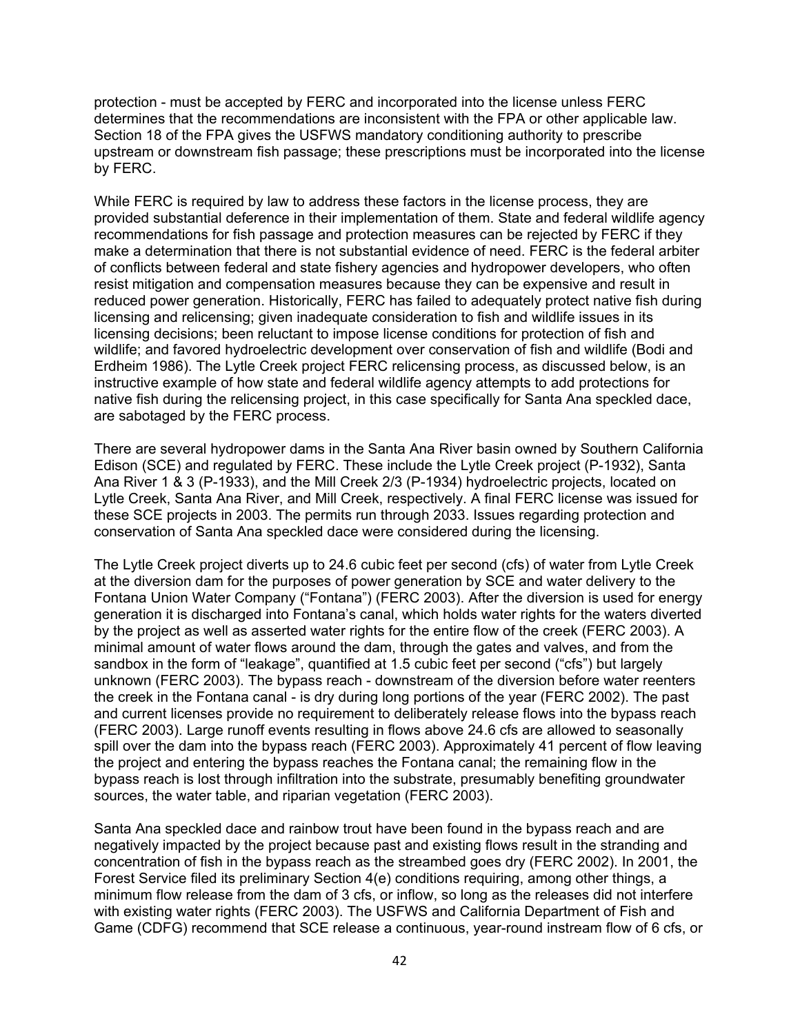protection - must be accepted by FERC and incorporated into the license unless FERC determines that the recommendations are inconsistent with the FPA or other applicable law. Section 18 of the FPA gives the USFWS mandatory conditioning authority to prescribe upstream or downstream fish passage; these prescriptions must be incorporated into the license by FERC.

While FERC is required by law to address these factors in the license process, they are provided substantial deference in their implementation of them. State and federal wildlife agency recommendations for fish passage and protection measures can be rejected by FERC if they make a determination that there is not substantial evidence of need. FERC is the federal arbiter of conflicts between federal and state fishery agencies and hydropower developers, who often resist mitigation and compensation measures because they can be expensive and result in reduced power generation. Historically, FERC has failed to adequately protect native fish during licensing and relicensing; given inadequate consideration to fish and wildlife issues in its licensing decisions; been reluctant to impose license conditions for protection of fish and wildlife; and favored hydroelectric development over conservation of fish and wildlife (Bodi and Erdheim 1986). The Lytle Creek project FERC relicensing process, as discussed below, is an instructive example of how state and federal wildlife agency attempts to add protections for native fish during the relicensing project, in this case specifically for Santa Ana speckled dace, are sabotaged by the FERC process.

There are several hydropower dams in the Santa Ana River basin owned by Southern California Edison (SCE) and regulated by FERC. These include the Lytle Creek project (P-1932), Santa Ana River 1 & 3 (P-1933), and the Mill Creek 2/3 (P-1934) hydroelectric projects, located on Lytle Creek, Santa Ana River, and Mill Creek, respectively. A final FERC license was issued for these SCE projects in 2003. The permits run through 2033. Issues regarding protection and conservation of Santa Ana speckled dace were considered during the licensing.

The Lytle Creek project diverts up to 24.6 cubic feet per second (cfs) of water from Lytle Creek at the diversion dam for the purposes of power generation by SCE and water delivery to the Fontana Union Water Company ("Fontana") (FERC 2003). After the diversion is used for energy generation it is discharged into Fontana's canal, which holds water rights for the waters diverted by the project as well as asserted water rights for the entire flow of the creek (FERC 2003). A minimal amount of water flows around the dam, through the gates and valves, and from the sandbox in the form of "leakage", quantified at 1.5 cubic feet per second ("cfs") but largely unknown (FERC 2003). The bypass reach - downstream of the diversion before water reenters the creek in the Fontana canal - is dry during long portions of the year (FERC 2002). The past and current licenses provide no requirement to deliberately release flows into the bypass reach (FERC 2003). Large runoff events resulting in flows above 24.6 cfs are allowed to seasonally spill over the dam into the bypass reach (FERC 2003). Approximately 41 percent of flow leaving the project and entering the bypass reaches the Fontana canal; the remaining flow in the bypass reach is lost through infiltration into the substrate, presumably benefiting groundwater sources, the water table, and riparian vegetation (FERC 2003).

Santa Ana speckled dace and rainbow trout have been found in the bypass reach and are negatively impacted by the project because past and existing flows result in the stranding and concentration of fish in the bypass reach as the streambed goes dry (FERC 2002). In 2001, the Forest Service filed its preliminary Section 4(e) conditions requiring, among other things, a minimum flow release from the dam of 3 cfs, or inflow, so long as the releases did not interfere with existing water rights (FERC 2003). The USFWS and California Department of Fish and Game (CDFG) recommend that SCE release a continuous, year-round instream flow of 6 cfs, or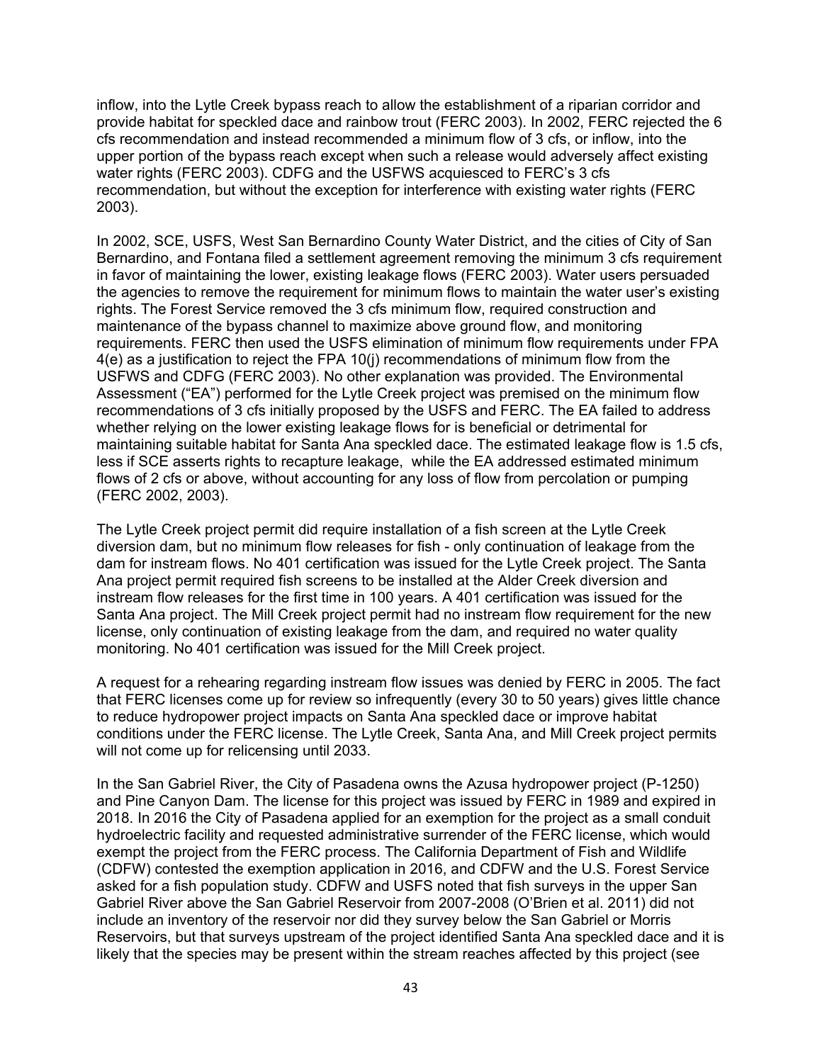inflow, into the Lytle Creek bypass reach to allow the establishment of a riparian corridor and provide habitat for speckled dace and rainbow trout (FERC 2003). In 2002, FERC rejected the 6 cfs recommendation and instead recommended a minimum flow of 3 cfs, or inflow, into the upper portion of the bypass reach except when such a release would adversely affect existing water rights (FERC 2003). CDFG and the USFWS acquiesced to FERC's 3 cfs recommendation, but without the exception for interference with existing water rights (FERC 2003).

In 2002, SCE, USFS, West San Bernardino County Water District, and the cities of City of San Bernardino, and Fontana filed a settlement agreement removing the minimum 3 cfs requirement in favor of maintaining the lower, existing leakage flows (FERC 2003). Water users persuaded the agencies to remove the requirement for minimum flows to maintain the water user's existing rights. The Forest Service removed the 3 cfs minimum flow, required construction and maintenance of the bypass channel to maximize above ground flow, and monitoring requirements. FERC then used the USFS elimination of minimum flow requirements under FPA 4(e) as a justification to reject the FPA 10(j) recommendations of minimum flow from the USFWS and CDFG (FERC 2003). No other explanation was provided. The Environmental Assessment ("EA") performed for the Lytle Creek project was premised on the minimum flow recommendations of 3 cfs initially proposed by the USFS and FERC. The EA failed to address whether relying on the lower existing leakage flows for is beneficial or detrimental for maintaining suitable habitat for Santa Ana speckled dace. The estimated leakage flow is 1.5 cfs, less if SCE asserts rights to recapture leakage, while the EA addressed estimated minimum flows of 2 cfs or above, without accounting for any loss of flow from percolation or pumping (FERC 2002, 2003).

The Lytle Creek project permit did require installation of a fish screen at the Lytle Creek diversion dam, but no minimum flow releases for fish - only continuation of leakage from the dam for instream flows. No 401 certification was issued for the Lytle Creek project. The Santa Ana project permit required fish screens to be installed at the Alder Creek diversion and instream flow releases for the first time in 100 years. A 401 certification was issued for the Santa Ana project. The Mill Creek project permit had no instream flow requirement for the new license, only continuation of existing leakage from the dam, and required no water quality monitoring. No 401 certification was issued for the Mill Creek project.

A request for a rehearing regarding instream flow issues was denied by FERC in 2005. The fact that FERC licenses come up for review so infrequently (every 30 to 50 years) gives little chance to reduce hydropower project impacts on Santa Ana speckled dace or improve habitat conditions under the FERC license. The Lytle Creek, Santa Ana, and Mill Creek project permits will not come up for relicensing until 2033.

In the San Gabriel River, the City of Pasadena owns the Azusa hydropower project (P-1250) and Pine Canyon Dam. The license for this project was issued by FERC in 1989 and expired in 2018. In 2016 the City of Pasadena applied for an exemption for the project as a small conduit hydroelectric facility and requested administrative surrender of the FERC license, which would exempt the project from the FERC process. The California Department of Fish and Wildlife (CDFW) contested the exemption application in 2016, and CDFW and the U.S. Forest Service asked for a fish population study. CDFW and USFS noted that fish surveys in the upper San Gabriel River above the San Gabriel Reservoir from 2007-2008 (O'Brien et al. 2011) did not include an inventory of the reservoir nor did they survey below the San Gabriel or Morris Reservoirs, but that surveys upstream of the project identified Santa Ana speckled dace and it is likely that the species may be present within the stream reaches affected by this project (see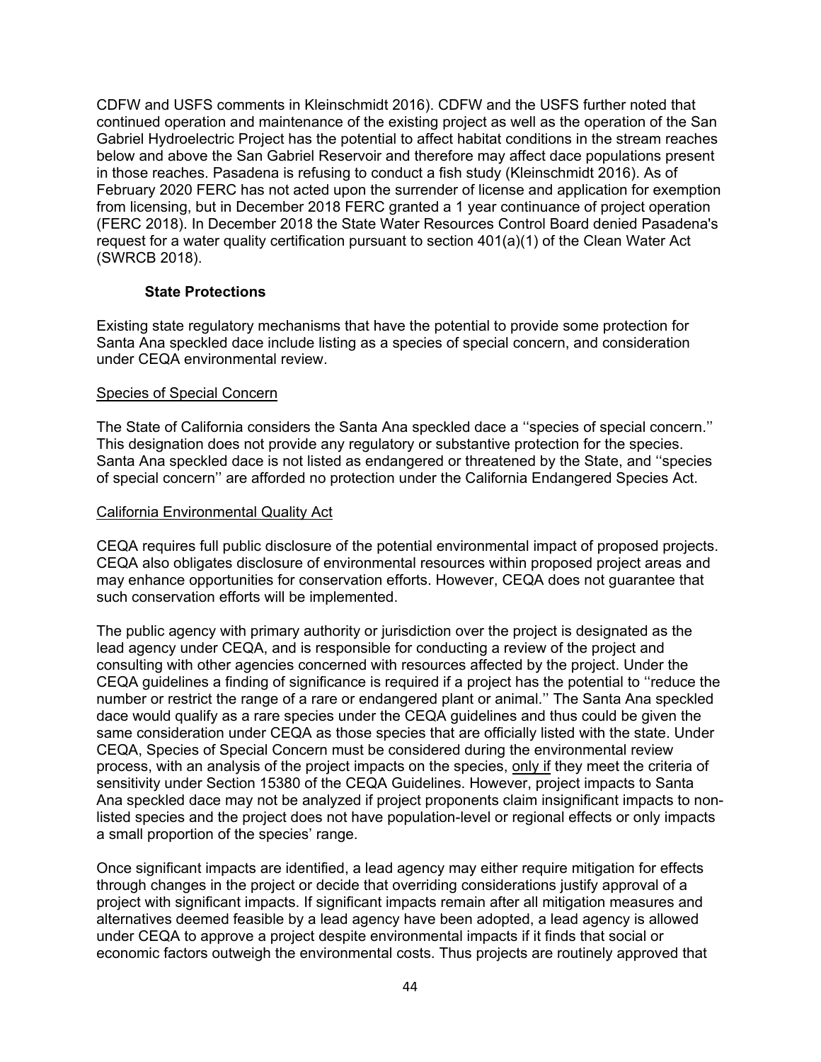CDFW and USFS comments in Kleinschmidt 2016). CDFW and the USFS further noted that continued operation and maintenance of the existing project as well as the operation of the San Gabriel Hydroelectric Project has the potential to affect habitat conditions in the stream reaches below and above the San Gabriel Reservoir and therefore may affect dace populations present in those reaches. Pasadena is refusing to conduct a fish study (Kleinschmidt 2016). As of February 2020 FERC has not acted upon the surrender of license and application for exemption from licensing, but in December 2018 FERC granted a 1 year continuance of project operation (FERC 2018). In December 2018 the State Water Resources Control Board denied Pasadena's request for a water quality certification pursuant to section 401(a)(1) of the Clean Water Act (SWRCB 2018).

### State Protections

Existing state regulatory mechanisms that have the potential to provide some protection for Santa Ana speckled dace include listing as a species of special concern, and consideration under CEQA environmental review.

<u>Species of Special Concern</u>

The State of California considers the Santa Ana speckled dace a ''species of special concern.'' This designation does not provide any regulatory or substantive protection for the species. Santa Ana speckled dace is not listed as endangered or threatened by the State, and ''species of special concern'' are afforded no protection under the California Endangered Species Act.

<u>California Environmental Quality Act</u>

CEQA requires full public disclosure of the potential environmental impact of proposed projects. CEQA also obligates disclosure of environmental resources within proposed project areas and may enhance opportunities for conservation efforts. However, CEQA does not guarantee that such conservation efforts will be implemented.

The public agency with primary authority or jurisdiction over the project is designated as the lead agency under CEQA, and is responsible for conducting a review of the project and consulting with other agencies concerned with resources affected by the project. Under the CEQA guidelines a finding of significance is required if a project has the potential to ''reduce the number or restrict the range of a rare or endangered plant or animal.'' The Santa Ana speckled dace would qualify as a rare species under the CEQA guidelines and thus could be given the same consideration under CEQA as those species that are officially listed with the state. Under CEQA, Species of Special Concern must be considered during the environmental review process, with an analysis of the project impacts on the species, <u>only if</u> they meet the criteria of sensitivity under Section 15380 of the CEQA Guidelines. However, project impacts to Santa Ana speckled dace may not be analyzed if project proponents claim insignificant impacts to non-listed species and the project does not have population-level or regional effects or only impacts a small proportion of the species' range.

Once significant impacts are identified, a lead agency may either require mitigation for effects through changes in the project or decide that overriding considerations justify approval of a project with significant impacts. If significant impacts remain after all mitigation measures and alternatives deemed feasible by a lead agency have been adopted, a lead agency is allowed under CEQA to approve a project despite environmental impacts if it finds that social or economic factors outweigh the environmental costs. Thus projects are routinely approved that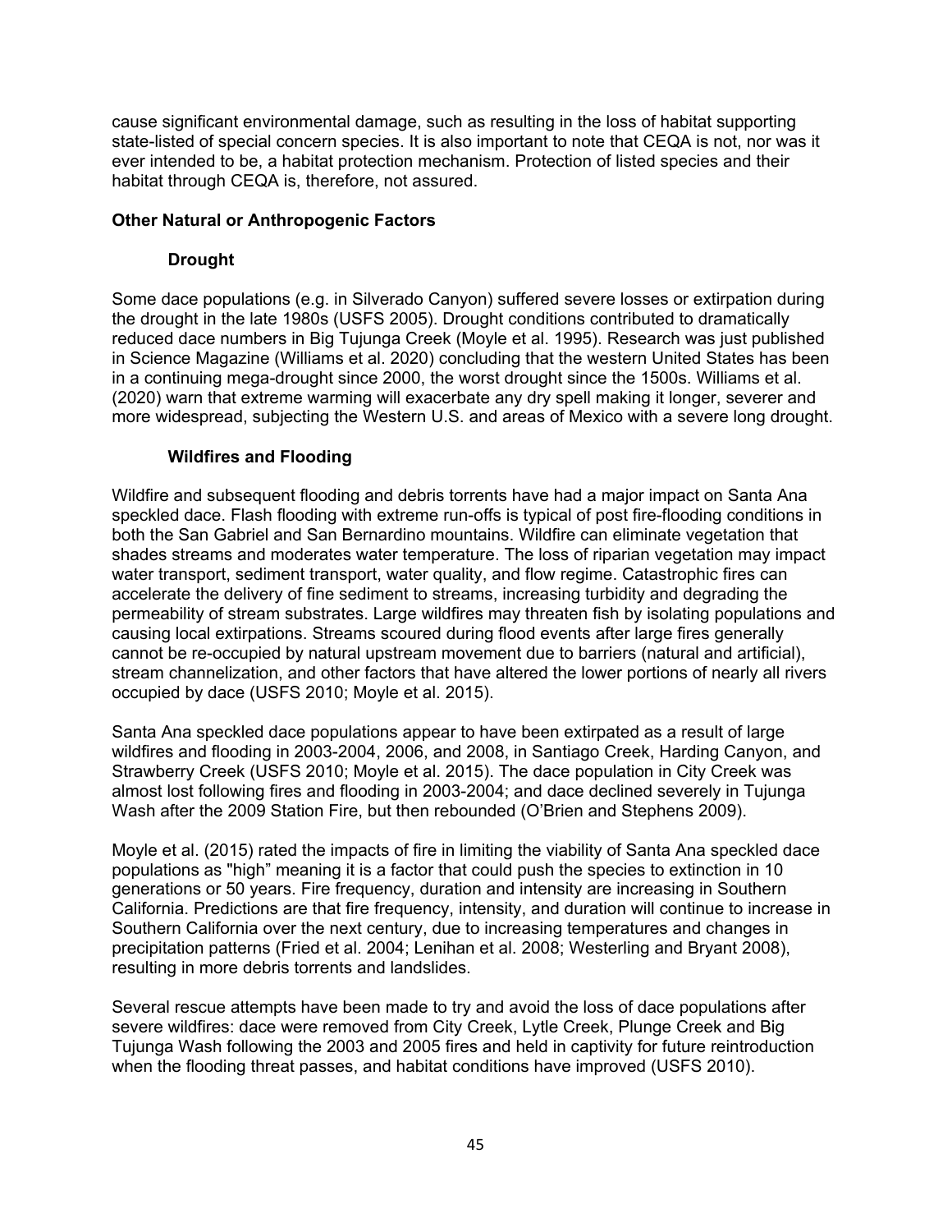cause significant environmental damage, such as resulting in the loss of habitat supporting state-listed of special concern species. It is also important to note that CEQA is not, nor was it ever intended to be, a habitat protection mechanism. Protection of listed species and their habitat through CEQA is, therefore, not assured.

**Other Natural or Anthropogenic Factors**

**Drought**

Some dace populations (e.g. in Silverado Canyon) suffered severe losses or extirpation during the drought in the late 1980s (USFS 2005). Drought conditions contributed to dramatically reduced dace numbers in Big Tujunga Creek (Moyle et al. 1995). Research was just published in Science Magazine (Williams et al. 2020) concluding that the western United States has been in a continuing mega-drought since 2000, the worst drought since the 1500s. Williams et al. (2020) warn that extreme warming will exacerbate any dry spell making it longer, severer and more widespread, subjecting the Western U.S. and areas of Mexico with a severe long drought.

**Wildfires and Flooding**

Wildfire and subsequent flooding and debris torrents have had a major impact on Santa Ana speckled dace. Flash flooding with extreme run-offs is typical of post fire-flooding conditions in both the San Gabriel and San Bernardino mountains. Wildfire can eliminate vegetation that shades streams and moderates water temperature. The loss of riparian vegetation may impact water transport, sediment transport, water quality, and flow regime. Catastrophic fires can accelerate the delivery of fine sediment to streams, increasing turbidity and degrading the permeability of stream substrates. Large wildfires may threaten fish by isolating populations and causing local extirpations. Streams scoured during flood events after large fires generally cannot be re-occupied by natural upstream movement due to barriers (natural and artificial), stream channelization, and other factors that have altered the lower portions of nearly all rivers occupied by dace (USFS 2010; Moyle et al. 2015).

Santa Ana speckled dace populations appear to have been extirpated as a result of large wildfires and flooding in 2003-2004, 2006, and 2008, in Santiago Creek, Harding Canyon, and Strawberry Creek (USFS 2010; Moyle et al. 2015). The dace population in City Creek was almost lost following fires and flooding in 2003-2004; and dace declined severely in Tujunga Wash after the 2009 Station Fire, but then rebounded (O'Brien and Stephens 2009).

Moyle et al. (2015) rated the impacts of fire in limiting the viability of Santa Ana speckled dace populations as "high" meaning it is a factor that could push the species to extinction in 10 generations or 50 years. Fire frequency, duration and intensity are increasing in Southern California. Predictions are that fire frequency, intensity, and duration will continue to increase in Southern California over the next century, due to increasing temperatures and changes in precipitation patterns (Fried et al. 2004; Lenihan et al. 2008; Westerling and Bryant 2008), resulting in more debris torrents and landslides.

Several rescue attempts have been made to try and avoid the loss of dace populations after severe wildfires: dace were removed from City Creek, Lytle Creek, Plunge Creek and Big Tujunga Wash following the 2003 and 2005 fires and held in captivity for future reintroduction when the flooding threat passes, and habitat conditions have improved (USFS 2010).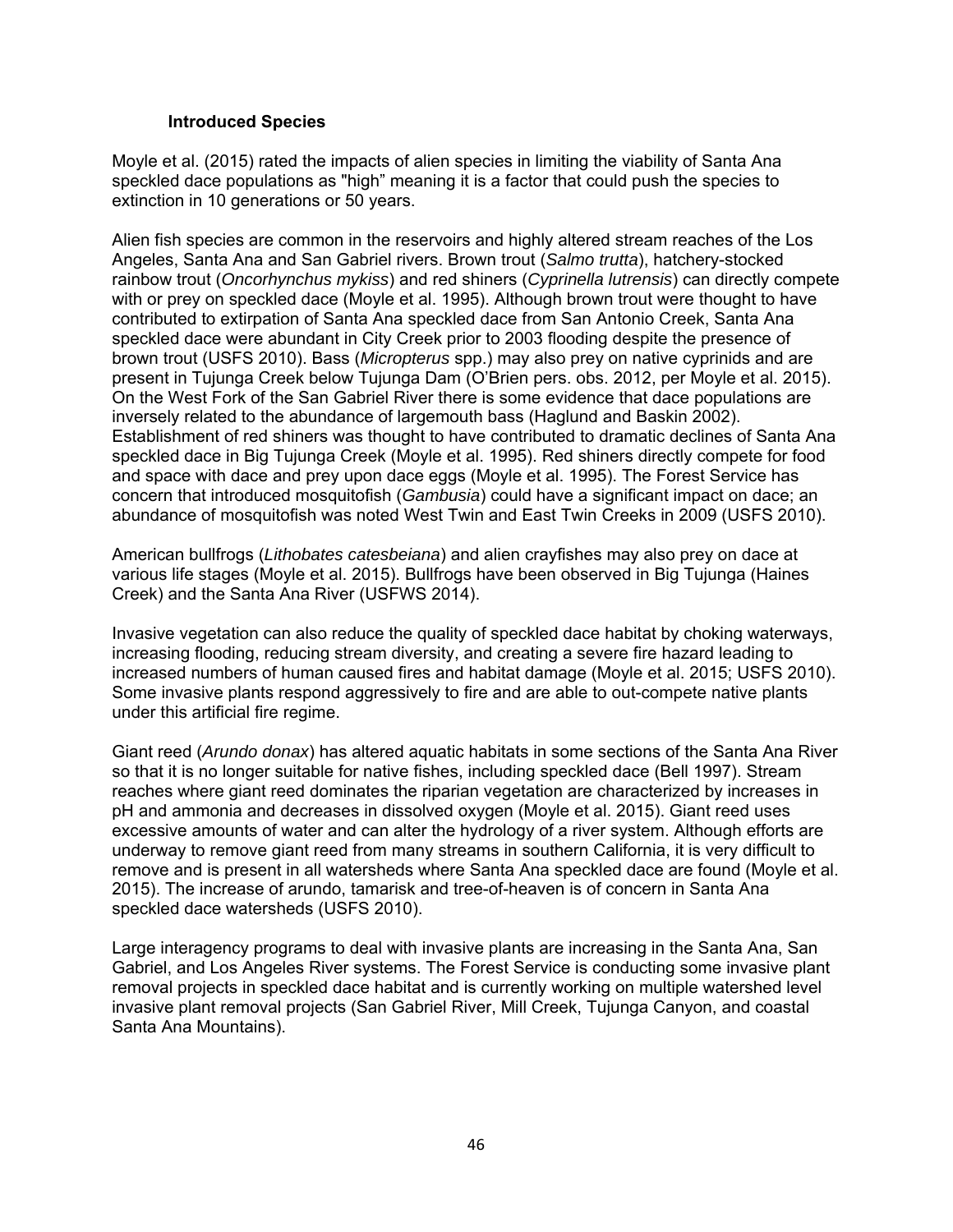### Introduced Species

Moyle et al. (2015) rated the impacts of alien species in limiting the viability of Santa Ana speckled dace populations as "high" meaning it is a factor that could push the species to extinction in 10 generations or 50 years.

Alien fish species are common in the reservoirs and highly altered stream reaches of the Los Angeles, Santa Ana and San Gabriel rivers. Brown trout (*Salmo trutta*), hatchery-stocked rainbow trout (*Oncorhynchus mykiss*) and red shiners (*Cyprinella lutrensis*) can directly compete with or prey on speckled dace (Moyle et al. 1995). Although brown trout were thought to have contributed to extirpation of Santa Ana speckled dace from San Antonio Creek, Santa Ana speckled dace were abundant in City Creek prior to 2003 flooding despite the presence of brown trout (USFS 2010). Bass (*Micropterus* spp.) may also prey on native cyprinids and are present in Tujunga Creek below Tujunga Dam (O'Brien pers. obs. 2012, per Moyle et al. 2015). On the West Fork of the San Gabriel River there is some evidence that dace populations are inversely related to the abundance of largemouth bass (Haglund and Baskin 2002). Establishment of red shiners was thought to have contributed to dramatic declines of Santa Ana speckled dace in Big Tujunga Creek (Moyle et al. 1995). Red shiners directly compete for food and space with dace and prey upon dace eggs (Moyle et al. 1995). The Forest Service has concern that introduced mosquitofish (*Gambusia*) could have a significant impact on dace; an abundance of mosquitofish was noted West Twin and East Twin Creeks in 2009 (USFS 2010).

American bullfrogs (*Lithobates catesbeiana*) and alien crayfishes may also prey on dace at various life stages (Moyle et al. 2015). Bullfrogs have been observed in Big Tujunga (Haines Creek) and the Santa Ana River (USFWS 2014).

Invasive vegetation can also reduce the quality of speckled dace habitat by choking waterways, increasing flooding, reducing stream diversity, and creating a severe fire hazard leading to increased numbers of human caused fires and habitat damage (Moyle et al. 2015; USFS 2010). Some invasive plants respond aggressively to fire and are able to out-compete native plants under this artificial fire regime.

Giant reed (*Arundo donax*) has altered aquatic habitats in some sections of the Santa Ana River so that it is no longer suitable for native fishes, including speckled dace (Bell 1997). Stream reaches where giant reed dominates the riparian vegetation are characterized by increases in pH and ammonia and decreases in dissolved oxygen (Moyle et al. 2015). Giant reed uses excessive amounts of water and can alter the hydrology of a river system. Although efforts are underway to remove giant reed from many streams in southern California, it is very difficult to remove and is present in all watersheds where Santa Ana speckled dace are found (Moyle et al. 2015). The increase of arundo, tamarisk and tree-of-heaven is of concern in Santa Ana speckled dace watersheds (USFS 2010).

Large interagency programs to deal with invasive plants are increasing in the Santa Ana, San Gabriel, and Los Angeles River systems. The Forest Service is conducting some invasive plant removal projects in speckled dace habitat and is currently working on multiple watershed level invasive plant removal projects (San Gabriel River, Mill Creek, Tujunga Canyon, and coastal Santa Ana Mountains).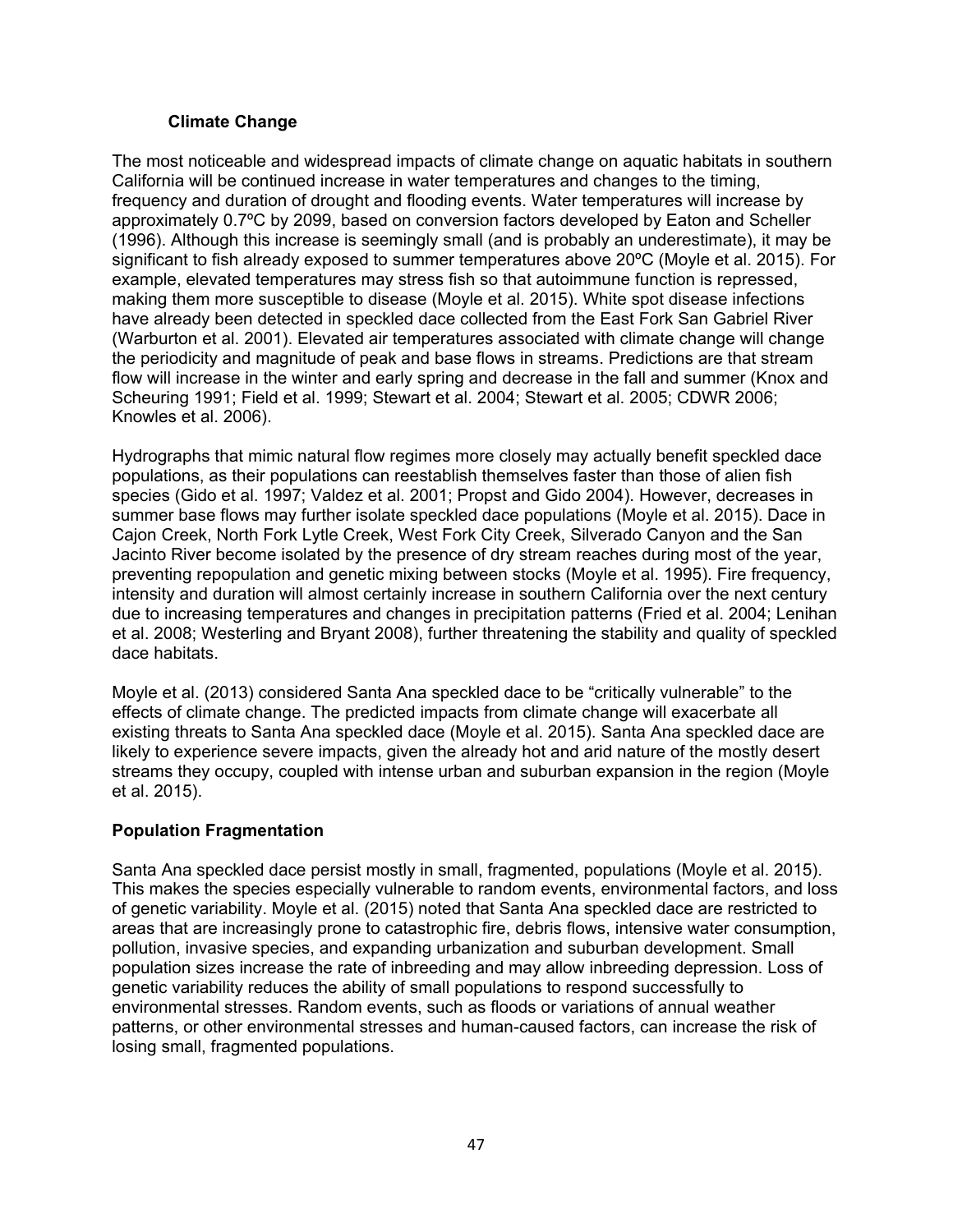### Climate Change

The most noticeable and widespread impacts of climate change on aquatic habitats in southern California will be continued increase in water temperatures and changes to the timing, frequency and duration of drought and flooding events. Water temperatures will increase by approximately 0.7ºC by 2099, based on conversion factors developed by Eaton and Scheller (1996). Although this increase is seemingly small (and is probably an underestimate), it may be significant to fish already exposed to summer temperatures above 20ºC (Moyle et al. 2015). For example, elevated temperatures may stress fish so that autoimmune function is repressed, making them more susceptible to disease (Moyle et al. 2015). White spot disease infections have already been detected in speckled dace collected from the East Fork San Gabriel River (Warburton et al. 2001). Elevated air temperatures associated with climate change will change the periodicity and magnitude of peak and base flows in streams. Predictions are that stream flow will increase in the winter and early spring and decrease in the fall and summer (Knox and Scheuring 1991; Field et al. 1999; Stewart et al. 2004; Stewart et al. 2005; CDWR 2006; Knowles et al. 2006).

Hydrographs that mimic natural flow regimes more closely may actually benefit speckled dace populations, as their populations can reestablish themselves faster than those of alien fish species (Gido et al. 1997; Valdez et al. 2001; Propst and Gido 2004). However, decreases in summer base flows may further isolate speckled dace populations (Moyle et al. 2015). Dace in Cajon Creek, North Fork Lytle Creek, West Fork City Creek, Silverado Canyon and the San Jacinto River become isolated by the presence of dry stream reaches during most of the year, preventing repopulation and genetic mixing between stocks (Moyle et al. 1995). Fire frequency, intensity and duration will almost certainly increase in southern California over the next century due to increasing temperatures and changes in precipitation patterns (Fried et al. 2004; Lenihan et al. 2008; Westerling and Bryant 2008), further threatening the stability and quality of speckled dace habitats.

Moyle et al. (2013) considered Santa Ana speckled dace to be "critically vulnerable" to the effects of climate change. The predicted impacts from climate change will exacerbate all existing threats to Santa Ana speckled dace (Moyle et al. 2015). Santa Ana speckled dace are likely to experience severe impacts, given the already hot and arid nature of the mostly desert streams they occupy, coupled with intense urban and suburban expansion in the region (Moyle et al. 2015).

### Population Fragmentation

Santa Ana speckled dace persist mostly in small, fragmented, populations (Moyle et al. 2015). This makes the species especially vulnerable to random events, environmental factors, and loss of genetic variability. Moyle et al. (2015) noted that Santa Ana speckled dace are restricted to areas that are increasingly prone to catastrophic fire, debris flows, intensive water consumption, pollution, invasive species, and expanding urbanization and suburban development. Small population sizes increase the rate of inbreeding and may allow inbreeding depression. Loss of genetic variability reduces the ability of small populations to respond successfully to environmental stresses. Random events, such as floods or variations of annual weather patterns, or other environmental stresses and human-caused factors, can increase the risk of losing small, fragmented populations.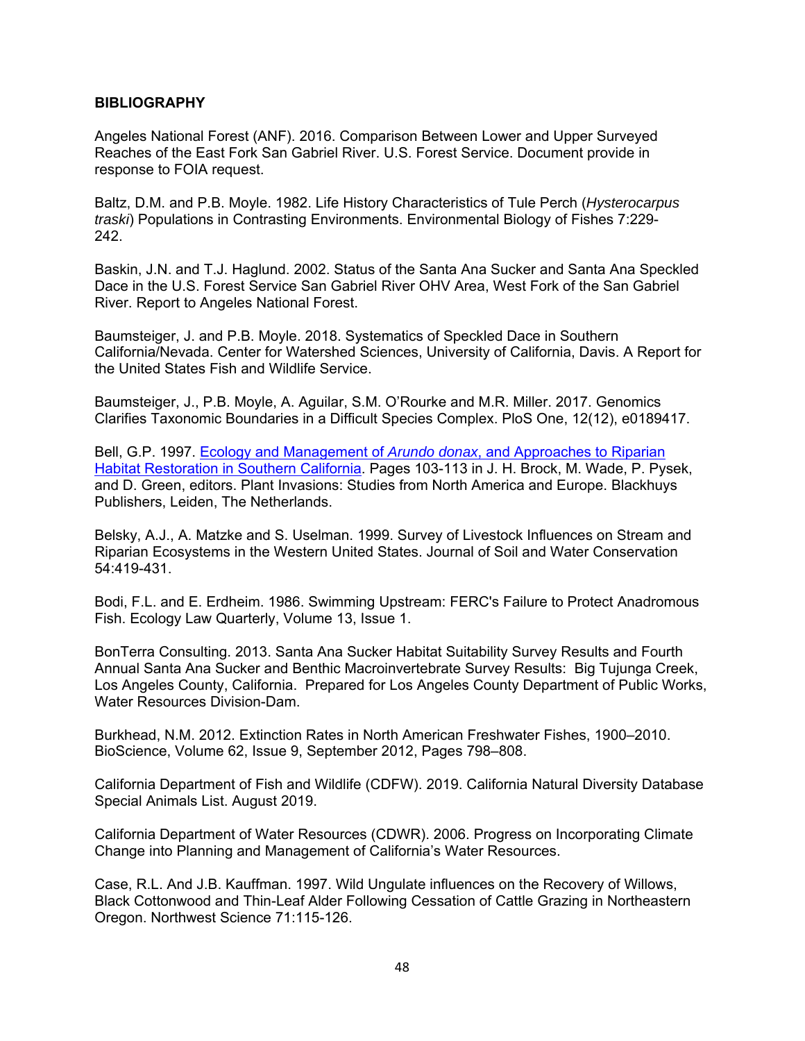**BIBLIOGRAPHY**

Angeles National Forest (ANF). 2016. Comparison Between Lower and Upper Surveyed Reaches of the East Fork San Gabriel River. U.S. Forest Service. Document provide in response to FOIA request.

Baltz, D.M. and P.B. Moyle. 1982. Life History Characteristics of Tule Perch (*Hysterocarpus traski*) Populations in Contrasting Environments. Environmental Biology of Fishes 7:229-242.

Baskin, J.N. and T.J. Haglund. 2002. Status of the Santa Ana Sucker and Santa Ana Speckled Dace in the U.S. Forest Service San Gabriel River OHV Area, West Fork of the San Gabriel River. Report to Angeles National Forest.

Baumsteiger, J. and P.B. Moyle. 2018. Systematics of Speckled Dace in Southern California/Nevada. Center for Watershed Sciences, University of California, Davis. A Report for the United States Fish and Wildlife Service.

Baumsteiger, J., P.B. Moyle, A. Aguilar, S.M. O'Rourke and M.R. Miller. 2017. Genomics Clarifies Taxonomic Boundaries in a Difficult Species Complex. PloS One, 12(12), e0189417.

Bell, G.P. 1997. Ecology and Management of *Arundo donax*, and Approaches to Riparian Habitat Restoration in Southern California. Pages 103-113 in J. H. Brock, M. Wade, P. Pysek, and D. Green, editors. Plant Invasions: Studies from North America and Europe. Blackhuys Publishers, Leiden, The Netherlands.

Belsky, A.J., A. Matzke and S. Uselman. 1999. Survey of Livestock Influences on Stream and Riparian Ecosystems in the Western United States. Journal of Soil and Water Conservation 54:419-431.

Bodi, F.L. and E. Erdheim. 1986. Swimming Upstream: FERC's Failure to Protect Anadromous Fish. Ecology Law Quarterly, Volume 13, Issue 1.

BonTerra Consulting. 2013. Santa Ana Sucker Habitat Suitability Survey Results and Fourth Annual Santa Ana Sucker and Benthic Macroinvertebrate Survey Results: Big Tujunga Creek, Los Angeles County, California. Prepared for Los Angeles County Department of Public Works, Water Resources Division-Dam.

Burkhead, N.M. 2012. Extinction Rates in North American Freshwater Fishes, 1900–2010. BioScience, Volume 62, Issue 9, September 2012, Pages 798–808.

California Department of Fish and Wildlife (CDFW). 2019. California Natural Diversity Database Special Animals List. August 2019.

California Department of Water Resources (CDWR). 2006. Progress on Incorporating Climate Change into Planning and Management of California's Water Resources.

Case, R.L. And J.B. Kauffman. 1997. Wild Ungulate influences on the Recovery of Willows, Black Cottonwood and Thin-Leaf Alder Following Cessation of Cattle Grazing in Northeastern Oregon. Northwest Science 71:115-126.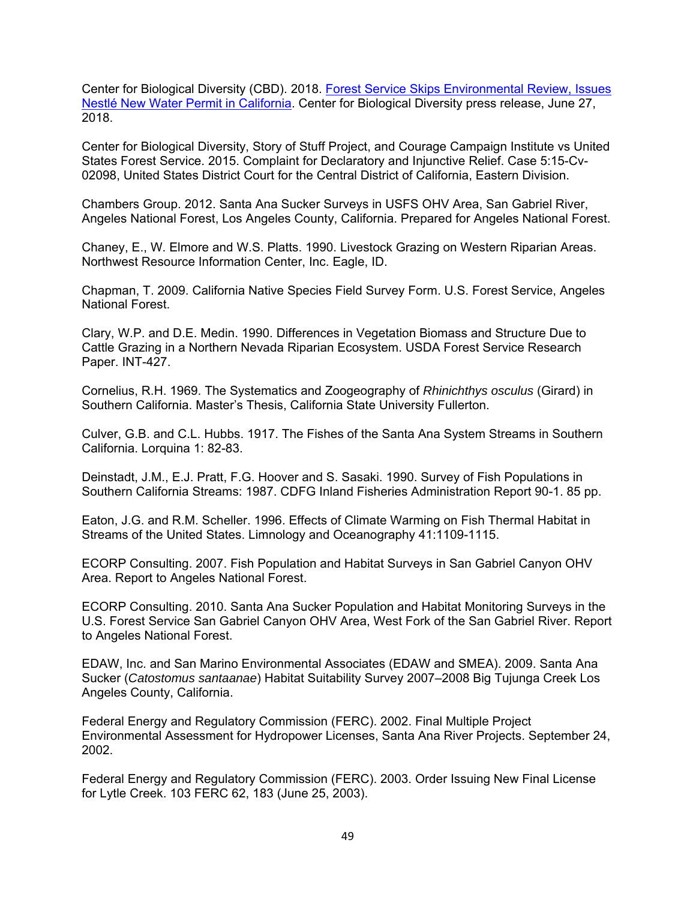Center for Biological Diversity (CBD). 2018. [Forest Service Skips Environmental Review, Issues Nestlé New Water Permit in California](). Center for Biological Diversity press release, June 27, 2018.

Center for Biological Diversity, Story of Stuff Project, and Courage Campaign Institute vs United States Forest Service. 2015. Complaint for Declaratory and Injunctive Relief. Case 5:15-Cv-02098, United States District Court for the Central District of California, Eastern Division.

Chambers Group. 2012. Santa Ana Sucker Surveys in USFS OHV Area, San Gabriel River, Angeles National Forest, Los Angeles County, California. Prepared for Angeles National Forest.

Chaney, E., W. Elmore and W.S. Platts. 1990. Livestock Grazing on Western Riparian Areas. Northwest Resource Information Center, Inc. Eagle, ID.

Chapman, T. 2009. California Native Species Field Survey Form. U.S. Forest Service, Angeles National Forest.

Clary, W.P. and D.E. Medin. 1990. Differences in Vegetation Biomass and Structure Due to Cattle Grazing in a Northern Nevada Riparian Ecosystem. USDA Forest Service Research Paper. INT-427.

Cornelius, R.H. 1969. The Systematics and Zoogeography of *Rhinichthys osculus* (Girard) in Southern California. Master's Thesis, California State University Fullerton.

Culver, G.B. and C.L. Hubbs. 1917. The Fishes of the Santa Ana System Streams in Southern California. Lorquina 1: 82-83.

Deinstadt, J.M., E.J. Pratt, F.G. Hoover and S. Sasaki. 1990. Survey of Fish Populations in Southern California Streams: 1987. CDFG Inland Fisheries Administration Report 90-1. 85 pp.

Eaton, J.G. and R.M. Scheller. 1996. Effects of Climate Warming on Fish Thermal Habitat in Streams of the United States. Limnology and Oceanography 41:1109-1115.

ECORP Consulting. 2007. Fish Population and Habitat Surveys in San Gabriel Canyon OHV Area. Report to Angeles National Forest.

ECORP Consulting. 2010. Santa Ana Sucker Population and Habitat Monitoring Surveys in the U.S. Forest Service San Gabriel Canyon OHV Area, West Fork of the San Gabriel River. Report to Angeles National Forest.

EDAW, Inc. and San Marino Environmental Associates (EDAW and SMEA). 2009. Santa Ana Sucker (*Catostomus santaanae*) Habitat Suitability Survey 2007–2008 Big Tujunga Creek Los Angeles County, California.

Federal Energy and Regulatory Commission (FERC). 2002. Final Multiple Project Environmental Assessment for Hydropower Licenses, Santa Ana River Projects. September 24, 2002.

Federal Energy and Regulatory Commission (FERC). 2003. Order Issuing New Final License for Lytle Creek. 103 FERC 62, 183 (June 25, 2003).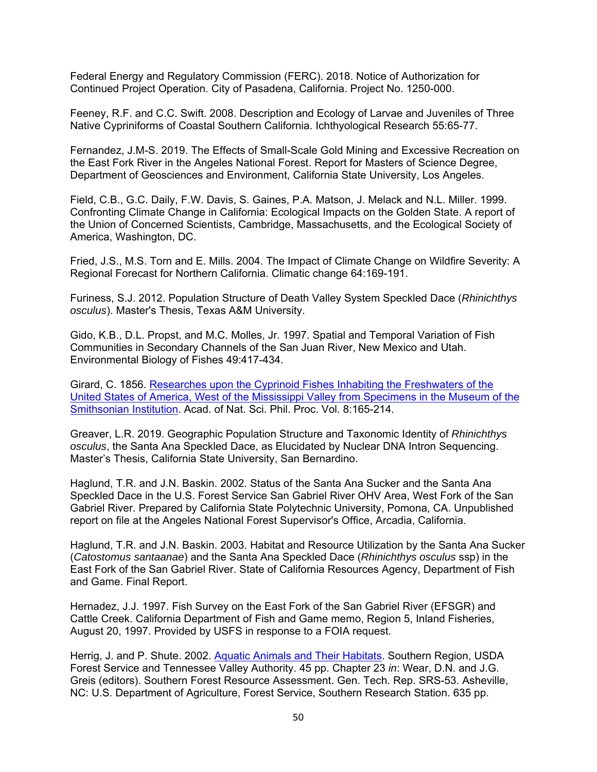Federal Energy and Regulatory Commission (FERC). 2018. Notice of Authorization for Continued Project Operation. City of Pasadena, California. Project No. 1250-000.

Feeney, R.F. and C.C. Swift. 2008. Description and Ecology of Larvae and Juveniles of Three Native Cypriniforms of Coastal Southern California. Ichthyological Research 55:65-77.

Fernandez, J.M-S. 2019. The Effects of Small-Scale Gold Mining and Excessive Recreation on the East Fork River in the Angeles National Forest. Report for Masters of Science Degree, Department of Geosciences and Environment, California State University, Los Angeles.

Field, C.B., G.C. Daily, F.W. Davis, S. Gaines, P.A. Matson, J. Melack and N.L. Miller. 1999. Confronting Climate Change in California: Ecological Impacts on the Golden State. A report of the Union of Concerned Scientists, Cambridge, Massachusetts, and the Ecological Society of America, Washington, DC.

Fried, J.S., M.S. Torn and E. Mills. 2004. The Impact of Climate Change on Wildfire Severity: A Regional Forecast for Northern California. Climatic change 64:169-191.

Furiness, S.J. 2012. Population Structure of Death Valley System Speckled Dace (*Rhinichthys osculus*). Master's Thesis, Texas A&M University.

Gido, K.B., D.L. Propst, and M.C. Molles, Jr. 1997. Spatial and Temporal Variation of Fish Communities in Secondary Channels of the San Juan River, New Mexico and Utah. Environmental Biology of Fishes 49:417-434.

Girard, C. 1856. [Researches upon the Cyprinoid Fishes Inhabiting the Freshwaters of the United States of America, West of the Mississippi Valley from Specimens in the Museum of the Smithsonian Institution](). Acad. of Nat. Sci. Phil. Proc. Vol. 8:165-214.

Greaver, L.R. 2019. Geographic Population Structure and Taxonomic Identity of *Rhinichthys osculus*, the Santa Ana Speckled Dace, as Elucidated by Nuclear DNA Intron Sequencing. Master's Thesis, California State University, San Bernardino.

Haglund, T.R. and J.N. Baskin. 2002. Status of the Santa Ana Sucker and the Santa Ana Speckled Dace in the U.S. Forest Service San Gabriel River OHV Area, West Fork of the San Gabriel River. Prepared by California State Polytechnic University, Pomona, CA. Unpublished report on file at the Angeles National Forest Supervisor's Office, Arcadia, California.

Haglund, T.R. and J.N. Baskin. 2003. Habitat and Resource Utilization by the Santa Ana Sucker (*Catostomus santaanae*) and the Santa Ana Speckled Dace (*Rhinichthys osculus* ssp) in the East Fork of the San Gabriel River. State of California Resources Agency, Department of Fish and Game. Final Report.

Hernadez, J.J. 1997. Fish Survey on the East Fork of the San Gabriel River (EFSGR) and Cattle Creek. California Department of Fish and Game memo, Region 5, Inland Fisheries, August 20, 1997. Provided by USFS in response to a FOIA request.

Herrig, J. and P. Shute. 2002. [Aquatic Animals and Their Habitats](). Southern Region, USDA Forest Service and Tennessee Valley Authority. 45 pp. Chapter 23 *in*: Wear, D.N. and J.G. Greis (editors). Southern Forest Resource Assessment. Gen. Tech. Rep. SRS-53. Asheville, NC: U.S. Department of Agriculture, Forest Service, Southern Research Station. 635 pp.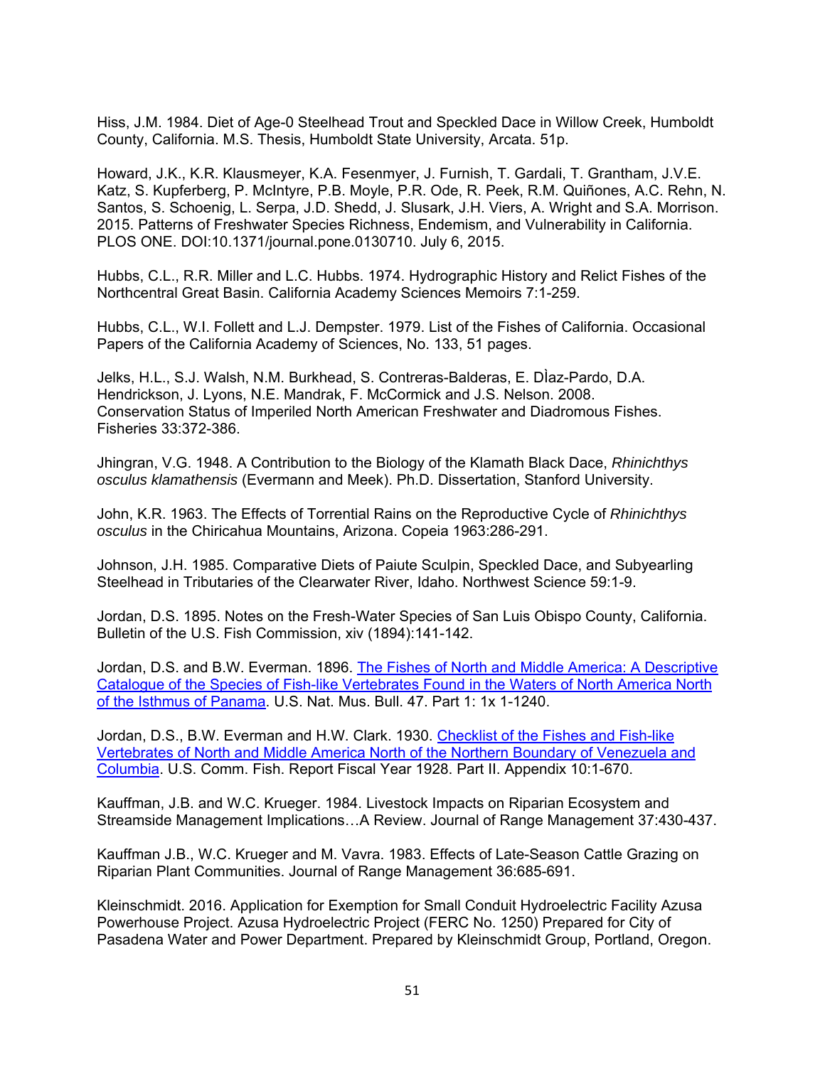Hiss, J.M. 1984. Diet of Age-0 Steelhead Trout and Speckled Dace in Willow Creek, Humboldt County, California. M.S. Thesis, Humboldt State University, Arcata. 51p.

Howard, J.K., K.R. Klausmeyer, K.A. Fesenmyer, J. Furnish, T. Gardali, T. Grantham, J.V.E. Katz, S. Kupferberg, P. McIntyre, P.B. Moyle, P.R. Ode, R. Peek, R.M. Quiñones, A.C. Rehn, N. Santos, S. Schoenig, L. Serpa, J.D. Shedd, J. Slusark, J.H. Viers, A. Wright and S.A. Morrison. 2015. Patterns of Freshwater Species Richness, Endemism, and Vulnerability in California. PLOS ONE. DOI:10.1371/journal.pone.0130710. July 6, 2015.

Hubbs, C.L., R.R. Miller and L.C. Hubbs. 1974. Hydrographic History and Relict Fishes of the Northcentral Great Basin. California Academy Sciences Memoirs 7:1-259.

Hubbs, C.L., W.I. Follett and L.J. Dempster. 1979. List of the Fishes of California. Occasional Papers of the California Academy of Sciences, No. 133, 51 pages.

Jelks, H.L., S.J. Walsh, N.M. Burkhead, S. Contreras-Balderas, E. DÌaz-Pardo, D.A. Hendrickson, J. Lyons, N.E. Mandrak, F. McCormick and J.S. Nelson. 2008. Conservation Status of Imperiled North American Freshwater and Diadromous Fishes. Fisheries 33:372-386.

Jhingran, V.G. 1948. A Contribution to the Biology of the Klamath Black Dace, *Rhinichthys osculus klamathensis* (Evermann and Meek). Ph.D. Dissertation, Stanford University.

John, K.R. 1963. The Effects of Torrential Rains on the Reproductive Cycle of *Rhinichthys osculus* in the Chiricahua Mountains, Arizona. Copeia 1963:286-291.

Johnson, J.H. 1985. Comparative Diets of Paiute Sculpin, Speckled Dace, and Subyearling Steelhead in Tributaries of the Clearwater River, Idaho. Northwest Science 59:1-9.

Jordan, D.S. 1895. Notes on the Fresh-Water Species of San Luis Obispo County, California. Bulletin of the U.S. Fish Commission, xiv (1894):141-142.

Jordan, D.S. and B.W. Everman. 1896. The Fishes of North and Middle America: A Descriptive Catalogue of the Species of Fish-like Vertebrates Found in the Waters of North America North of the Isthmus of Panama. U.S. Nat. Mus. Bull. 47. Part 1: 1x 1-1240.

Jordan, D.S., B.W. Everman and H.W. Clark. 1930. Checklist of the Fishes and Fish-like Vertebrates of North and Middle America North of the Northern Boundary of Venezuela and Columbia. U.S. Comm. Fish. Report Fiscal Year 1928. Part II. Appendix 10:1-670.

Kauffman, J.B. and W.C. Krueger. 1984. Livestock Impacts on Riparian Ecosystem and Streamside Management Implications…A Review. Journal of Range Management 37:430-437.

Kauffman J.B., W.C. Krueger and M. Vavra. 1983. Effects of Late-Season Cattle Grazing on Riparian Plant Communities. Journal of Range Management 36:685-691.

Kleinschmidt. 2016. Application for Exemption for Small Conduit Hydroelectric Facility Azusa Powerhouse Project. Azusa Hydroelectric Project (FERC No. 1250) Prepared for City of Pasadena Water and Power Department. Prepared by Kleinschmidt Group, Portland, Oregon.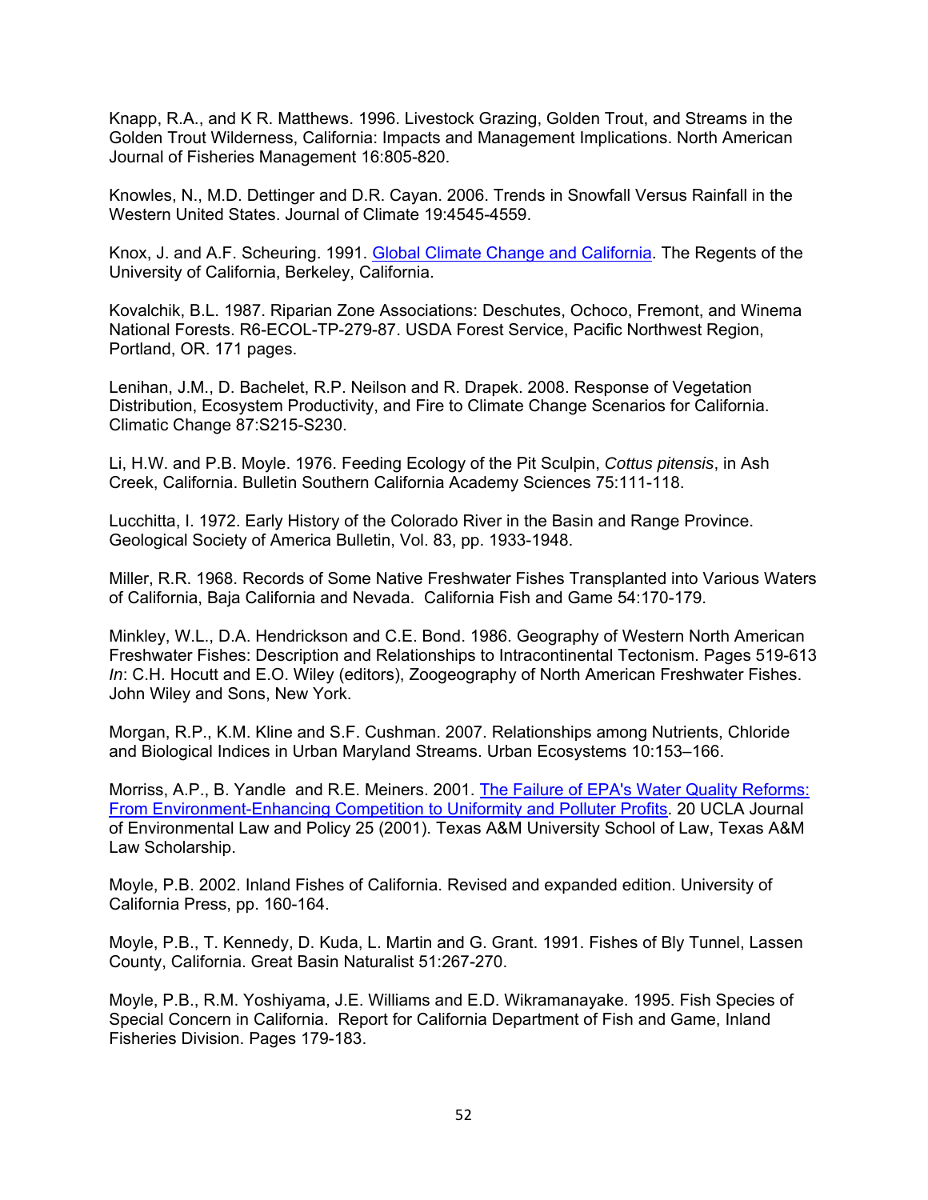Knapp, R.A., and K R. Matthews. 1996. Livestock Grazing, Golden Trout, and Streams in the Golden Trout Wilderness, California: Impacts and Management Implications. North American Journal of Fisheries Management 16:805-820.

Knowles, N., M.D. Dettinger and D.R. Cayan. 2006. Trends in Snowfall Versus Rainfall in the Western United States. Journal of Climate 19:4545-4559.

Knox, J. and A.F. Scheuring. 1991. Global Climate Change and California. The Regents of the University of California, Berkeley, California.

Kovalchik, B.L. 1987. Riparian Zone Associations: Deschutes, Ochoco, Fremont, and Winema National Forests. R6-ECOL-TP-279-87. USDA Forest Service, Pacific Northwest Region, Portland, OR. 171 pages.

Lenihan, J.M., D. Bachelet, R.P. Neilson and R. Drapek. 2008. Response of Vegetation Distribution, Ecosystem Productivity, and Fire to Climate Change Scenarios for California. Climatic Change 87:S215-S230.

Li, H.W. and P.B. Moyle. 1976. Feeding Ecology of the Pit Sculpin, *Cottus pitensis*, in Ash Creek, California. Bulletin Southern California Academy Sciences 75:111-118.

Lucchitta, I. 1972. Early History of the Colorado River in the Basin and Range Province. Geological Society of America Bulletin, Vol. 83, pp. 1933-1948.

Miller, R.R. 1968. Records of Some Native Freshwater Fishes Transplanted into Various Waters of California, Baja California and Nevada. California Fish and Game 54:170-179.

Minkley, W.L., D.A. Hendrickson and C.E. Bond. 1986. Geography of Western North American Freshwater Fishes: Description and Relationships to Intracontinental Tectonism. Pages 519-613 *In*: C.H. Hocutt and E.O. Wiley (editors), Zoogeography of North American Freshwater Fishes. John Wiley and Sons, New York.

Morgan, R.P., K.M. Kline and S.F. Cushman. 2007. Relationships among Nutrients, Chloride and Biological Indices in Urban Maryland Streams. Urban Ecosystems 10:153–166.

Morriss, A.P., B. Yandle and R.E. Meiners. 2001. The Failure of EPA's Water Quality Reforms: From Environment-Enhancing Competition to Uniformity and Polluter Profits. 20 UCLA Journal of Environmental Law and Policy 25 (2001). Texas A&M University School of Law, Texas A&M Law Scholarship.

Moyle, P.B. 2002. Inland Fishes of California. Revised and expanded edition. University of California Press, pp. 160-164.

Moyle, P.B., T. Kennedy, D. Kuda, L. Martin and G. Grant. 1991. Fishes of Bly Tunnel, Lassen County, California. Great Basin Naturalist 51:267-270.

Moyle, P.B., R.M. Yoshiyama, J.E. Williams and E.D. Wikramanayake. 1995. Fish Species of Special Concern in California. Report for California Department of Fish and Game, Inland Fisheries Division. Pages 179-183.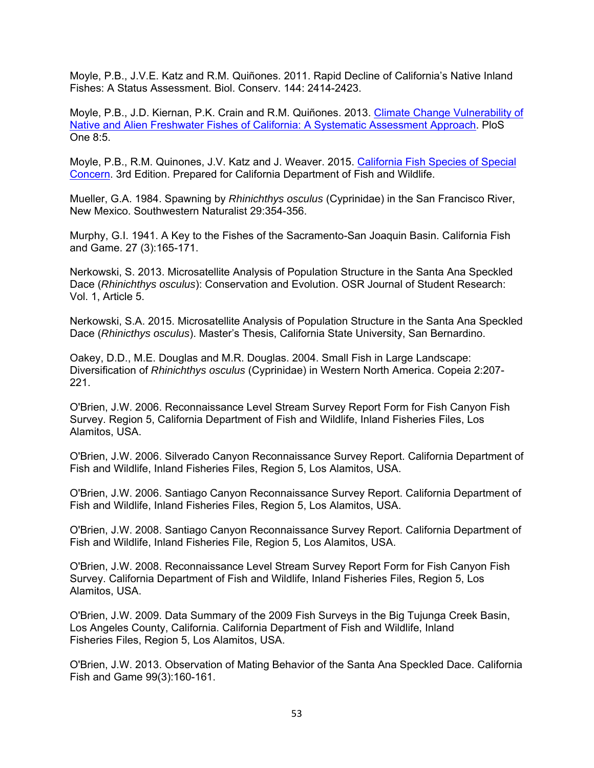Moyle, P.B., J.V.E. Katz and R.M. Quiñones. 2011. Rapid Decline of California's Native Inland Fishes: A Status Assessment. Biol. Conserv. 144: 2414-2423.

Moyle, P.B., J.D. Kiernan, P.K. Crain and R.M. Quiñones. 2013. Climate Change Vulnerability of Native and Alien Freshwater Fishes of California: A Systematic Assessment Approach. PloS One 8:5.

Moyle, P.B., R.M. Quinones, J.V. Katz and J. Weaver. 2015. California Fish Species of Special Concern. 3rd Edition. Prepared for California Department of Fish and Wildlife.

Mueller, G.A. 1984. Spawning by *Rhinichthys osculus* (Cyprinidae) in the San Francisco River, New Mexico. Southwestern Naturalist 29:354-356.

Murphy, G.I. 1941. A Key to the Fishes of the Sacramento-San Joaquin Basin. California Fish and Game. 27 (3):165-171.

Nerkowski, S. 2013. Microsatellite Analysis of Population Structure in the Santa Ana Speckled Dace (*Rhinichthys osculus*): Conservation and Evolution. OSR Journal of Student Research: Vol. 1, Article 5.

Nerkowski, S.A. 2015. Microsatellite Analysis of Population Structure in the Santa Ana Speckled Dace (*Rhinicthys osculus*). Master's Thesis, California State University, San Bernardino.

Oakey, D.D., M.E. Douglas and M.R. Douglas. 2004. Small Fish in Large Landscape: Diversification of *Rhinichthys osculus* (Cyprinidae) in Western North America. Copeia 2:207-221.

O'Brien, J.W. 2006. Reconnaissance Level Stream Survey Report Form for Fish Canyon Fish Survey. Region 5, California Department of Fish and Wildlife, Inland Fisheries Files, Los Alamitos, USA.

O'Brien, J.W. 2006. Silverado Canyon Reconnaissance Survey Report. California Department of Fish and Wildlife, Inland Fisheries Files, Region 5, Los Alamitos, USA.

O'Brien, J.W. 2006. Santiago Canyon Reconnaissance Survey Report. California Department of Fish and Wildlife, Inland Fisheries Files, Region 5, Los Alamitos, USA.

O'Brien, J.W. 2008. Santiago Canyon Reconnaissance Survey Report. California Department of Fish and Wildlife, Inland Fisheries File, Region 5, Los Alamitos, USA.

O'Brien, J.W. 2008. Reconnaissance Level Stream Survey Report Form for Fish Canyon Fish Survey. California Department of Fish and Wildlife, Inland Fisheries Files, Region 5, Los Alamitos, USA.

O'Brien, J.W. 2009. Data Summary of the 2009 Fish Surveys in the Big Tujunga Creek Basin, Los Angeles County, California. California Department of Fish and Wildlife, Inland Fisheries Files, Region 5, Los Alamitos, USA.

O'Brien, J.W. 2013. Observation of Mating Behavior of the Santa Ana Speckled Dace. California Fish and Game 99(3):160-161.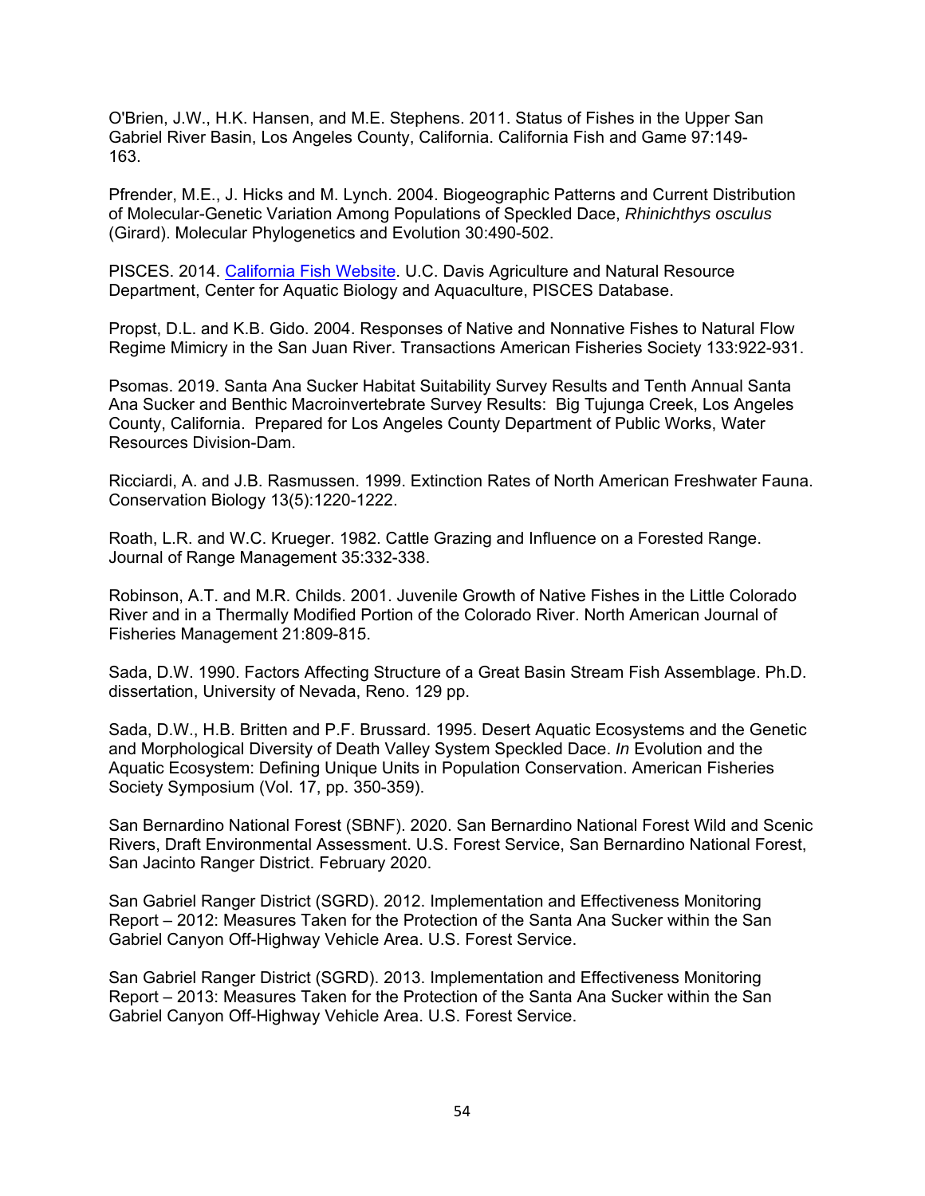O'Brien, J.W., H.K. Hansen, and M.E. Stephens. 2011. Status of Fishes in the Upper San Gabriel River Basin, Los Angeles County, California. California Fish and Game 97:149-163.

Pfrender, M.E., J. Hicks and M. Lynch. 2004. Biogeographic Patterns and Current Distribution of Molecular-Genetic Variation Among Populations of Speckled Dace, *Rhinichthys osculus* (Girard). Molecular Phylogenetics and Evolution 30:490-502.

PISCES. 2014. California Fish Website. U.C. Davis Agriculture and Natural Resource Department, Center for Aquatic Biology and Aquaculture, PISCES Database.

Propst, D.L. and K.B. Gido. 2004. Responses of Native and Nonnative Fishes to Natural Flow Regime Mimicry in the San Juan River. Transactions American Fisheries Society 133:922-931.

Psomas. 2019. Santa Ana Sucker Habitat Suitability Survey Results and Tenth Annual Santa Ana Sucker and Benthic Macroinvertebrate Survey Results: Big Tujunga Creek, Los Angeles County, California. Prepared for Los Angeles County Department of Public Works, Water Resources Division-Dam.

Ricciardi, A. and J.B. Rasmussen. 1999. Extinction Rates of North American Freshwater Fauna. Conservation Biology 13(5):1220-1222.

Roath, L.R. and W.C. Krueger. 1982. Cattle Grazing and Influence on a Forested Range. Journal of Range Management 35:332-338.

Robinson, A.T. and M.R. Childs. 2001. Juvenile Growth of Native Fishes in the Little Colorado River and in a Thermally Modified Portion of the Colorado River. North American Journal of Fisheries Management 21:809-815.

Sada, D.W. 1990. Factors Affecting Structure of a Great Basin Stream Fish Assemblage. Ph.D. dissertation, University of Nevada, Reno. 129 pp.

Sada, D.W., H.B. Britten and P.F. Brussard. 1995. Desert Aquatic Ecosystems and the Genetic and Morphological Diversity of Death Valley System Speckled Dace. *In* Evolution and the Aquatic Ecosystem: Defining Unique Units in Population Conservation. American Fisheries Society Symposium (Vol. 17, pp. 350-359).

San Bernardino National Forest (SBNF). 2020. San Bernardino National Forest Wild and Scenic Rivers, Draft Environmental Assessment. U.S. Forest Service, San Bernardino National Forest, San Jacinto Ranger District. February 2020.

San Gabriel Ranger District (SGRD). 2012. Implementation and Effectiveness Monitoring Report – 2012: Measures Taken for the Protection of the Santa Ana Sucker within the San Gabriel Canyon Off-Highway Vehicle Area. U.S. Forest Service.

San Gabriel Ranger District (SGRD). 2013. Implementation and Effectiveness Monitoring Report – 2013: Measures Taken for the Protection of the Santa Ana Sucker within the San Gabriel Canyon Off-Highway Vehicle Area. U.S. Forest Service.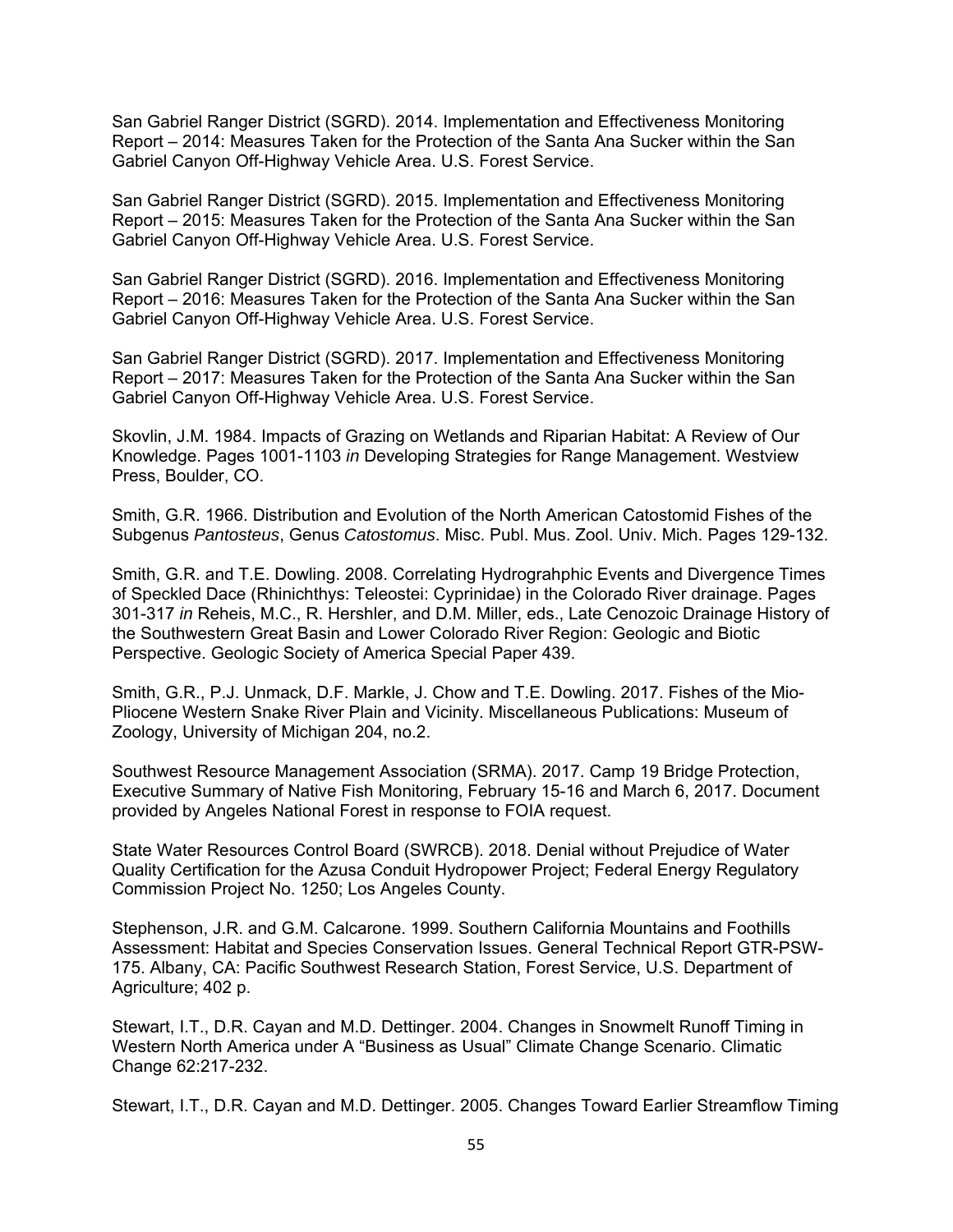San Gabriel Ranger District (SGRD). 2014. Implementation and Effectiveness Monitoring Report – 2014: Measures Taken for the Protection of the Santa Ana Sucker within the San Gabriel Canyon Off-Highway Vehicle Area. U.S. Forest Service.

San Gabriel Ranger District (SGRD). 2015. Implementation and Effectiveness Monitoring Report – 2015: Measures Taken for the Protection of the Santa Ana Sucker within the San Gabriel Canyon Off-Highway Vehicle Area. U.S. Forest Service.

San Gabriel Ranger District (SGRD). 2016. Implementation and Effectiveness Monitoring Report – 2016: Measures Taken for the Protection of the Santa Ana Sucker within the San Gabriel Canyon Off-Highway Vehicle Area. U.S. Forest Service.

San Gabriel Ranger District (SGRD). 2017. Implementation and Effectiveness Monitoring Report – 2017: Measures Taken for the Protection of the Santa Ana Sucker within the San Gabriel Canyon Off-Highway Vehicle Area. U.S. Forest Service.

Skovlin, J.M. 1984. Impacts of Grazing on Wetlands and Riparian Habitat: A Review of Our Knowledge. Pages 1001-1103 *in* Developing Strategies for Range Management. Westview Press, Boulder, CO.

Smith, G.R. 1966. Distribution and Evolution of the North American Catostomid Fishes of the Subgenus *Pantosteus*, Genus *Catostomus*. Misc. Publ. Mus. Zool. Univ. Mich. Pages 129-132.

Smith, G.R. and T.E. Dowling. 2008. Correlating Hydrograhphic Events and Divergence Times of Speckled Dace (Rhinichthys: Teleostei: Cyprinidae) in the Colorado River drainage. Pages 301-317 *in* Reheis, M.C., R. Hershler, and D.M. Miller, eds., Late Cenozoic Drainage History of the Southwestern Great Basin and Lower Colorado River Region: Geologic and Biotic Perspective. Geologic Society of America Special Paper 439.

Smith, G.R., P.J. Unmack, D.F. Markle, J. Chow and T.E. Dowling. 2017. Fishes of the Mio-Pliocene Western Snake River Plain and Vicinity. Miscellaneous Publications: Museum of Zoology, University of Michigan 204, no.2.

Southwest Resource Management Association (SRMA). 2017. Camp 19 Bridge Protection, Executive Summary of Native Fish Monitoring, February 15-16 and March 6, 2017. Document provided by Angeles National Forest in response to FOIA request.

State Water Resources Control Board (SWRCB). 2018. Denial without Prejudice of Water Quality Certification for the Azusa Conduit Hydropower Project; Federal Energy Regulatory Commission Project No. 1250; Los Angeles County.

Stephenson, J.R. and G.M. Calcarone. 1999. Southern California Mountains and Foothills Assessment: Habitat and Species Conservation Issues. General Technical Report GTR-PSW-175. Albany, CA: Pacific Southwest Research Station, Forest Service, U.S. Department of Agriculture; 402 p.

Stewart, I.T., D.R. Cayan and M.D. Dettinger. 2004. Changes in Snowmelt Runoff Timing in Western North America under A "Business as Usual" Climate Change Scenario. Climatic Change 62:217-232.

Stewart, I.T., D.R. Cayan and M.D. Dettinger. 2005. Changes Toward Earlier Streamflow Timing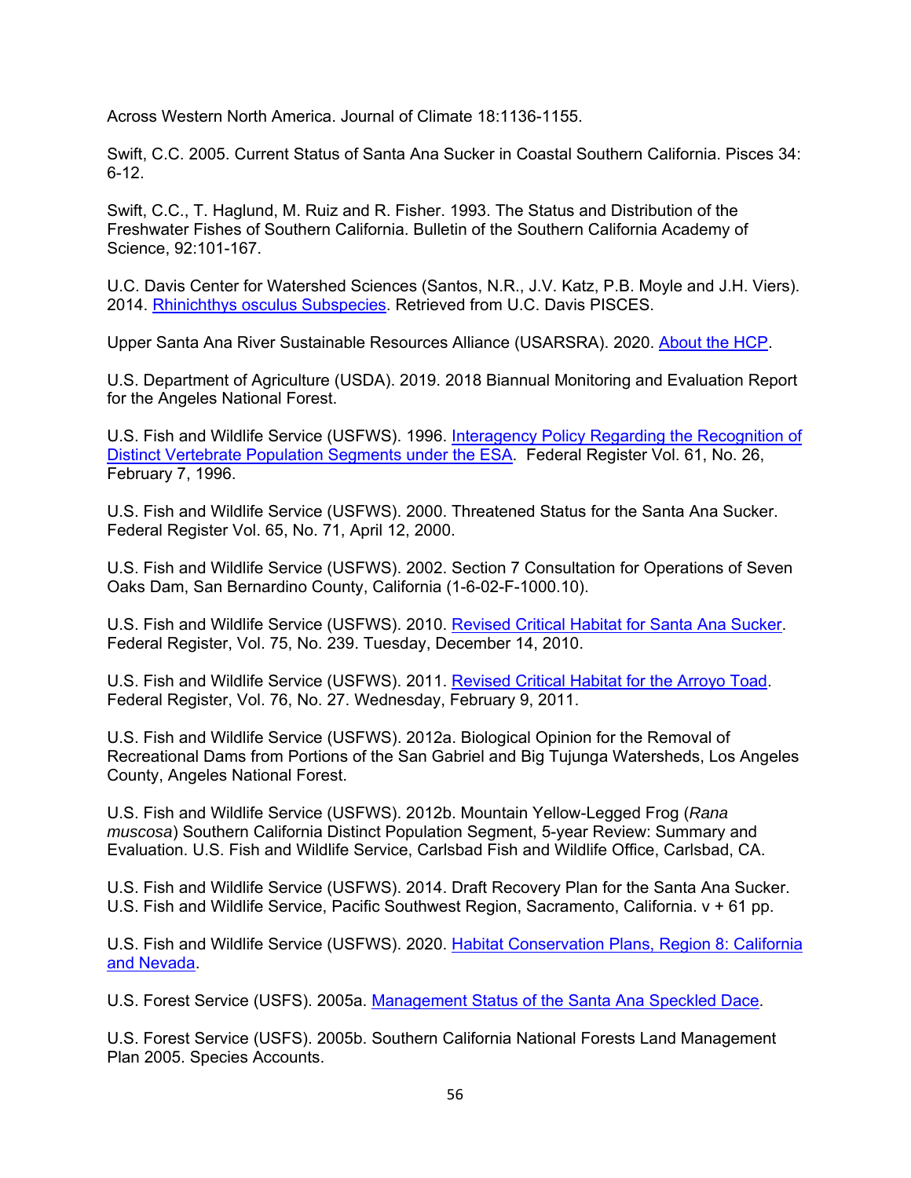Across Western North America. Journal of Climate 18:1136-1155.

Swift, C.C. 2005. Current Status of Santa Ana Sucker in Coastal Southern California. Pisces 34: 6-12.

Swift, C.C., T. Haglund, M. Ruiz and R. Fisher. 1993. The Status and Distribution of the Freshwater Fishes of Southern California. Bulletin of the Southern California Academy of Science, 92:101-167.

U.C. Davis Center for Watershed Sciences (Santos, N.R., J.V. Katz, P.B. Moyle and J.H. Viers). 2014. Rhinichthys osculus Subspecies. Retrieved from U.C. Davis PISCES.

Upper Santa Ana River Sustainable Resources Alliance (USARSRA). 2020. About the HCP.

U.S. Department of Agriculture (USDA). 2019. 2018 Biannual Monitoring and Evaluation Report for the Angeles National Forest.

U.S. Fish and Wildlife Service (USFWS). 1996. Interagency Policy Regarding the Recognition of Distinct Vertebrate Population Segments under the ESA. Federal Register Vol. 61, No. 26, February 7, 1996.

U.S. Fish and Wildlife Service (USFWS). 2000. Threatened Status for the Santa Ana Sucker. Federal Register Vol. 65, No. 71, April 12, 2000.

U.S. Fish and Wildlife Service (USFWS). 2002. Section 7 Consultation for Operations of Seven Oaks Dam, San Bernardino County, California (1-6-02-F-1000.10).

U.S. Fish and Wildlife Service (USFWS). 2010. Revised Critical Habitat for Santa Ana Sucker. Federal Register, Vol. 75, No. 239. Tuesday, December 14, 2010.

U.S. Fish and Wildlife Service (USFWS). 2011. Revised Critical Habitat for the Arroyo Toad. Federal Register, Vol. 76, No. 27. Wednesday, February 9, 2011.

U.S. Fish and Wildlife Service (USFWS). 2012a. Biological Opinion for the Removal of Recreational Dams from Portions of the San Gabriel and Big Tujunga Watersheds, Los Angeles County, Angeles National Forest.

U.S. Fish and Wildlife Service (USFWS). 2012b. Mountain Yellow-Legged Frog (*Rana muscosa*) Southern California Distinct Population Segment, 5-year Review: Summary and Evaluation. U.S. Fish and Wildlife Service, Carlsbad Fish and Wildlife Office, Carlsbad, CA.

U.S. Fish and Wildlife Service (USFWS). 2014. Draft Recovery Plan for the Santa Ana Sucker. U.S. Fish and Wildlife Service, Pacific Southwest Region, Sacramento, California. v + 61 pp.

U.S. Fish and Wildlife Service (USFWS). 2020. Habitat Conservation Plans, Region 8: California and Nevada.

U.S. Forest Service (USFS). 2005a. Management Status of the Santa Ana Speckled Dace.

U.S. Forest Service (USFS). 2005b. Southern California National Forests Land Management Plan 2005. Species Accounts.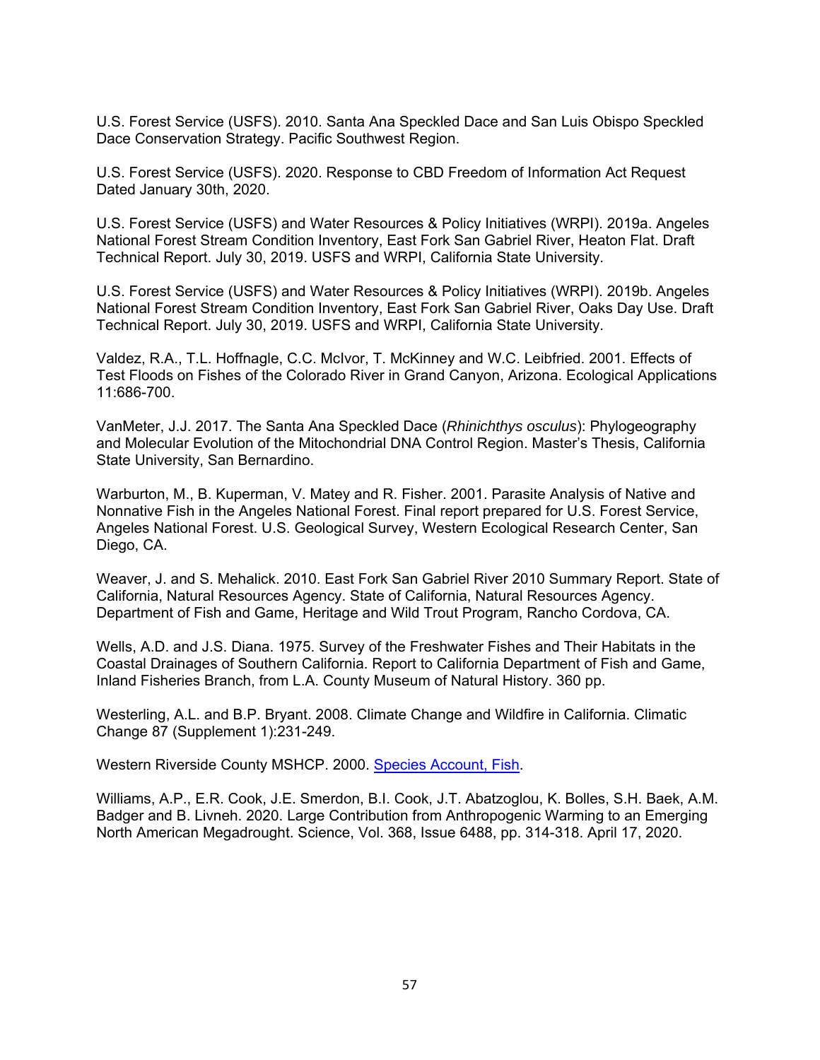U.S. Forest Service (USFS). 2010. Santa Ana Speckled Dace and San Luis Obispo Speckled Dace Conservation Strategy. Pacific Southwest Region.

U.S. Forest Service (USFS). 2020. Response to CBD Freedom of Information Act Request Dated January 30th, 2020.

U.S. Forest Service (USFS) and Water Resources & Policy Initiatives (WRPI). 2019a. Angeles National Forest Stream Condition Inventory, East Fork San Gabriel River, Heaton Flat. Draft Technical Report. July 30, 2019. USFS and WRPI, California State University.

U.S. Forest Service (USFS) and Water Resources & Policy Initiatives (WRPI). 2019b. Angeles National Forest Stream Condition Inventory, East Fork San Gabriel River, Oaks Day Use. Draft Technical Report. July 30, 2019. USFS and WRPI, California State University.

Valdez, R.A., T.L. Hoffnagle, C.C. McIvor, T. McKinney and W.C. Leibfried. 2001. Effects of Test Floods on Fishes of the Colorado River in Grand Canyon, Arizona. Ecological Applications 11:686-700.

VanMeter, J.J. 2017. The Santa Ana Speckled Dace (*Rhinichthys osculus*): Phylogeography and Molecular Evolution of the Mitochondrial DNA Control Region. Master's Thesis, California State University, San Bernardino.

Warburton, M., B. Kuperman, V. Matey and R. Fisher. 2001. Parasite Analysis of Native and Nonnative Fish in the Angeles National Forest. Final report prepared for U.S. Forest Service, Angeles National Forest. U.S. Geological Survey, Western Ecological Research Center, San Diego, CA.

Weaver, J. and S. Mehalick. 2010. East Fork San Gabriel River 2010 Summary Report. State of California, Natural Resources Agency. State of California, Natural Resources Agency. Department of Fish and Game, Heritage and Wild Trout Program, Rancho Cordova, CA.

Wells, A.D. and J.S. Diana. 1975. Survey of the Freshwater Fishes and Their Habitats in the Coastal Drainages of Southern California. Report to California Department of Fish and Game, Inland Fisheries Branch, from L.A. County Museum of Natural History. 360 pp.

Westerling, A.L. and B.P. Bryant. 2008. Climate Change and Wildfire in California. Climatic Change 87 (Supplement 1):231-249.

Western Riverside County MSHCP. 2000. Species Account, Fish.

Williams, A.P., E.R. Cook, J.E. Smerdon, B.I. Cook, J.T. Abatzoglou, K. Bolles, S.H. Baek, A.M. Badger and B. Livneh. 2020. Large Contribution from Anthropogenic Warming to an Emerging North American Megadrought. Science, Vol. 368, Issue 6488, pp. 314-318. April 17, 2020.